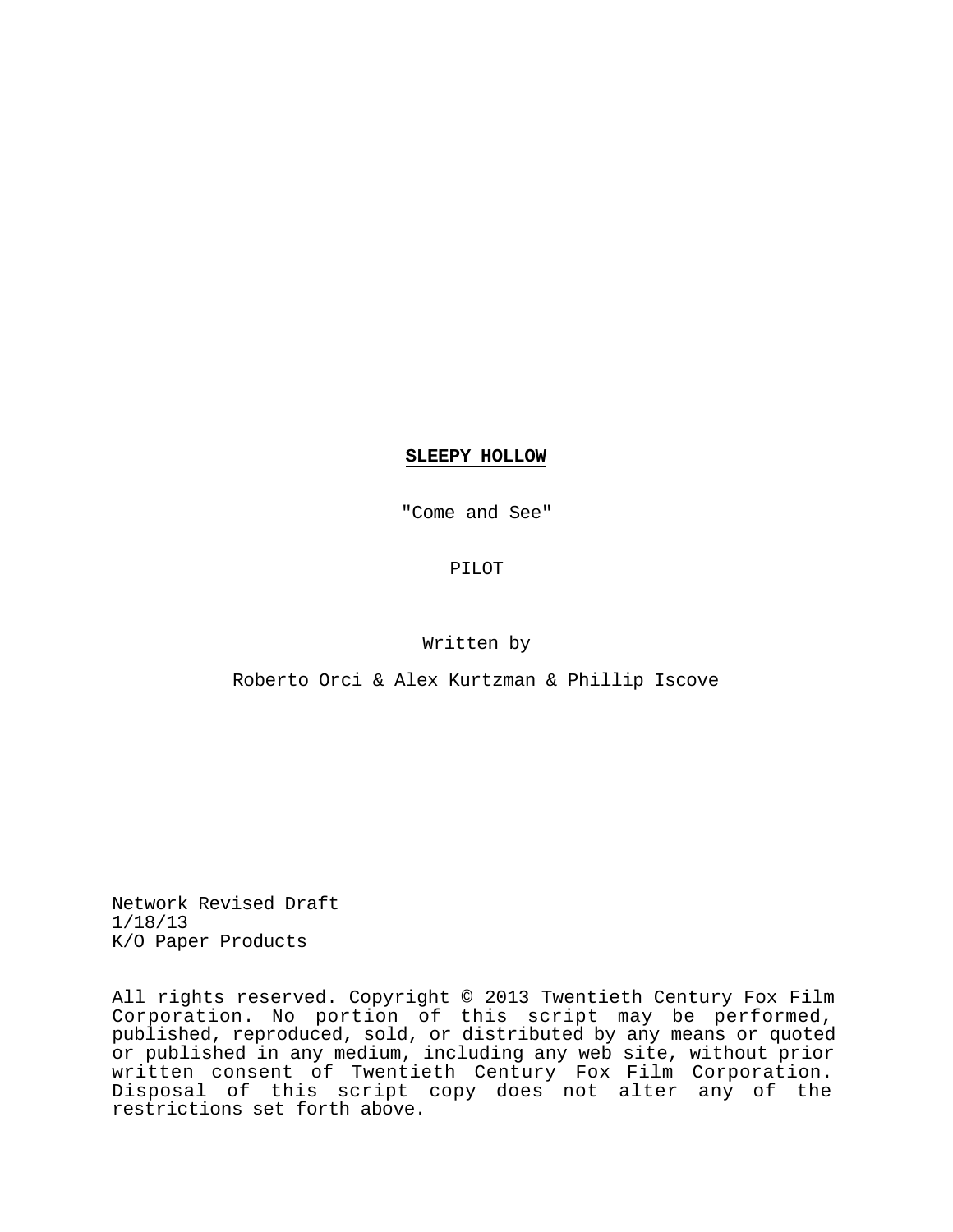# **SLEEPY HOLLOW**

"Come and See"

PILOT

Written by

Roberto Orci & Alex Kurtzman & Phillip Iscove

Network Revised Draft
1/18/13
K/O Paper Products

All rights reserved. Copyright © 2013 Twentieth Century Fox Film Corporation. No portion of this script may be performed, published, reproduced, sold, or distributed by any means or quoted or published in any medium, including any web site, without prior written consent of Twentieth Century Fox Film Corporation. Disposal of this script copy does not alter any of the restrictions set forth above.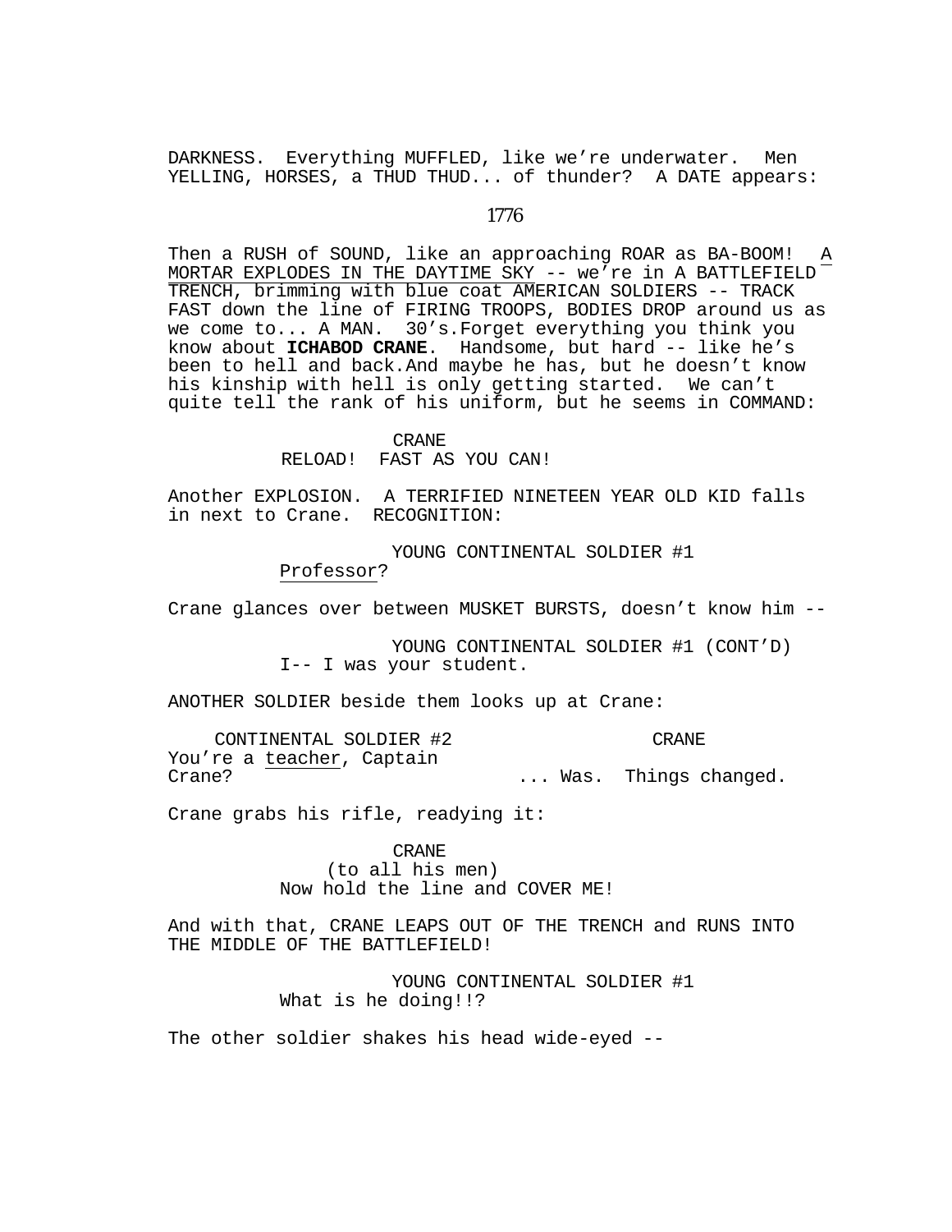DARKNESS. Everything MUFFLED, like we're underwater. Men YELLING, HORSES, a THUD THUD... of thunder? A DATE appears:

1776

Then a RUSH of SOUND, like an approaching ROAR as BA-BOOM! A MORTAR EXPLODES IN THE DAYTIME SKY -- we're in A BATTLEFIELD TRENCH, brimming with blue coat AMERICAN SOLDIERS -- TRACK FAST down the line of FIRING TROOPS, BODIES DROP around us as we come to... A MAN. 30's.Forget everything you think you know about **ICHABOD CRANE**. Handsome, but hard -- like he's been to hell and back.And maybe he has, but he doesn't know his kinship with hell is only getting started. We can't quite tell the rank of his uniform, but he seems in COMMAND:

CRANE
RELOAD! FAST AS YOU CAN!

Another EXPLOSION. A TERRIFIED NINETEEN YEAR OLD KID falls in next to Crane. RECOGNITION:

YOUNG CONTINENTAL SOLDIER #1
Professor?

Crane glances over between MUSKET BURSTS, doesn't know him --

YOUNG CONTINENTAL SOLDIER #1 (CONT'D)
I-- I was your student.

ANOTHER SOLDIER beside them looks up at Crane:

CONTINENTAL SOLDIER #2
You're a teacher, Captain Crane?

CRANE
... Was. Things changed.

Crane grabs his rifle, readying it:

CRANE
(to all his men)
Now hold the line and COVER ME!

And with that, CRANE LEAPS OUT OF THE TRENCH and RUNS INTO THE MIDDLE OF THE BATTLEFIELD!

YOUNG CONTINENTAL SOLDIER #1
What is he doing!!?

The other soldier shakes his head wide-eyed --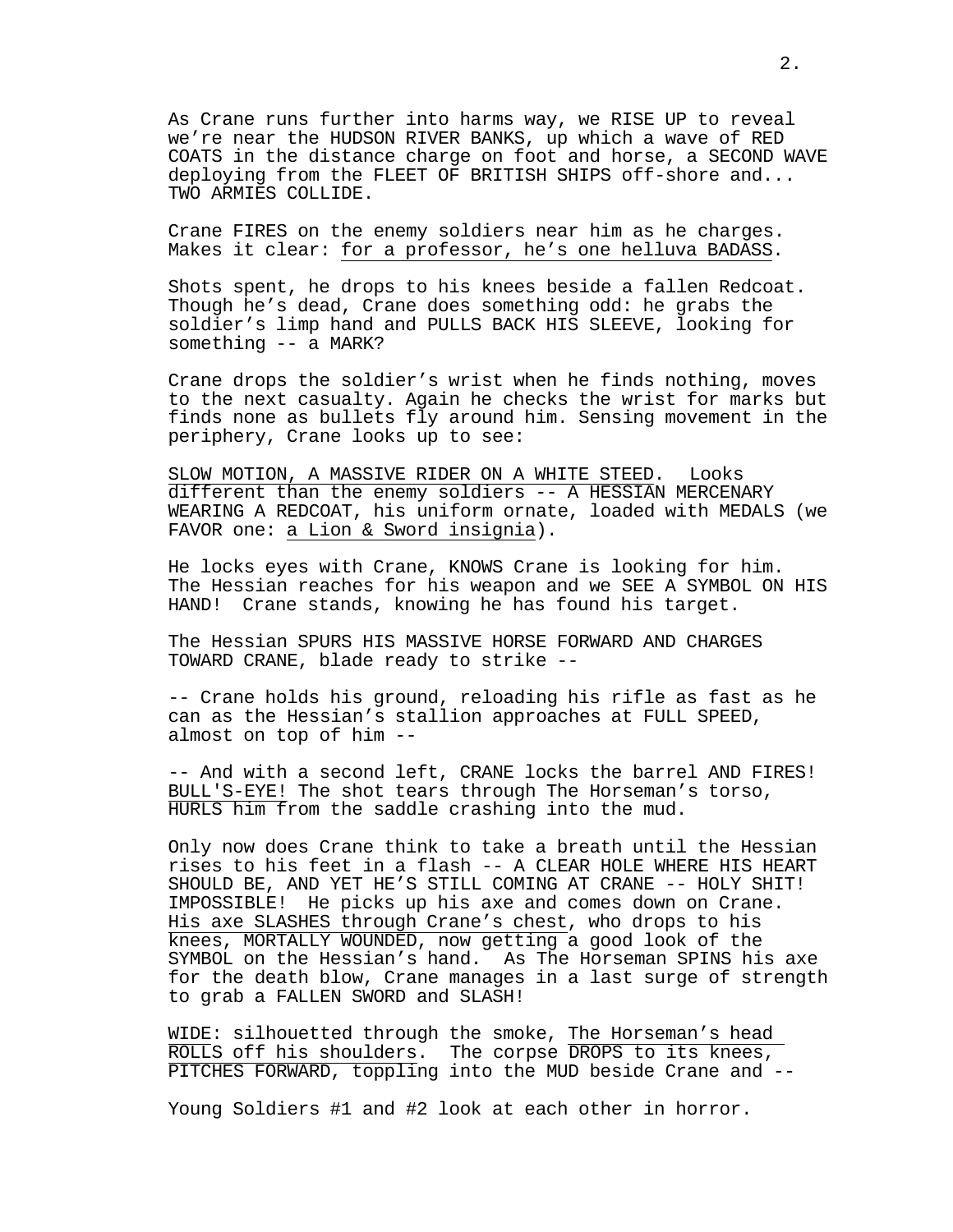As Crane runs further into harms way, we RISE UP to reveal we're near the HUDSON RIVER BANKS, up which a wave of RED COATS in the distance charge on foot and horse, a SECOND WAVE deploying from the FLEET OF BRITISH SHIPS off-shore and... TWO ARMIES COLLIDE.

Crane FIRES on the enemy soldiers near him as he charges. Makes it clear: <u>for a professor, he's one helluva BADASS</u>.

Shots spent, he drops to his knees beside a fallen Redcoat. Though he's dead, Crane does something odd: he grabs the soldier's limp hand and PULLS BACK HIS SLEEVE, looking for something -- a MARK?

Crane drops the soldier's wrist when he finds nothing, moves to the next casualty. Again he checks the wrist for marks but finds none as bullets fly around him. Sensing movement in the periphery, Crane looks up to see:

<u>SLOW MOTION, A MASSIVE RIDER ON A WHITE STEED</u>. Looks different than the enemy soldiers -- A HESSIAN MERCENARY WEARING A REDCOAT, his uniform ornate, loaded with MEDALS (we FAVOR one: <u>a Lion & Sword insignia</u>).

He locks eyes with Crane, KNOWS Crane is looking for him. The Hessian reaches for his weapon and we SEE A SYMBOL ON HIS HAND! Crane stands, knowing he has found his target.

The Hessian SPURS HIS MASSIVE HORSE FORWARD AND CHARGES TOWARD CRANE, blade ready to strike --

-- Crane holds his ground, reloading his rifle as fast as he can as the Hessian's stallion approaches at FULL SPEED, almost on top of him --

-- And with a second left, CRANE locks the barrel AND FIRES! <u>BULL'S-EYE!</u> The shot tears through The Horseman's torso, <u>HURLS him from the saddle crashing into the mud.</u>

Only now does Crane think to take a breath until the Hessian rises to his feet in a flash -- A CLEAR HOLE WHERE HIS HEART SHOULD BE, AND YET HE'S STILL COMING AT CRANE -- HOLY SHIT! IMPOSSIBLE! He picks up his axe and comes down on Crane. <u>His axe SLASHES through Crane's chest</u>, who drops to his <u>knees, MORTALLY WOUNDED, now getting</u> a good look of the SYMBOL on the Hessian's hand. As The Horseman SPINS his axe for the death blow, Crane manages in a last surge of strength to grab a FALLEN SWORD and SLASH!

<u>WIDE</u>: silhouetted through the smoke, <u>The Horseman's head ROLLS off his shoulders</u>. The corpse <u>DROPS to its knees, PITCHES FORWARD, toppling</u> into the MUD beside Crane and --

Young Soldiers #1 and #2 look at each other in horror.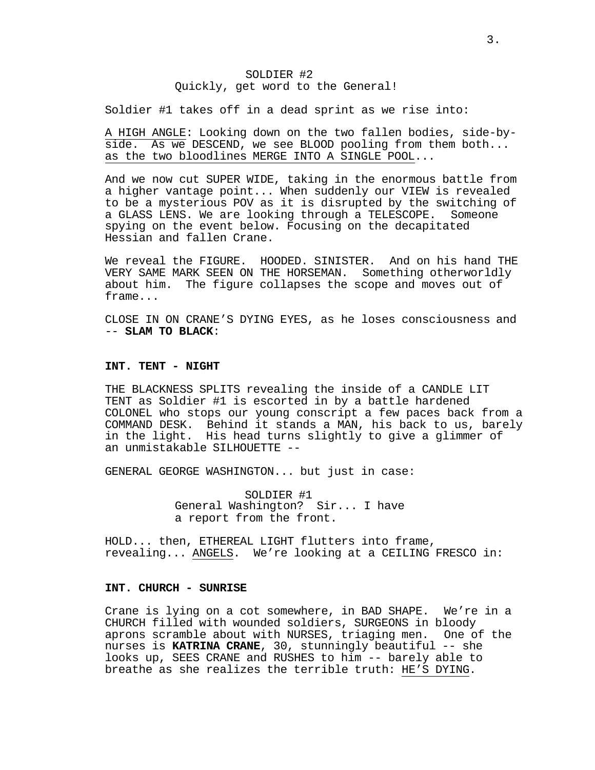SOLDIER #2
Quickly, get word to the General!

Soldier #1 takes off in a dead sprint as we rise into:

A HIGH ANGLE: Looking down on the two fallen bodies, side-by-side. As we DESCEND, we see BLOOD pooling from them both... as the two bloodlines MERGE INTO A SINGLE POOL...

And we now cut SUPER WIDE, taking in the enormous battle from a higher vantage point... When suddenly our VIEW is revealed to be a mysterious POV as it is disrupted by the switching of a GLASS LENS. We are looking through a TELESCOPE. Someone spying on the event below. Focusing on the decapitated Hessian and fallen Crane.

We reveal the FIGURE. HOODED. SINISTER. And on his hand THE VERY SAME MARK SEEN ON THE HORSEMAN. Something otherworldly about him. The figure collapses the scope and moves out of frame...

CLOSE IN ON CRANE'S DYING EYES, as he loses consciousness and -- **SLAM TO BLACK**:

**INT. TENT - NIGHT**

THE BLACKNESS SPLITS revealing the inside of a CANDLE LIT TENT as Soldier #1 is escorted in by a battle hardened COLONEL who stops our young conscript a few paces back from a COMMAND DESK. Behind it stands a MAN, his back to us, barely in the light. His head turns slightly to give a glimmer of an unmistakable SILHOUETTE --

GENERAL GEORGE WASHINGTON... but just in case:

SOLDIER #1
General Washington? Sir... I have a report from the front.

HOLD... then, ETHEREAL LIGHT flutters into frame, revealing... ANGELS. We're looking at a CEILING FRESCO in:

**INT. CHURCH - SUNRISE**

Crane is lying on a cot somewhere, in BAD SHAPE. We're in a CHURCH filled with wounded soldiers, SURGEONS in bloody aprons scramble about with NURSES, triaging men. One of the nurses is **KATRINA CRANE**, 30, stunningly beautiful -- she looks up, SEES CRANE and RUSHES to him -- barely able to breathe as she realizes the terrible truth: HE'S DYING.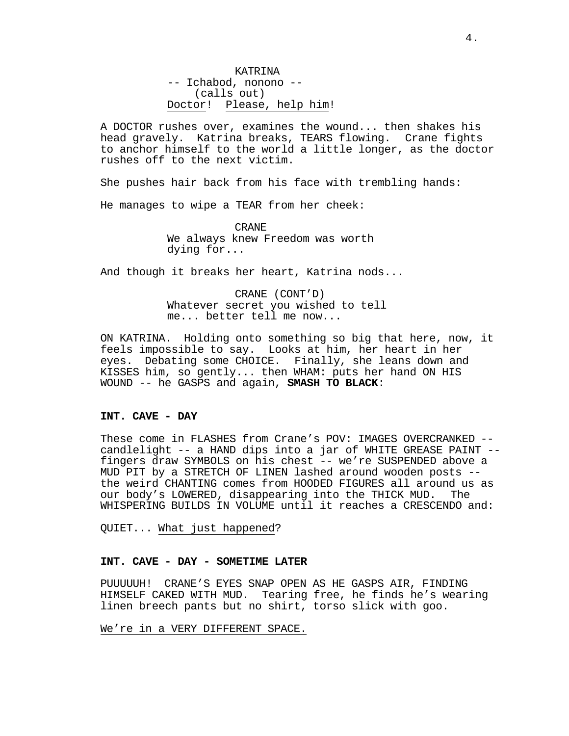KATRINA
-- Ichabod, nonono --
(calls out)
Doctor! Please, help him!

A DOCTOR rushes over, examines the wound... then shakes his head gravely. Katrina breaks, TEARS flowing. Crane fights to anchor himself to the world a little longer, as the doctor rushes off to the next victim.

She pushes hair back from his face with trembling hands:

He manages to wipe a TEAR from her cheek:

CRANE
We always knew Freedom was worth dying for...

And though it breaks her heart, Katrina nods...

CRANE (CONT'D)
Whatever secret you wished to tell me... better tell me now...

ON KATRINA. Holding onto something so big that here, now, it feels impossible to say. Looks at him, her heart in her eyes. Debating some CHOICE. Finally, she leans down and KISSES him, so gently... then WHAM: puts her hand ON HIS WOUND -- he GASPS and again, **SMASH TO BLACK**:

**INT. CAVE - DAY**

These come in FLASHES from Crane's POV: IMAGES OVERCRANKED -- candlelight -- a HAND dips into a jar of WHITE GREASE PAINT -- fingers draw SYMBOLS on his chest -- we're SUSPENDED above a MUD PIT by a STRETCH OF LINEN lashed around wooden posts -- the weird CHANTING comes from HOODED FIGURES all around us as our body's LOWERED, disappearing into the THICK MUD. The WHISPERING BUILDS IN VOLUME until it reaches a CRESCENDO and:

QUIET... What just happened?

**INT. CAVE - DAY - SOMETIME LATER**

PUUUUUH! CRANE'S EYES SNAP OPEN AS HE GASPS AIR, FINDING HIMSELF CAKED WITH MUD. Tearing free, he finds he's wearing linen breech pants but no shirt, torso slick with goo.

We're in a VERY DIFFERENT SPACE.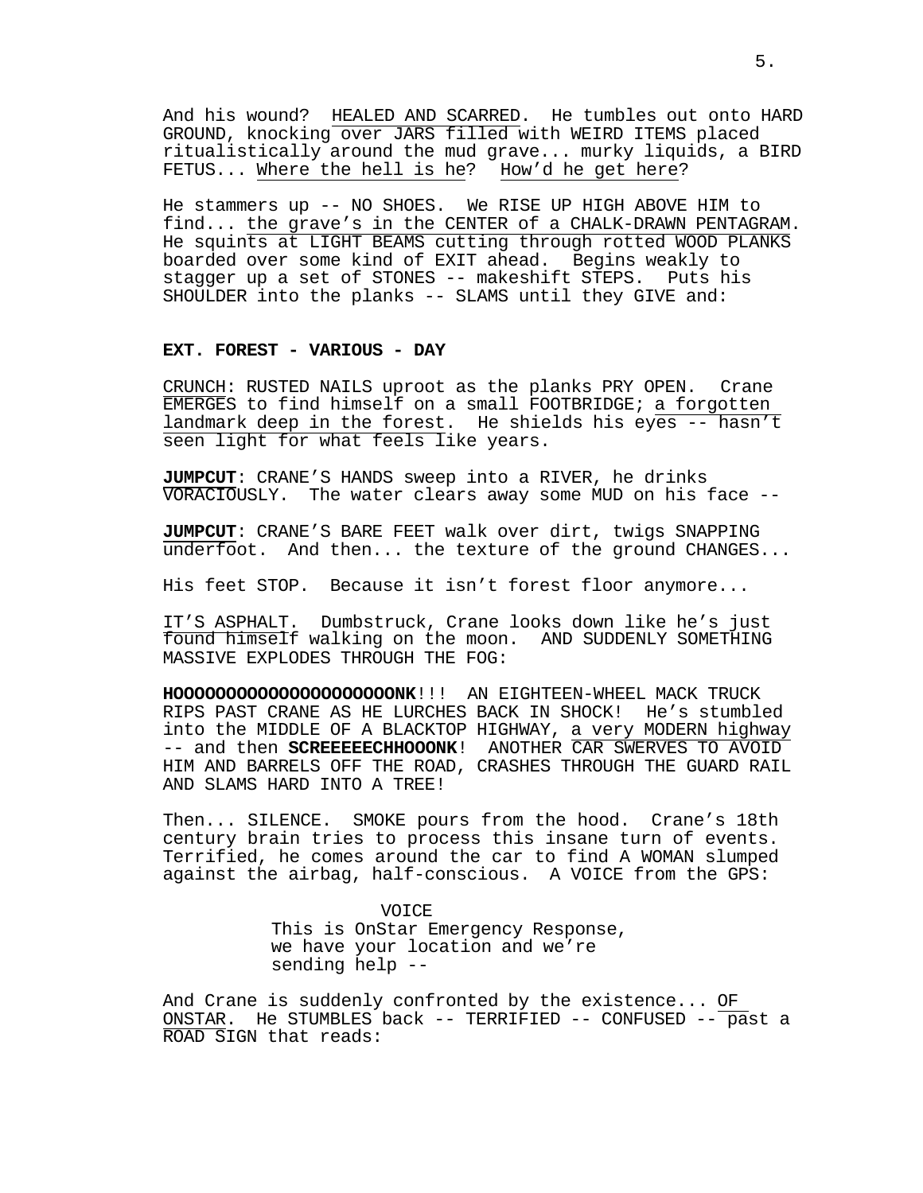And his wound? HEALED AND SCARRED. He tumbles out onto HARD GROUND, knocking over JARS filled with WEIRD ITEMS placed ritualistically around the mud grave... murky liquids, a BIRD FETUS... Where the hell is he? How'd he get here?

He stammers up -- NO SHOES. We RISE UP HIGH ABOVE HIM to find... the grave's in the CENTER of a CHALK-DRAWN PENTAGRAM. He squints at LIGHT BEAMS cutting through rotted WOOD PLANKS boarded over some kind of EXIT ahead. Begins weakly to stagger up a set of STONES -- makeshift STEPS. Puts his SHOULDER into the planks -- SLAMS until they GIVE and:

**EXT. FOREST - VARIOUS - DAY**

CRUNCH: RUSTED NAILS uproot as the planks PRY OPEN. Crane EMERGES to find himself on a small FOOTBRIDGE; a forgotten landmark deep in the forest. He shields his eyes -- hasn't seen light for what feels like years.

**JUMPCUT**: CRANE'S HANDS sweep into a RIVER, he drinks VORACIOUSLY. The water clears away some MUD on his face --

**JUMPCUT**: CRANE'S BARE FEET walk over dirt, twigs SNAPPING underfoot. And then... the texture of the ground CHANGES...

His feet STOP. Because it isn't forest floor anymore...

IT'S ASPHALT. Dumbstruck, Crane looks down like he's just found himself walking on the moon. AND SUDDENLY SOMETHING MASSIVE EXPLODES THROUGH THE FOG:

**HOOOOOOOOOOOOOOOOOOOONK**!!! AN EIGHTEEN-WHEEL MACK TRUCK RIPS PAST CRANE AS HE LURCHES BACK IN SHOCK! He's stumbled into the MIDDLE OF A BLACKTOP HIGHWAY, a very MODERN highway -- and then **SCREEEEECHHOOONK**! ANOTHER CAR SWERVES TO AVOID HIM AND BARRELS OFF THE ROAD, CRASHES THROUGH THE GUARD RAIL AND SLAMS HARD INTO A TREE!

Then... SILENCE. SMOKE pours from the hood. Crane's 18th century brain tries to process this insane turn of events. Terrified, he comes around the car to find A WOMAN slumped against the airbag, half-conscious. A VOICE from the GPS:

VOICE
This is OnStar Emergency Response, we have your location and we're sending help --

And Crane is suddenly confronted by the existence... OF ONSTAR. He STUMBLES back -- TERRIFIED -- CONFUSED -- past a ROAD SIGN that reads: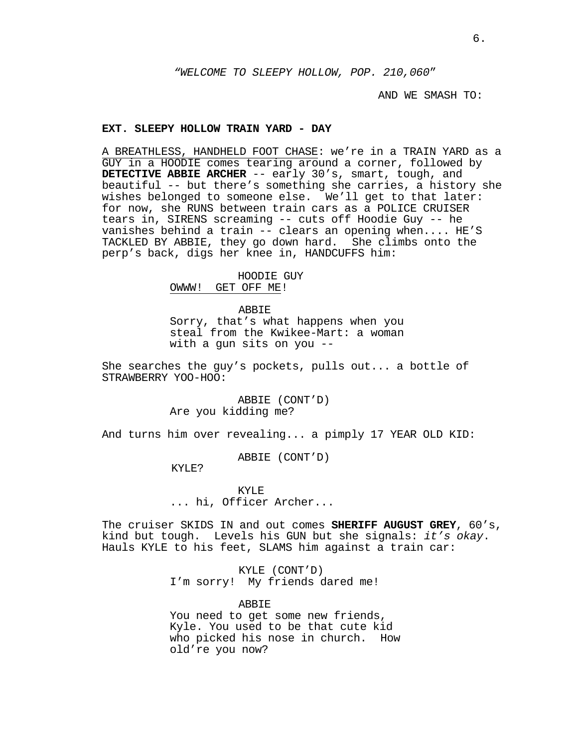*"WELCOME TO SLEEPY HOLLOW, POP. 210,060"*

AND WE SMASH TO:

**EXT. SLEEPY HOLLOW TRAIN YARD - DAY**

A BREATHLESS, HANDHELD FOOT CHASE: we're in a TRAIN YARD as a GUY in a HOODIE comes tearing around a corner, followed by **DETECTIVE ABBIE ARCHER** -- early 30's, smart, tough, and beautiful -- but there's something she carries, a history she wishes belonged to someone else. We'll get to that later: for now, she RUNS between train cars as a POLICE CRUISER tears in, SIRENS screaming -- cuts off Hoodie Guy -- he vanishes behind a train -- clears an opening when.... HE'S TACKLED BY ABBIE, they go down hard. She climbs onto the perp's back, digs her knee in, HANDCUFFS him:

HOODIE GUY
OWWW! GET OFF ME!

ABBIE
Sorry, that's what happens when you steal from the Kwikee-Mart: a woman with a gun sits on you --

She searches the guy's pockets, pulls out... a bottle of STRAWBERRY YOO-HOO:

ABBIE (CONT'D)
Are you kidding me?

And turns him over revealing... a pimply 17 YEAR OLD KID:

ABBIE (CONT'D)
KYLE?

KYLE
... hi, Officer Archer...

The cruiser SKIDS IN and out comes **SHERIFF AUGUST GREY**, 60's, kind but tough. Levels his GUN but she signals: *it's okay*. Hauls KYLE to his feet, SLAMS him against a train car:

KYLE (CONT'D)
I'm sorry! My friends dared me!

ABBIE
You need to get some new friends, Kyle. You used to be that cute kid who picked his nose in church. How old're you now?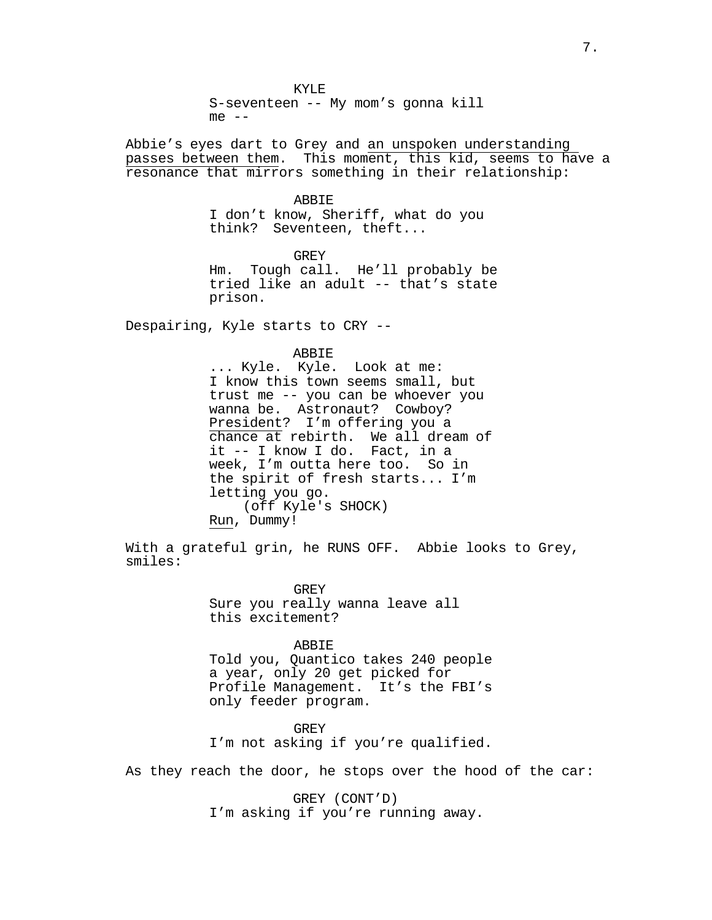KYLE

S-seventeen -- My mom’s gonna kill me --

Abbie’s eyes dart to Grey and <u>an unspoken understanding passes between them</u>. This moment, this kid, seems to have a resonance that mirrors something in their relationship:

ABBIE

I don’t know, Sheriff, what do you think? Seventeen, theft...

GREY

Hm. Tough call. He’ll probably be tried like an adult -- that’s state prison.

Despairing, Kyle starts to CRY --

ABBIE

... Kyle. Kyle. Look at me: I know this town seems small, but trust me -- you can be whoever you wanna be. Astronaut? Cowboy? <u>President</u>? I’m offering you a <u>chance at</u> rebirth. We all dream of it -- I know I do. Fact, in a week, I’m outta here too. So in the spirit of fresh starts... I’m letting you go.

(off Kyle's SHOCK)

<u>Run</u>, Dummy!

With a grateful grin, he RUNS OFF. Abbie looks to Grey, smiles:

GREY

Sure you really wanna leave all this excitement?

ABBIE

Told you, Quantico takes 240 people a year, only 20 get picked for Profile Management. It’s the FBI’s only feeder program.

GREY

I’m not asking if you’re qualified.

As they reach the door, he stops over the hood of the car:

GREY (CONT’D)

I’m asking if you’re running away.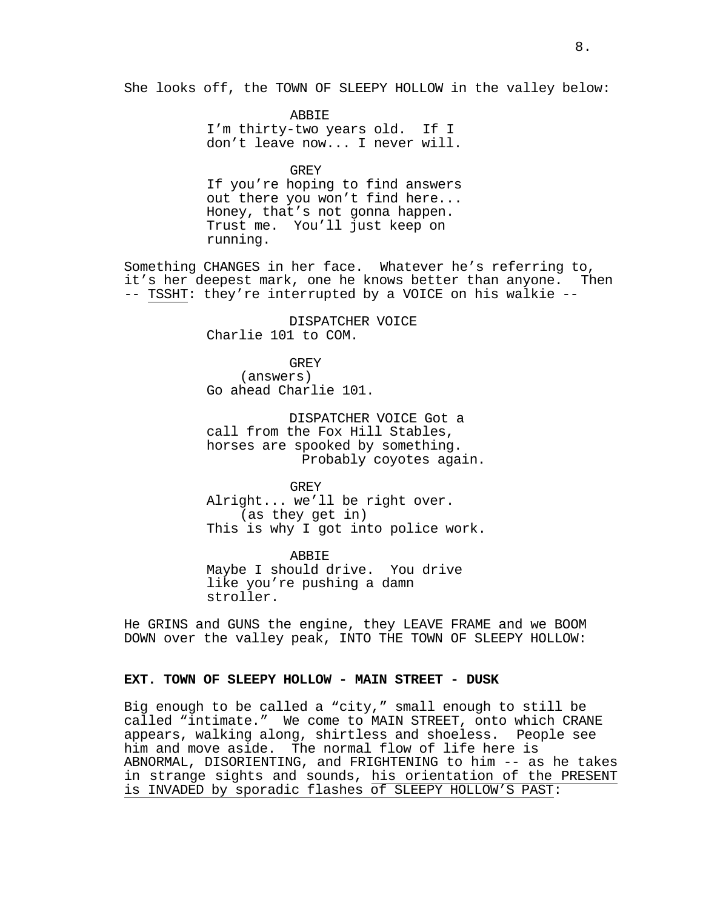She looks off, the TOWN OF SLEEPY HOLLOW in the valley below:

ABBIE
I'm thirty-two years old. If I don't leave now... I never will.

GREY
If you're hoping to find answers out there you won't find here... Honey, that's not gonna happen. Trust me. You'll just keep on running.

Something CHANGES in her face. Whatever he's referring to, it's her deepest mark, one he knows better than anyone. Then -- TSSHT: they're interrupted by a VOICE on his walkie --

DISPATCHER VOICE
Charlie 101 to COM.

GREY
(answers)
Go ahead Charlie 101.

DISPATCHER VOICE Got a call from the Fox Hill Stables, horses are spooked by something. Probably coyotes again.

GREY
Alright... we'll be right over.
(as they get in)
This is why I got into police work.

ABBIE
Maybe I should drive. You drive like you're pushing a damn stroller.

He GRINS and GUNS the engine, they LEAVE FRAME and we BOOM DOWN over the valley peak, INTO THE TOWN OF SLEEPY HOLLOW:

**EXT. TOWN OF SLEEPY HOLLOW - MAIN STREET - DUSK**

Big enough to be called a "city," small enough to still be called "intimate." We come to MAIN STREET, onto which CRANE appears, walking along, shirtless and shoeless. People see him and move aside. The normal flow of life here is ABNORMAL, DISORIENTING, and FRIGHTENING to him -- as he takes in strange sights and sounds, his orientation of the PRESENT is INVADED by sporadic flashes of SLEEPY HOLLOW'S PAST: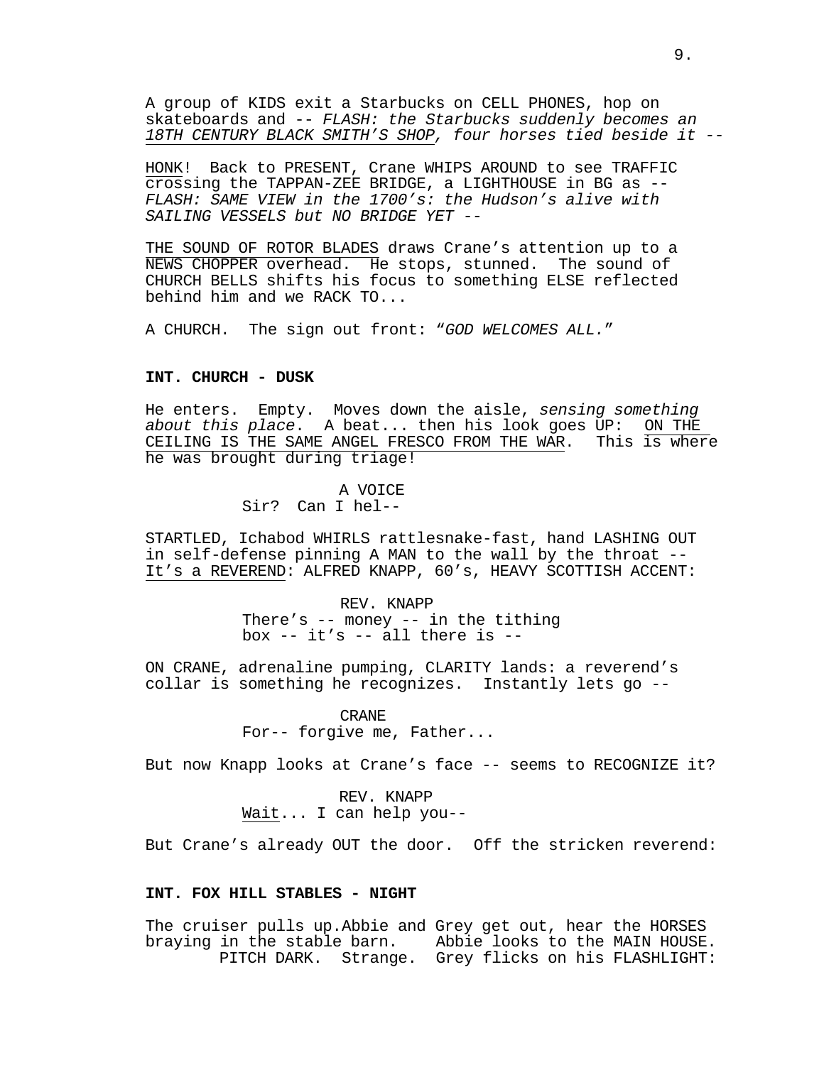A group of KIDS exit a Starbucks on CELL PHONES, hop on skateboards and -- *FLASH: the Starbucks suddenly becomes an 18TH CENTURY BLACK SMITH'S SHOP, four horses tied beside it* --

HONK! Back to PRESENT, Crane WHIPS AROUND to see TRAFFIC crossing the TAPPAN-ZEE BRIDGE, a LIGHTHOUSE in BG as -- *FLASH: SAME VIEW in the 1700's: the Hudson's alive with SAILING VESSELS but NO BRIDGE YET* --

THE SOUND OF ROTOR BLADES draws Crane's attention up to a NEWS CHOPPER overhead. He stops, stunned. The sound of CHURCH BELLS shifts his focus to something ELSE reflected behind him and we RACK TO...

A CHURCH. The sign out front: "*GOD WELCOMES ALL.*"

**INT. CHURCH - DUSK**

He enters. Empty. Moves down the aisle, *sensing something about this place*. A beat... then his look goes UP: ON THE CEILING IS THE SAME ANGEL FRESCO FROM THE WAR. This is where he was brought during triage!

A VOICE
Sir? Can I hel--

STARTLED, Ichabod WHIRLS rattlesnake-fast, hand LASHING OUT in self-defense pinning A MAN to the wall by the throat -- It's a REVEREND: ALFRED KNAPP, 60's, HEAVY SCOTTISH ACCENT:

REV. KNAPP
There's -- money -- in the tithing box -- it's -- all there is --

ON CRANE, adrenaline pumping, CLARITY lands: a reverend's collar is something he recognizes. Instantly lets go --

CRANE
For-- forgive me, Father...

But now Knapp looks at Crane's face -- seems to RECOGNIZE it?

REV. KNAPP
Wait... I can help you--

But Crane's already OUT the door. Off the stricken reverend:

**INT. FOX HILL STABLES - NIGHT**

The cruiser pulls up.Abbie and Grey get out, hear the HORSES braying in the stable barn. Abbie looks to the MAIN HOUSE. PITCH DARK. Strange. Grey flicks on his FLASHLIGHT: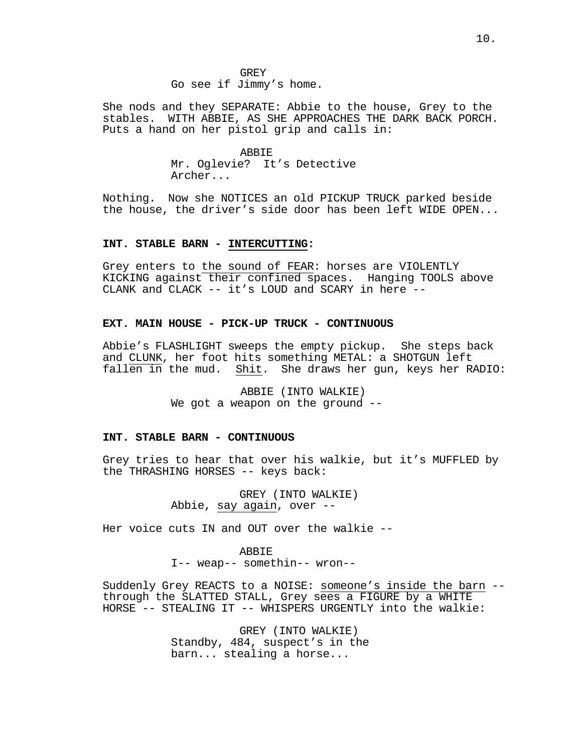GREY
Go see if Jimmy's home.

She nods and they SEPARATE: Abbie to the house, Grey to the stables. WITH ABBIE, AS SHE APPROACHES THE DARK BACK PORCH. Puts a hand on her pistol grip and calls in:

ABBIE
Mr. Oglevie? It's Detective Archer...

Nothing. Now she NOTICES an old PICKUP TRUCK parked beside the house, the driver's side door has been left WIDE OPEN...

**INT. STABLE BARN - INTERCUTTING:**

Grey enters to the sound of FEAR: horses are VIOLENTLY KICKING against their confined spaces. Hanging TOOLS above CLANK and CLACK -- it's LOUD and SCARY in here --

**EXT. MAIN HOUSE - PICK-UP TRUCK - CONTINUOUS**

Abbie's FLASHLIGHT sweeps the empty pickup. She steps back and CLUNK, her foot hits something METAL: a SHOTGUN left fallen in the mud. Shit. She draws her gun, keys her RADIO:

ABBIE (INTO WALKIE)
We got a weapon on the ground --

**INT. STABLE BARN - CONTINUOUS**

Grey tries to hear that over his walkie, but it's MUFFLED by the THRASHING HORSES -- keys back:

GREY (INTO WALKIE)
Abbie, say again, over --

Her voice cuts IN and OUT over the walkie --

ABBIE
I-- weap-- somethin-- wron--

Suddenly Grey REACTS to a NOISE: someone's inside the barn -- through the SLATTED STALL, Grey sees a FIGURE by a WHITE HORSE -- STEALING IT -- WHISPERS URGENTLY into the walkie:

GREY (INTO WALKIE)
Standby, 484, suspect's in the barn... stealing a horse...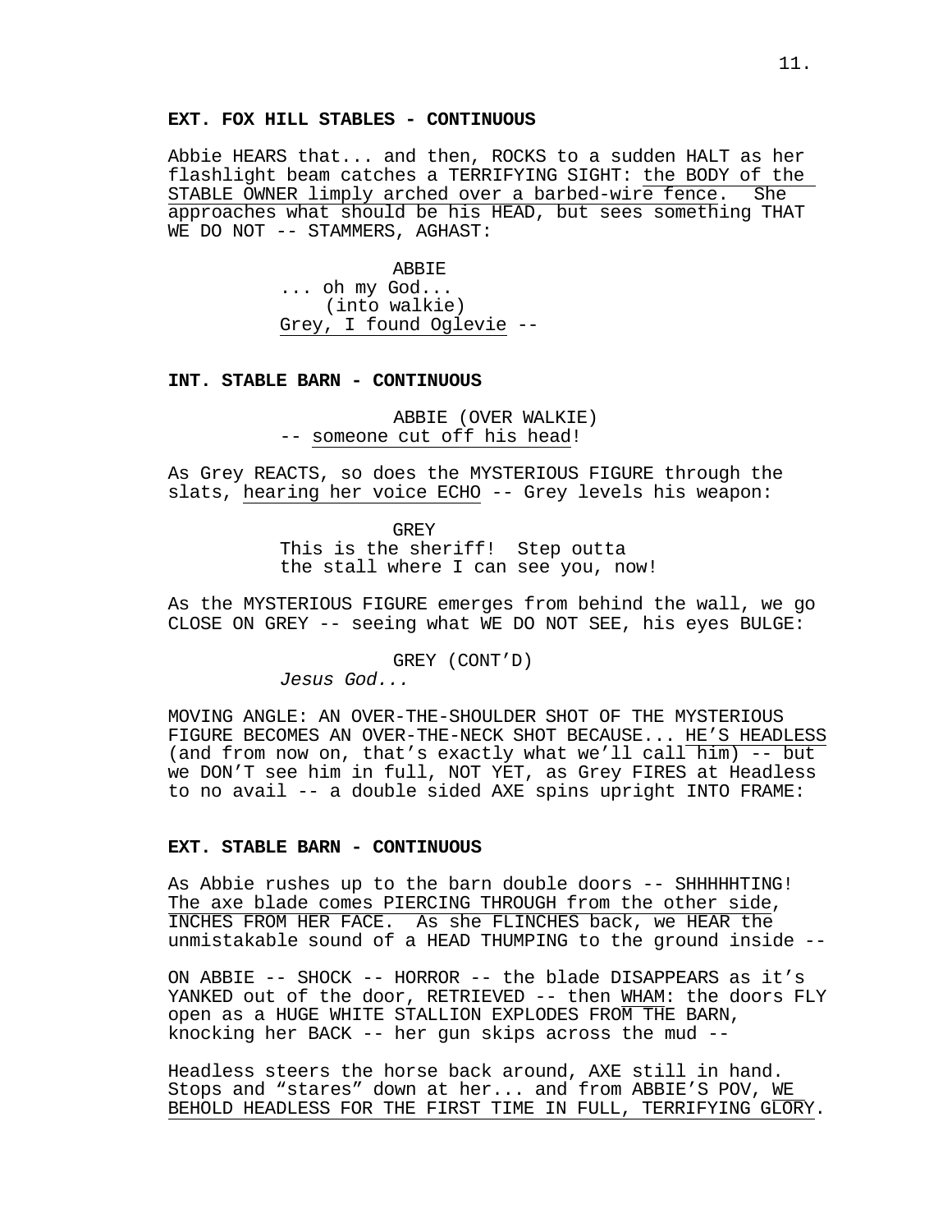**EXT. FOX HILL STABLES - CONTINUOUS**

Abbie HEARS that... and then, ROCKS to a sudden HALT as her flashlight beam catches a TERRIFYING SIGHT: the BODY of the STABLE OWNER limply arched over a barbed-wire fence. She approaches what should be his HEAD, but sees something THAT WE DO NOT -- STAMMERS, AGHAST:

ABBIE
... oh my God...
(into walkie)
Grey, I found Oglevie --

**INT. STABLE BARN - CONTINUOUS**

ABBIE (OVER WALKIE)
-- someone cut off his head!

As Grey REACTS, so does the MYSTERIOUS FIGURE through the slats, hearing her voice ECHO -- Grey levels his weapon:

GREY
This is the sheriff! Step outta the stall where I can see you, now!

As the MYSTERIOUS FIGURE emerges from behind the wall, we go CLOSE ON GREY -- seeing what WE DO NOT SEE, his eyes BULGE:

GREY (CONT'D)
*Jesus God...*

MOVING ANGLE: AN OVER-THE-SHOULDER SHOT OF THE MYSTERIOUS FIGURE BECOMES AN OVER-THE-NECK SHOT BECAUSE... HE'S HEADLESS (and from now on, that's exactly what we'll call him) -- but we DON'T see him in full, NOT YET, as Grey FIRES at Headless to no avail -- a double sided AXE spins upright INTO FRAME:

**EXT. STABLE BARN - CONTINUOUS**

As Abbie rushes up to the barn double doors -- SHHHHHTING! The axe blade comes PIERCING THROUGH from the other side, INCHES FROM HER FACE. As she FLINCHES back, we HEAR the unmistakable sound of a HEAD THUMPING to the ground inside --

ON ABBIE -- SHOCK -- HORROR -- the blade DISAPPEARS as it's YANKED out of the door, RETRIEVED -- then WHAM: the doors FLY open as a HUGE WHITE STALLION EXPLODES FROM THE BARN, knocking her BACK -- her gun skips across the mud --

Headless steers the horse back around, AXE still in hand. Stops and "stares" down at her... and from ABBIE'S POV, WE BEHOLD HEADLESS FOR THE FIRST TIME IN FULL, TERRIFYING GLORY.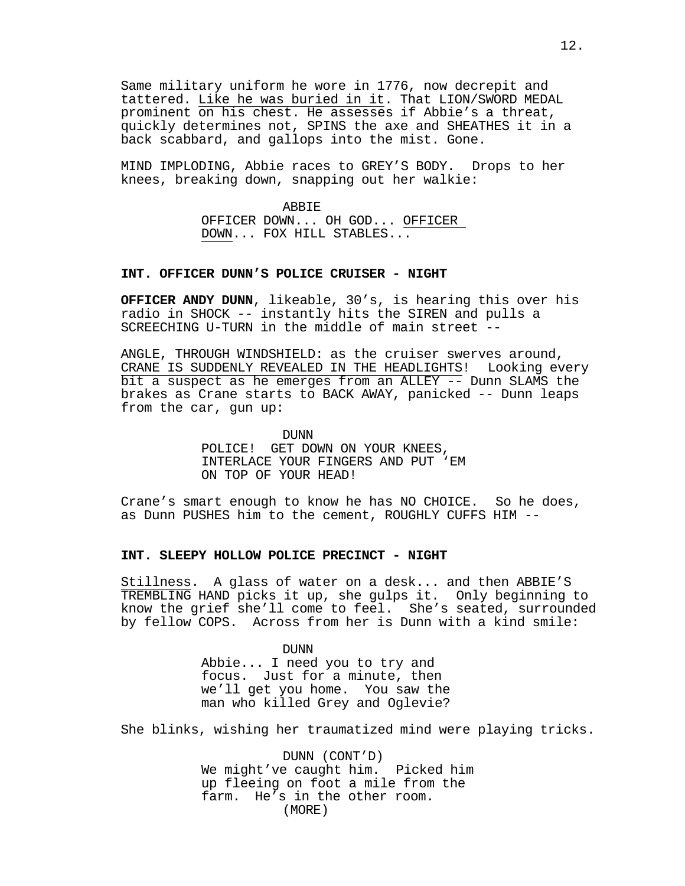Same military uniform he wore in 1776, now decrepit and tattered. Like he was buried in it. That LION/SWORD MEDAL prominent on his chest. He assesses if Abbie's a threat, quickly determines not, SPINS the axe and SHEATHES it in a back scabbard, and gallops into the mist. Gone.

MIND IMPLODING, Abbie races to GREY'S BODY. Drops to her knees, breaking down, snapping out her walkie:

ABBIE
OFFICER DOWN... OH GOD... OFFICER DOWN... FOX HILL STABLES...

**INT. OFFICER DUNN'S POLICE CRUISER - NIGHT**

**OFFICER ANDY DUNN**, likeable, 30's, is hearing this over his radio in SHOCK -- instantly hits the SIREN and pulls a SCREECHING U-TURN in the middle of main street --

ANGLE, THROUGH WINDSHIELD: as the cruiser swerves around, CRANE IS SUDDENLY REVEALED IN THE HEADLIGHTS! Looking every bit a suspect as he emerges from an ALLEY -- Dunn SLAMS the brakes as Crane starts to BACK AWAY, panicked -- Dunn leaps from the car, gun up:

DUNN
POLICE! GET DOWN ON YOUR KNEES, INTERLACE YOUR FINGERS AND PUT 'EM ON TOP OF YOUR HEAD!

Crane's smart enough to know he has NO CHOICE. So he does, as Dunn PUSHES him to the cement, ROUGHLY CUFFS HIM --

**INT. SLEEPY HOLLOW POLICE PRECINCT - NIGHT**

Stillness. A glass of water on a desk... and then ABBIE'S TREMBLING HAND picks it up, she gulps it. Only beginning to know the grief she'll come to feel. She's seated, surrounded by fellow COPS. Across from her is Dunn with a kind smile:

DUNN
Abbie... I need you to try and focus. Just for a minute, then we'll get you home. You saw the man who killed Grey and Oglevie?

She blinks, wishing her traumatized mind were playing tricks.

DUNN (CONT'D)
We might've caught him. Picked him up fleeing on foot a mile from the farm. He's in the other room.
(MORE)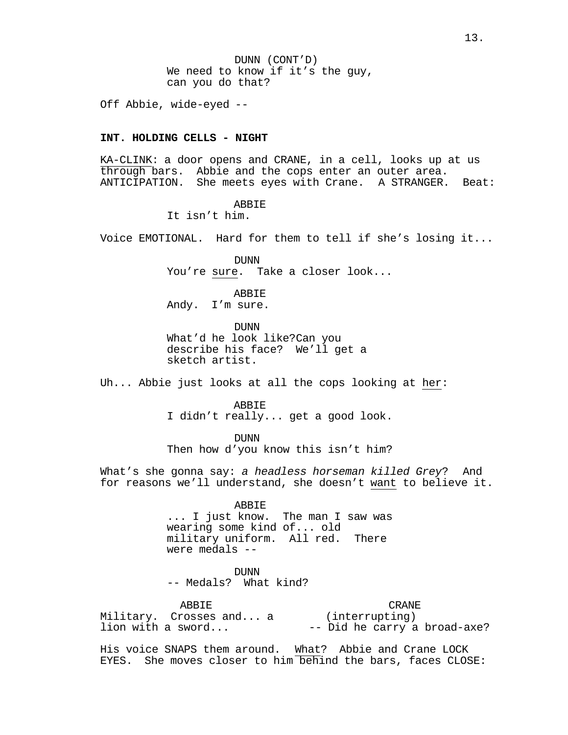DUNN (CONT'D)
We need to know if it's the guy, can you do that?

Off Abbie, wide-eyed --

**INT. HOLDING CELLS - NIGHT**

KA-CLINK: a door opens and CRANE, in a cell, looks up at us through bars. Abbie and the cops enter an outer area. ANTICIPATION. She meets eyes with Crane. A STRANGER. Beat:

ABBIE
It isn't him.

Voice EMOTIONAL. Hard for them to tell if she's losing it...

DUNN
You're sure. Take a closer look...

ABBIE
Andy. I'm sure.

DUNN
What'd he look like?Can you describe his face? We'll get a sketch artist.

Uh... Abbie just looks at all the cops looking at her:

ABBIE
I didn't really... get a good look.

DUNN
Then how d'you know this isn't him?

What's she gonna say: *a headless horseman killed Grey*? And for reasons we'll understand, she doesn't want to believe it.

ABBIE
... I just know. The man I saw was wearing some kind of... old military uniform. All red. There were medals --

DUNN
-- Medals? What kind?

ABBIE
Military. Crosses and... a lion with a sword...

CRANE
(interrupting)
-- Did he carry a broad-axe?

His voice SNAPS them around. What? Abbie and Crane LOCK EYES. She moves closer to him behind the bars, faces CLOSE: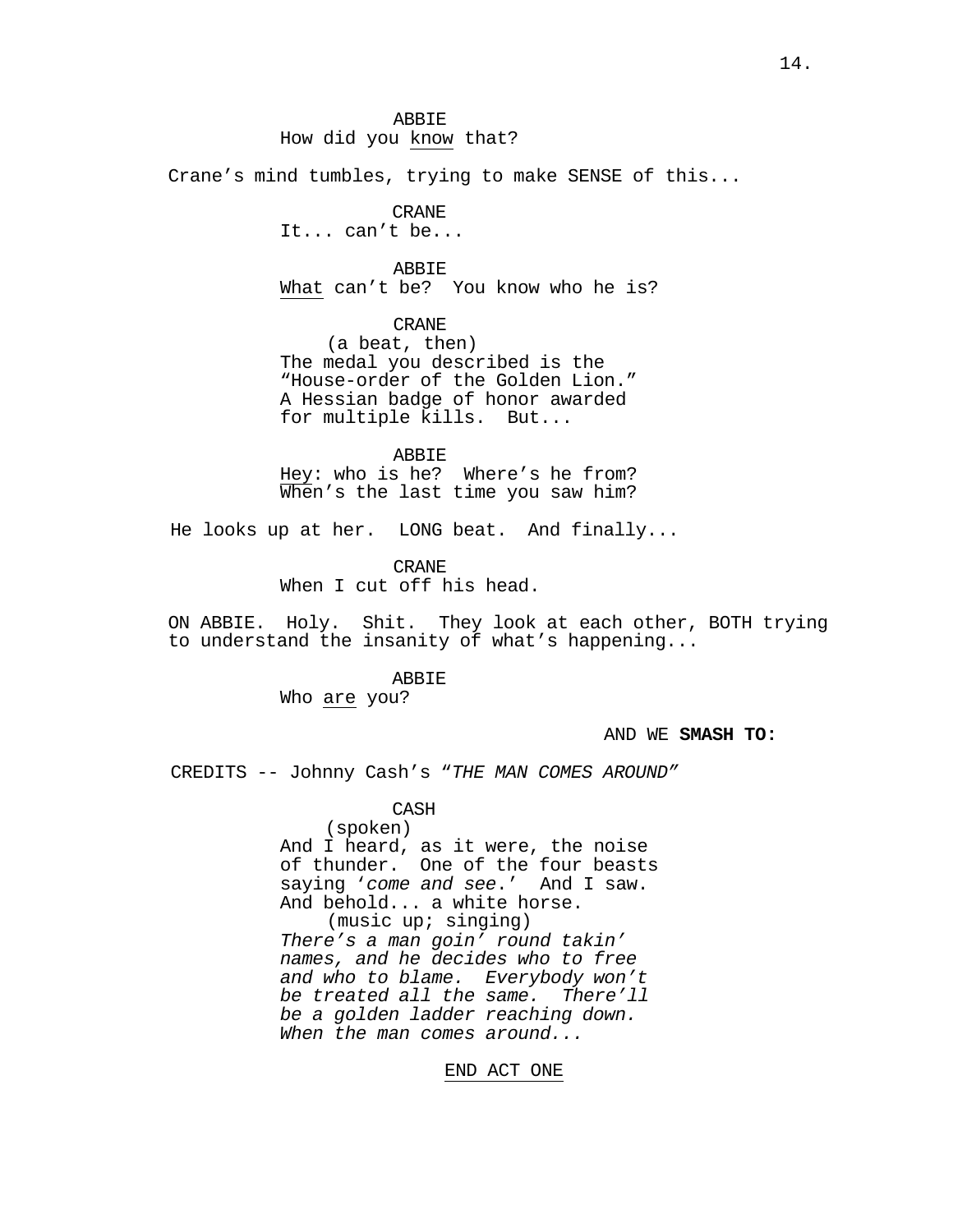ABBIE
How did you <u>know</u> that?

Crane's mind tumbles, trying to make SENSE of this...

CRANE
It... can't be...

ABBIE
<u>What</u> can't be? You know who he is?

CRANE
(a beat, then)
The medal you described is the "House-order of the Golden Lion." A Hessian badge of honor awarded for multiple kills. But...

ABBIE
<u>Hey</u>: who is he? Where's he from? When's the last time you saw him?

He looks up at her. LONG beat. And finally...

CRANE
When I cut off his head.

ON ABBIE. Holy. Shit. They look at each other, BOTH trying to understand the insanity of what's happening...

ABBIE
Who <u>are</u> you?

AND WE **SMASH TO:**

CREDITS -- Johnny Cash's "*THE MAN COMES AROUND*"

CASH
(spoken)
And I heard, as it were, the noise of thunder. One of the four beasts saying '*come and see*.' And I saw. And behold... a white horse.
(music up; singing)
*There's a man goin' round takin' names, and he decides who to free and who to blame. Everybody won't be treated all the same. There'll be a golden ladder reaching down. When the man comes around...*

<u>END ACT ONE</u>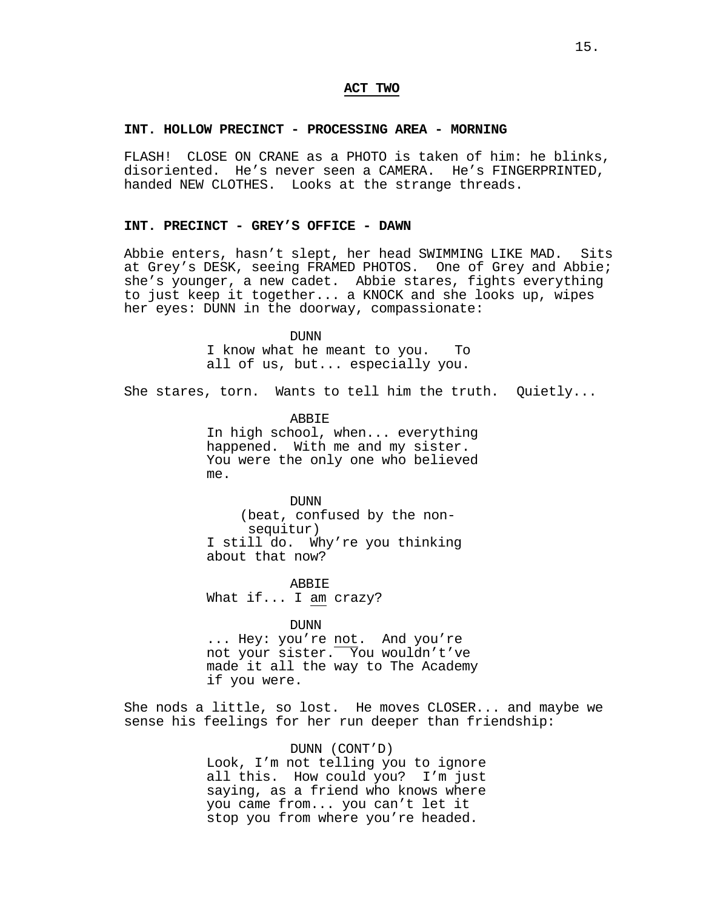**ACT TWO**

**INT. HOLLOW PRECINCT - PROCESSING AREA - MORNING**

FLASH! CLOSE ON CRANE as a PHOTO is taken of him: he blinks, disoriented. He's never seen a CAMERA. He's FINGERPRINTED, handed NEW CLOTHES. Looks at the strange threads.

**INT. PRECINCT - GREY'S OFFICE - DAWN**

Abbie enters, hasn't slept, her head SWIMMING LIKE MAD. Sits at Grey's DESK, seeing FRAMED PHOTOS. One of Grey and Abbie; she's younger, a new cadet. Abbie stares, fights everything to just keep it together... a KNOCK and she looks up, wipes her eyes: DUNN in the doorway, compassionate:

DUNN
I know what he meant to you. To all of us, but... especially you.

She stares, torn. Wants to tell him the truth. Quietly...

ABBIE
In high school, when... everything happened. With me and my sister. You were the only one who believed me.

DUNN
(beat, confused by the non-sequitur)
I still do. Why're you thinking about that now?

ABBIE
What if... I <u>am</u> crazy?

DUNN
... Hey: you're <u>not</u>. And you're not your sister. You wouldn't've made it all the way to The Academy if you were.

She nods a little, so lost. He moves CLOSER... and maybe we sense his feelings for her run deeper than friendship:

DUNN (CONT'D)
Look, I'm not telling you to ignore all this. How could you? I'm just saying, as a friend who knows where you came from... you can't let it stop you from where you're headed.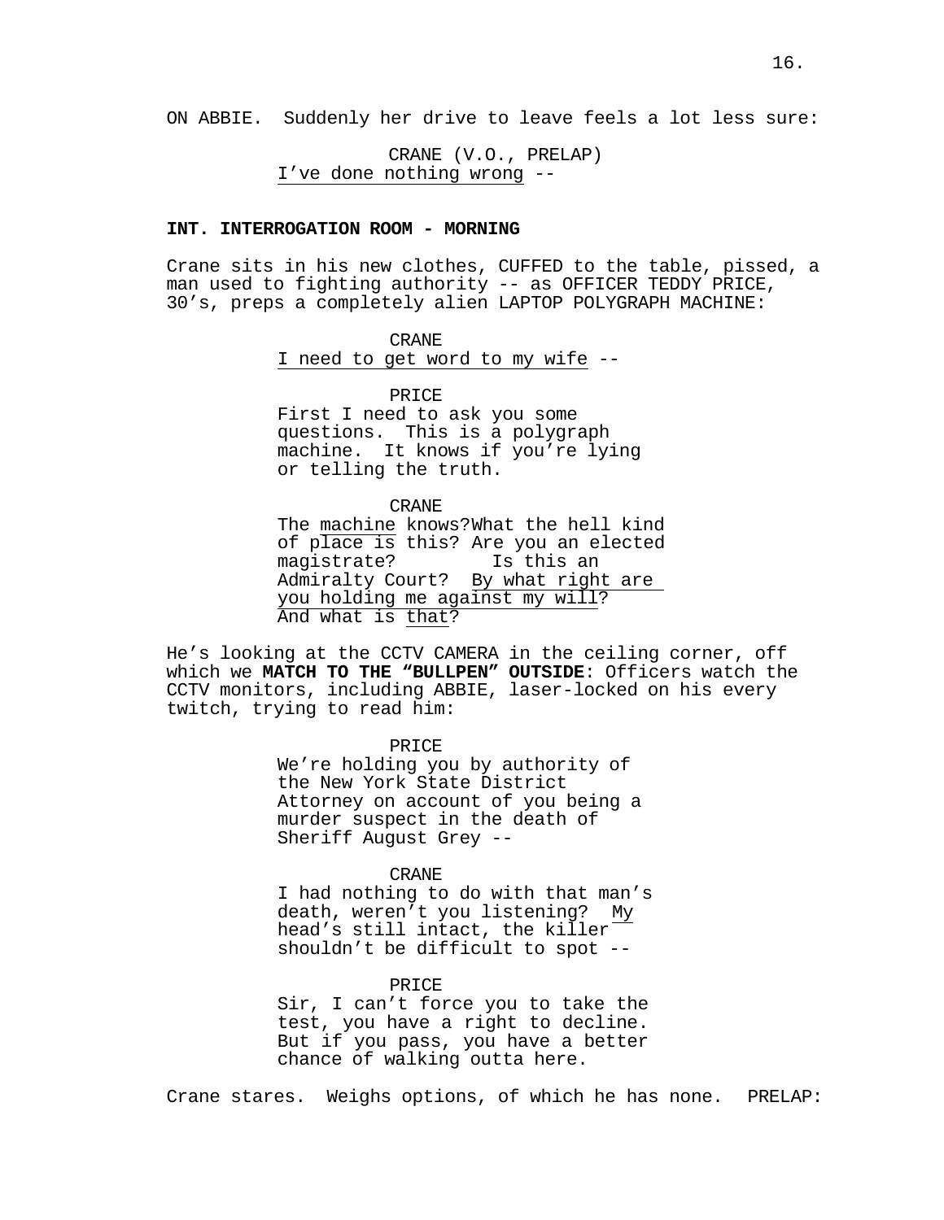ON ABBIE. Suddenly her drive to leave feels a lot less sure:

CRANE (V.O., PRELAP)
I've done nothing wrong --

**INT. INTERROGATION ROOM - MORNING**

Crane sits in his new clothes, CUFFED to the table, pissed, a man used to fighting authority -- as OFFICER TEDDY PRICE, 30's, preps a completely alien LAPTOP POLYGRAPH MACHINE:

CRANE
I need to get word to my wife --

PRICE
First I need to ask you some questions. This is a polygraph machine. It knows if you're lying or telling the truth.

CRANE
The machine knows?What the hell kind of place is this? Are you an elected magistrate? Is this an Admiralty Court? By what right are you holding me against my will? And what is that?

He's looking at the CCTV CAMERA in the ceiling corner, off which we **MATCH TO THE "BULLPEN" OUTSIDE**: Officers watch the CCTV monitors, including ABBIE, laser-locked on his every twitch, trying to read him:

PRICE
We're holding you by authority of the New York State District Attorney on account of you being a murder suspect in the death of Sheriff August Grey --

CRANE
I had nothing to do with that man's death, weren't you listening? My head's still intact, the killer shouldn't be difficult to spot --

PRICE
Sir, I can't force you to take the test, you have a right to decline. But if you pass, you have a better chance of walking outta here.

Crane stares. Weighs options, of which he has none. PRELAP: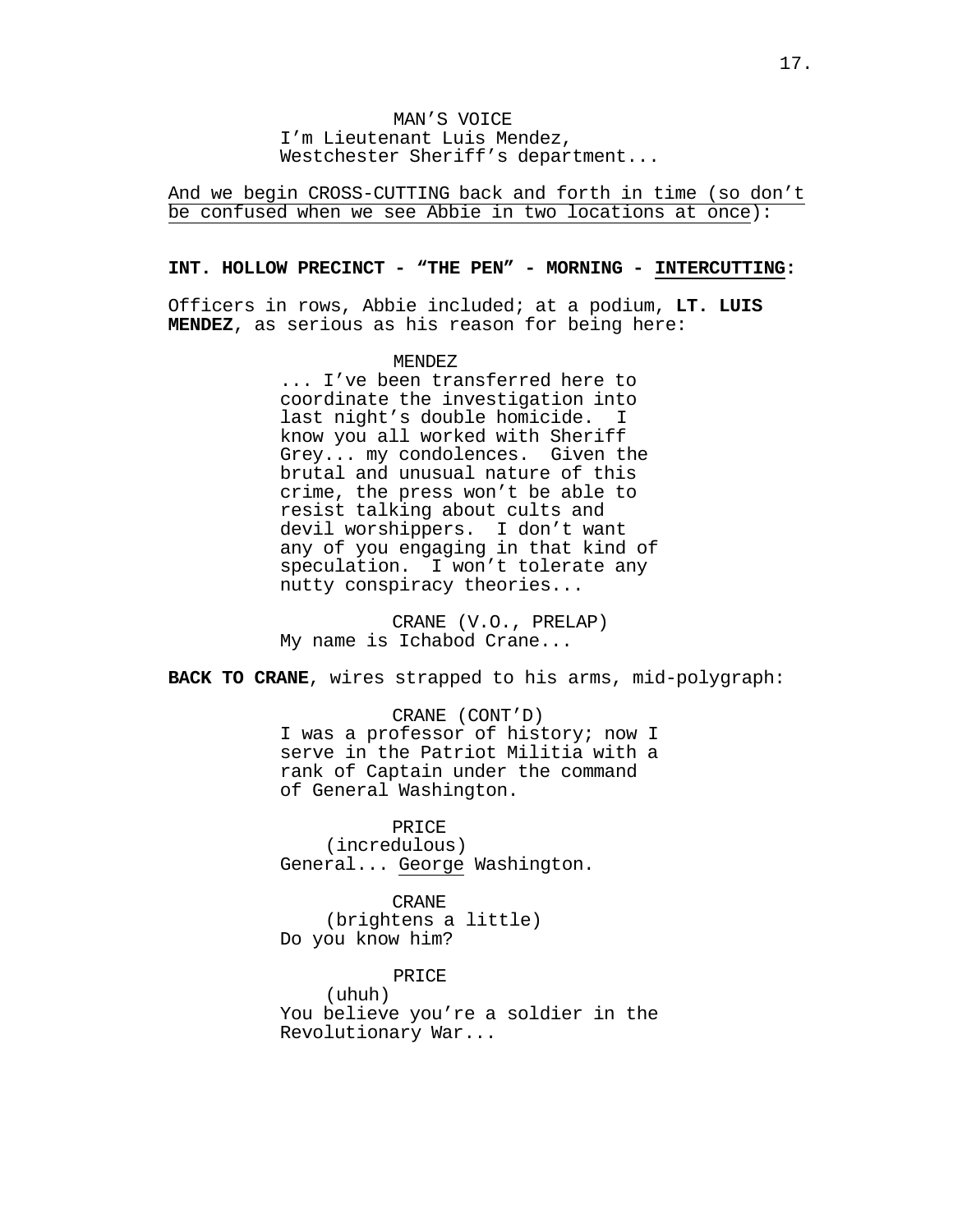MAN'S VOICE
I'm Lieutenant Luis Mendez,
Westchester Sheriff's department...

And we begin CROSS-CUTTING back and forth in time (so don't be confused when we see Abbie in two locations at once):

**INT. HOLLOW PRECINCT - "THE PEN" - MORNING - INTERCUTTING:**

Officers in rows, Abbie included; at a podium, **LT. LUIS MENDEZ**, as serious as his reason for being here:

MENDEZ
... I've been transferred here to coordinate the investigation into last night's double homicide. I know you all worked with Sheriff Grey... my condolences. Given the brutal and unusual nature of this crime, the press won't be able to resist talking about cults and devil worshippers. I don't want any of you engaging in that kind of speculation. I won't tolerate any nutty conspiracy theories...

CRANE (V.O., PRELAP)
My name is Ichabod Crane...

**BACK TO CRANE**, wires strapped to his arms, mid-polygraph:

CRANE (CONT'D)
I was a professor of history; now I serve in the Patriot Militia with a rank of Captain under the command of General Washington.

PRICE
(incredulous)
General... George Washington.

CRANE
(brightens a little)
Do you know him?

PRICE
(uhuh)
You believe you're a soldier in the Revolutionary War...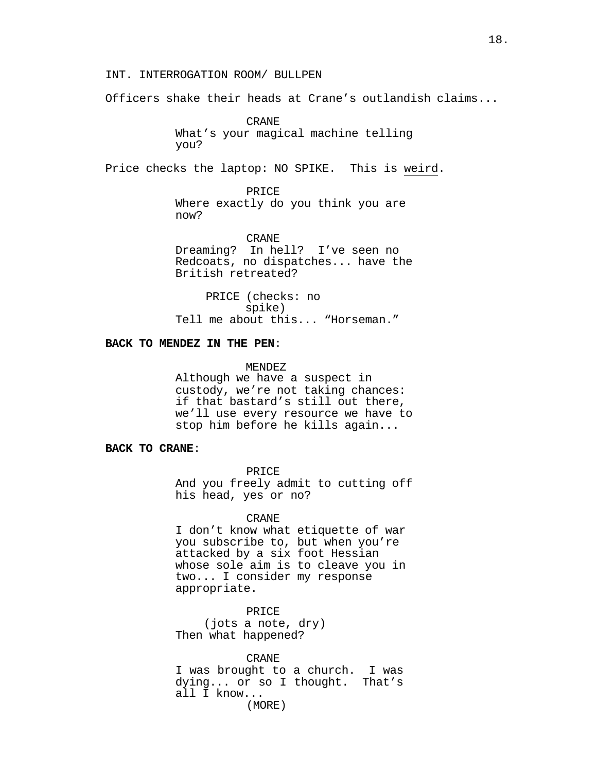INT. INTERROGATION ROOM/ BULLPEN

Officers shake their heads at Crane's outlandish claims...

CRANE
What's your magical machine telling you?

Price checks the laptop: NO SPIKE. This is <u>weird</u>.

PRICE
Where exactly do you think you are now?

CRANE
Dreaming? In hell? I've seen no Redcoats, no dispatches... have the British retreated?

PRICE (checks: no spike)
Tell me about this... "Horseman."

**BACK TO MENDEZ IN THE PEN**:

MENDEZ
Although we have a suspect in custody, we're not taking chances: if that bastard's still out there, we'll use every resource we have to stop him before he kills again...

**BACK TO CRANE**:

PRICE
And you freely admit to cutting off his head, yes or no?

CRANE
I don't know what etiquette of war you subscribe to, but when you're attacked by a six foot Hessian whose sole aim is to cleave you in two... I consider my response appropriate.

PRICE
(jots a note, dry)
Then what happened?

CRANE
I was brought to a church. I was dying... or so I thought. That's all I know...
(MORE)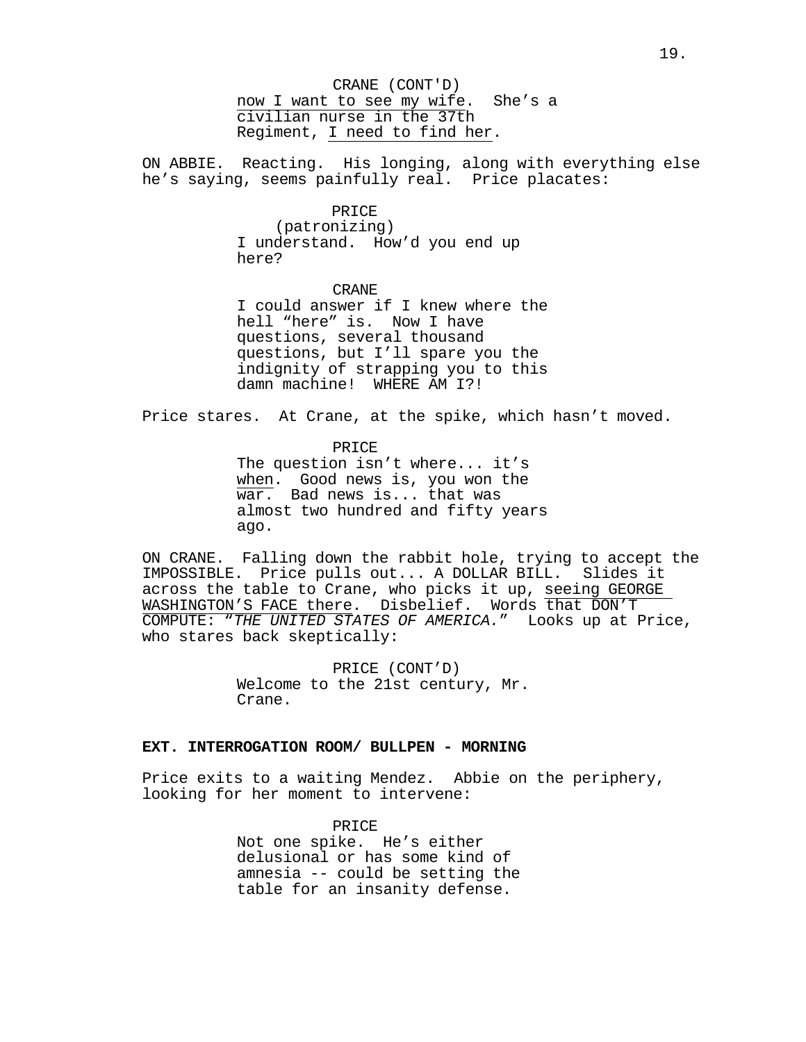CRANE (CONT'D)
<u>now I want to see my wife</u>. She's a <u>civilian nurse in the 37th</u> Regiment, <u>I need to find her</u>.

ON ABBIE. Reacting. His longing, along with everything else he's saying, seems painfully real. Price placates:

PRICE
(patronizing)
I understand. How'd you end up here?

CRANE
I could answer if I knew where the hell "here" is. Now I have questions, several thousand questions, but I'll spare you the indignity of strapping you to this damn machine! WHERE AM I?!

Price stares. At Crane, at the spike, which hasn't moved.

PRICE
The question isn't where... it's <u>when</u>. Good news is, you won the <u>war</u>. Bad news is... that was almost two hundred and fifty years ago.

ON CRANE. Falling down the rabbit hole, trying to accept the IMPOSSIBLE. Price pulls out... A DOLLAR BILL. Slides it across the table to Crane, who picks it up, <u>seeing GEORGE WASHINGTON'S FACE there</u>. Disbelief. Words <u>that DON'T COMPUTE</u>: *"THE UNITED STATES OF AMERICA."* Looks up at Price, who stares back skeptically:

PRICE (CONT'D)
Welcome to the 21st century, Mr. Crane.

**EXT. INTERROGATION ROOM/ BULLPEN - MORNING**

Price exits to a waiting Mendez. Abbie on the periphery, looking for her moment to intervene:

PRICE
Not one spike. He's either delusional or has some kind of amnesia -- could be setting the table for an insanity defense.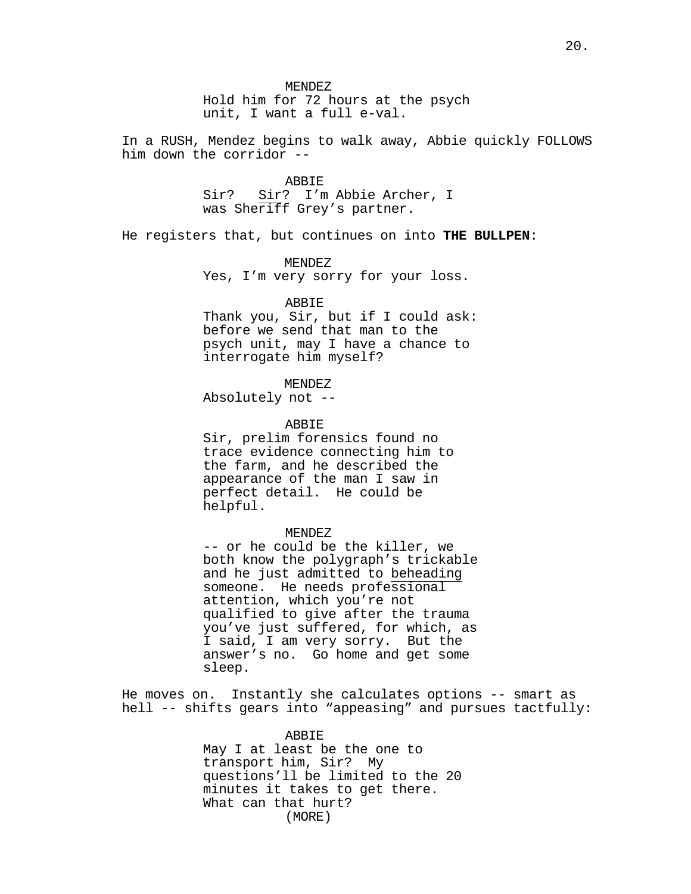MENDEZ
Hold him for 72 hours at the psych unit, I want a full e-val.

In a RUSH, Mendez begins to walk away, Abbie quickly FOLLOWS him down the corridor --

ABBIE
Sir? Sir? I'm Abbie Archer, I was Sheriff Grey's partner.

He registers that, but continues on into **THE BULLPEN**:

MENDEZ
Yes, I'm very sorry for your loss.

ABBIE
Thank you, Sir, but if I could ask: before we send that man to the psych unit, may I have a chance to interrogate him myself?

MENDEZ
Absolutely not --

ABBIE
Sir, prelim forensics found no trace evidence connecting him to the farm, and he described the appearance of the man I saw in perfect detail. He could be helpful.

MENDEZ
-- or he could be the killer, we both know the polygraph's trickable and he just admitted to beheading someone. He needs professional attention, which you're not qualified to give after the trauma you've just suffered, for which, as I said, I am very sorry. But the answer's no. Go home and get some sleep.

He moves on. Instantly she calculates options -- smart as hell -- shifts gears into "appeasing" and pursues tactfully:

ABBIE
May I at least be the one to transport him, Sir? My questions'll be limited to the 20 minutes it takes to get there. What can that hurt?
(MORE)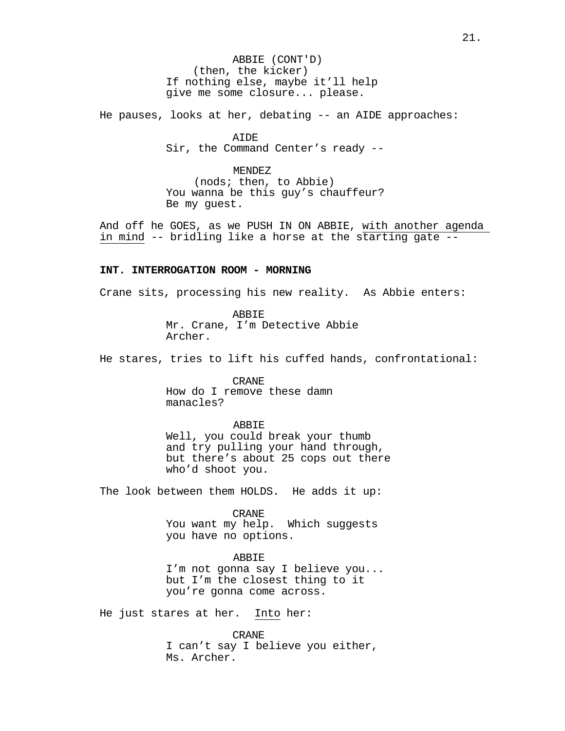ABBIE (CONT'D)
(then, the kicker)
If nothing else, maybe it'll help give me some closure... please.

He pauses, looks at her, debating -- an AIDE approaches:

AIDE
Sir, the Command Center's ready --

MENDEZ
(nods; then, to Abbie)
You wanna be this guy's chauffeur? Be my guest.

And off he GOES, as we PUSH IN ON ABBIE, <u>with another agenda in mind</u> -- bridling like a horse at the starting gate --

**INT. INTERROGATION ROOM - MORNING**

Crane sits, processing his new reality. As Abbie enters:

ABBIE
Mr. Crane, I'm Detective Abbie Archer.

He stares, tries to lift his cuffed hands, confrontational:

CRANE
How do I remove these damn manacles?

ABBIE
Well, you could break your thumb and try pulling your hand through, but there's about 25 cops out there who'd shoot you.

The look between them HOLDS. He adds it up:

CRANE
You want my help. Which suggests you have no options.

ABBIE
I'm not gonna say I believe you... but I'm the closest thing to it you're gonna come across.

He just stares at her. <u>Into</u> her:

CRANE
I can't say I believe you either, Ms. Archer.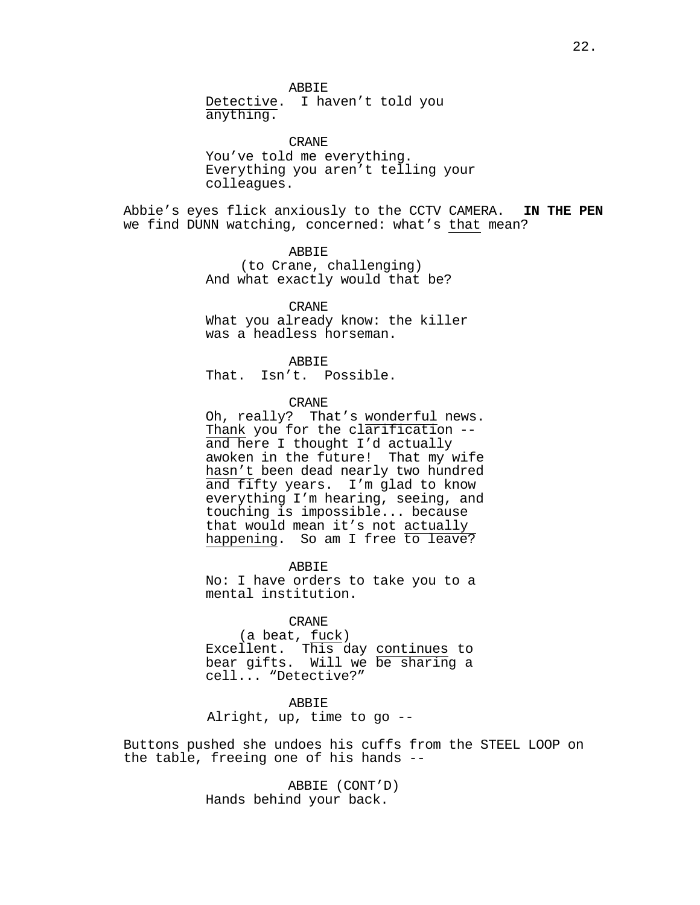ABBIE

Detective. I haven't told you anything.

CRANE

You've told me everything. Everything you aren't telling your colleagues.

Abbie's eyes flick anxiously to the CCTV CAMERA. **IN THE PEN** we find DUNN watching, concerned: what's that mean?

ABBIE

(to Crane, challenging)

And what exactly would that be?

CRANE

What you already know: the killer was a headless horseman.

ABBIE

That. Isn't. Possible.

CRANE

Oh, really? That's wonderful news. Thank you for the clarification -- and here I thought I'd actually awoken in the future! That my wife hasn't been dead nearly two hundred and fifty years. I'm glad to know everything I'm hearing, seeing, and touching is impossible... because that would mean it's not actually happening. So am I free to leave?

ABBIE

No: I have orders to take you to a mental institution.

CRANE

(a beat, fuck)

Excellent. This day continues to bear gifts. Will we be sharing a cell... "Detective?"

ABBIE

Alright, up, time to go --

Buttons pushed she undoes his cuffs from the STEEL LOOP on the table, freeing one of his hands --

ABBIE (CONT'D)

Hands behind your back.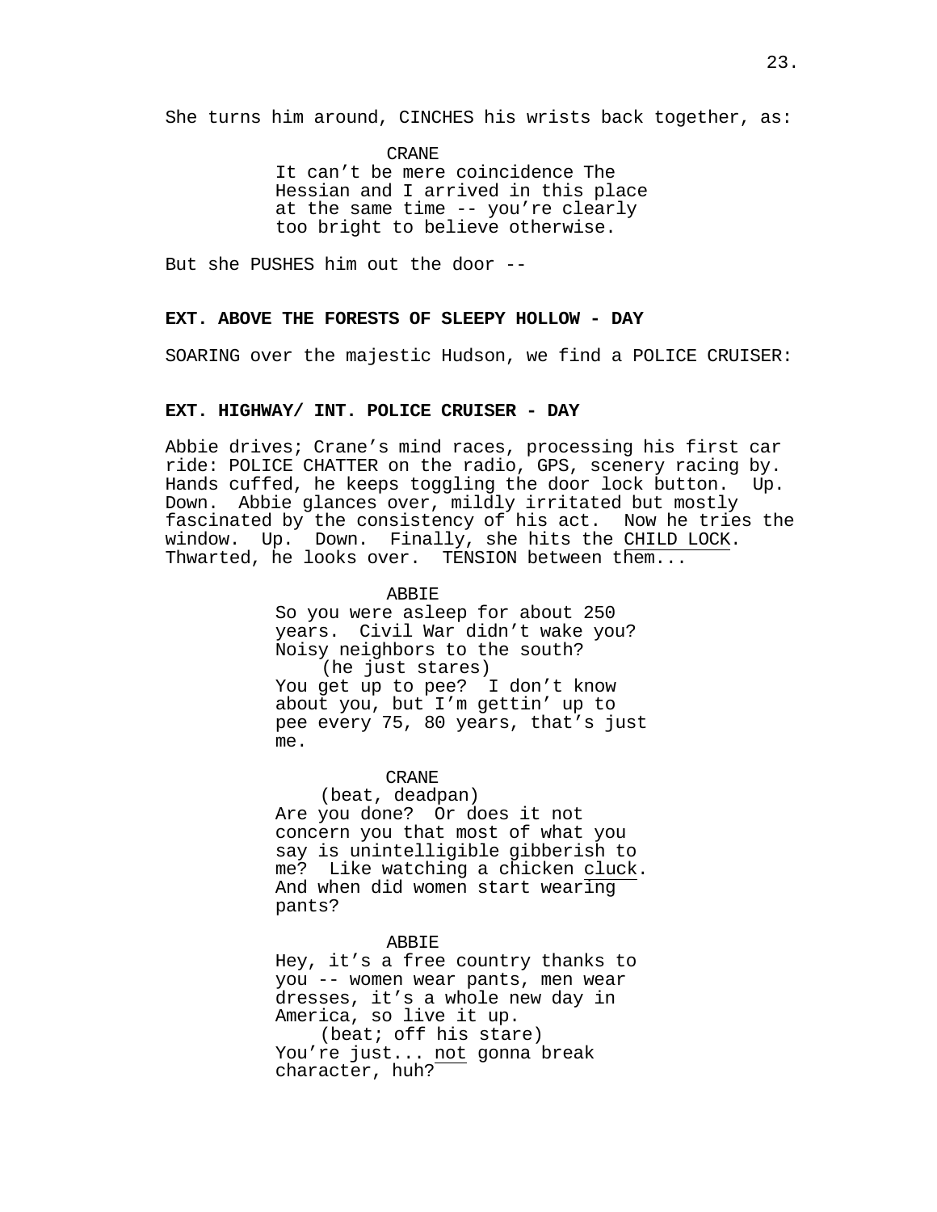She turns him around, CINCHES his wrists back together, as:

CRANE
It can't be mere coincidence The Hessian and I arrived in this place at the same time -- you're clearly too bright to believe otherwise.

But she PUSHES him out the door --

**EXT. ABOVE THE FORESTS OF SLEEPY HOLLOW - DAY**

SOARING over the majestic Hudson, we find a POLICE CRUISER:

**EXT. HIGHWAY/ INT. POLICE CRUISER - DAY**

Abbie drives; Crane's mind races, processing his first car ride: POLICE CHATTER on the radio, GPS, scenery racing by. Hands cuffed, he keeps toggling the door lock button. Up. Down. Abbie glances over, mildly irritated but mostly fascinated by the consistency of his act. Now he tries the window. Up. Down. Finally, she hits the CHILD LOCK. Thwarted, he looks over. TENSION between them...

ABBIE
So you were asleep for about 250 years. Civil War didn't wake you? Noisy neighbors to the south?
(he just stares)
You get up to pee? I don't know about you, but I'm gettin' up to pee every 75, 80 years, that's just me.

CRANE
(beat, deadpan)
Are you done? Or does it not concern you that most of what you say is unintelligible gibberish to me? Like watching a chicken cluck. And when did women start wearing pants?

ABBIE
Hey, it's a free country thanks to you -- women wear pants, men wear dresses, it's a whole new day in America, so live it up.
(beat; off his stare)
You're just... not gonna break character, huh?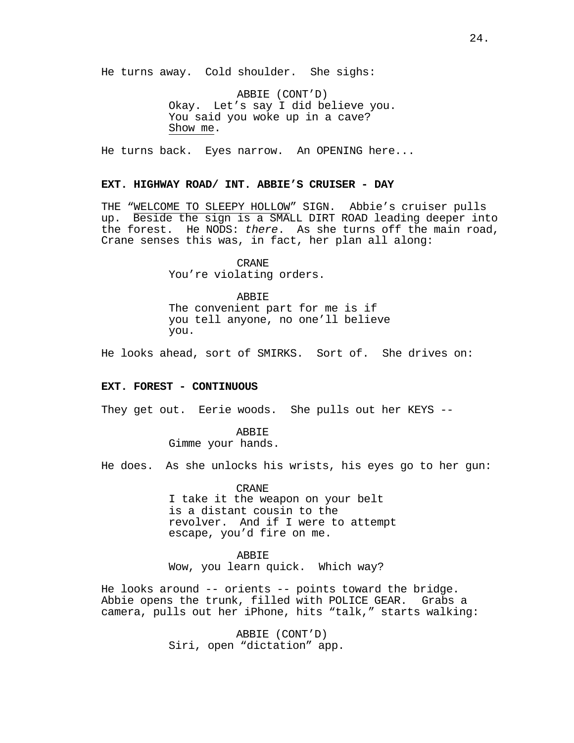He turns away. Cold shoulder. She sighs:

ABBIE (CONT'D)
Okay. Let's say I did believe you.
You said you woke up in a cave?
Show me.

He turns back. Eyes narrow. An OPENING here...

**EXT. HIGHWAY ROAD/ INT. ABBIE'S CRUISER - DAY**

THE "WELCOME TO SLEEPY HOLLOW" SIGN. Abbie's cruiser pulls up. Beside the sign is a SMALL DIRT ROAD leading deeper into the forest. He NODS: *there*. As she turns off the main road, Crane senses this was, in fact, her plan all along:

CRANE
You're violating orders.

ABBIE
The convenient part for me is if
you tell anyone, no one'll believe
you.

He looks ahead, sort of SMIRKS. Sort of. She drives on:

**EXT. FOREST - CONTINUOUS**

They get out. Eerie woods. She pulls out her KEYS --

ABBIE
Gimme your hands.

He does. As she unlocks his wrists, his eyes go to her gun:

CRANE
I take it the weapon on your belt
is a distant cousin to the
revolver. And if I were to attempt
escape, you'd fire on me.

ABBIE
Wow, you learn quick. Which way?

He looks around -- orients -- points toward the bridge. Abbie opens the trunk, filled with POLICE GEAR. Grabs a camera, pulls out her iPhone, hits "talk," starts walking:

ABBIE (CONT'D)
Siri, open "dictation" app.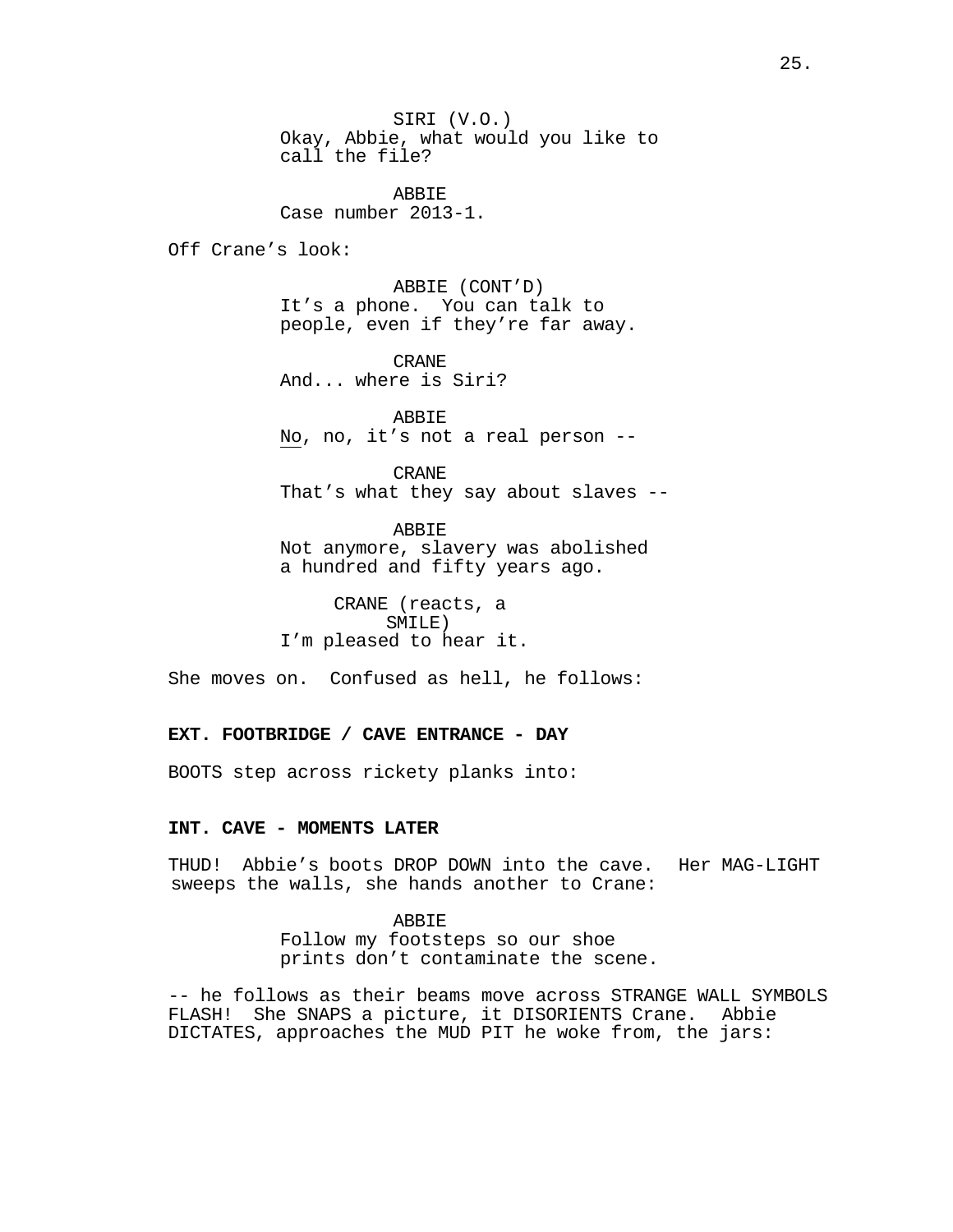SIRI (V.O.)
Okay, Abbie, what would you like to call the file?

ABBIE
Case number 2013-1.

Off Crane's look:

ABBIE (CONT'D)
It's a phone. You can talk to people, even if they're far away.

CRANE
And... where is Siri?

ABBIE
No, no, it's not a real person --

CRANE
That's what they say about slaves --

ABBIE
Not anymore, slavery was abolished a hundred and fifty years ago.

CRANE (reacts, a SMILE)
I'm pleased to hear it.

She moves on. Confused as hell, he follows:

**EXT. FOOTBRIDGE / CAVE ENTRANCE - DAY**

BOOTS step across rickety planks into:

**INT. CAVE - MOMENTS LATER**

THUD! Abbie's boots DROP DOWN into the cave. Her MAG-LIGHT sweeps the walls, she hands another to Crane:

ABBIE
Follow my footsteps so our shoe prints don't contaminate the scene.

-- he follows as their beams move across STRANGE WALL SYMBOLS FLASH! She SNAPS a picture, it DISORIENTS Crane. Abbie DICTATES, approaches the MUD PIT he woke from, the jars: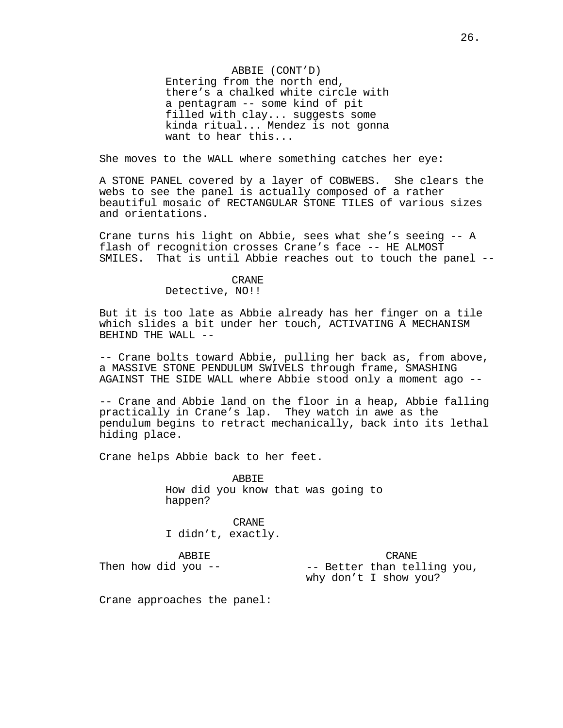ABBIE (CONT'D)
Entering from the north end, there's a chalked white circle with a pentagram -- some kind of pit filled with clay... suggests some kinda ritual... Mendez is not gonna want to hear this...

She moves to the WALL where something catches her eye:

A STONE PANEL covered by a layer of COBWEBS. She clears the webs to see the panel is actually composed of a rather beautiful mosaic of RECTANGULAR STONE TILES of various sizes and orientations.

Crane turns his light on Abbie, sees what she's seeing -- A flash of recognition crosses Crane's face -- HE ALMOST SMILES. That is until Abbie reaches out to touch the panel --

CRANE
Detective, NO!!

But it is too late as Abbie already has her finger on a tile which slides a bit under her touch, ACTIVATING A MECHANISM BEHIND THE WALL --

-- Crane bolts toward Abbie, pulling her back as, from above, a MASSIVE STONE PENDULUM SWIVELS through frame, SMASHING AGAINST THE SIDE WALL where Abbie stood only a moment ago --

-- Crane and Abbie land on the floor in a heap, Abbie falling practically in Crane's lap. They watch in awe as the pendulum begins to retract mechanically, back into its lethal hiding place.

Crane helps Abbie back to her feet.

ABBIE
How did you know that was going to happen?

CRANE
I didn't, exactly.

ABBIE
Then how did you --

CRANE
-- Better than telling you, why don't I show you?

Crane approaches the panel: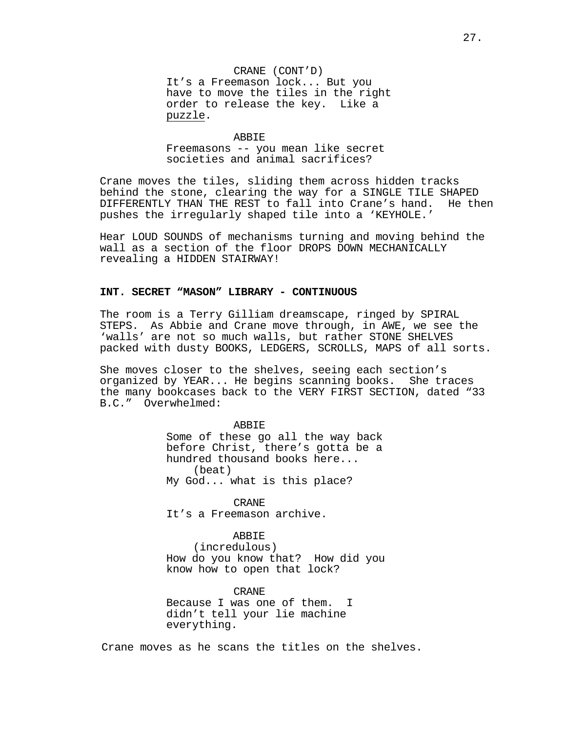CRANE (CONT'D)
It's a Freemason lock... But you have to move the tiles in the right order to release the key. Like a <u>puzzle</u>.

ABBIE
Freemasons -- you mean like secret societies and animal sacrifices?

Crane moves the tiles, sliding them across hidden tracks behind the stone, clearing the way for a SINGLE TILE SHAPED DIFFERENTLY THAN THE REST to fall into Crane's hand. He then pushes the irregularly shaped tile into a 'KEYHOLE.'

Hear LOUD SOUNDS of mechanisms turning and moving behind the wall as a section of the floor DROPS DOWN MECHANICALLY revealing a HIDDEN STAIRWAY!

**INT. SECRET "MASON" LIBRARY - CONTINUOUS**

The room is a Terry Gilliam dreamscape, ringed by SPIRAL STEPS. As Abbie and Crane move through, in AWE, we see the 'walls' are not so much walls, but rather STONE SHELVES packed with dusty BOOKS, LEDGERS, SCROLLS, MAPS of all sorts.

She moves closer to the shelves, seeing each section's organized by YEAR... He begins scanning books. She traces the many bookcases back to the VERY FIRST SECTION, dated "33 B.C." Overwhelmed:

ABBIE
Some of these go all the way back before Christ, there's gotta be a hundred thousand books here...
(beat)
My God... what is this place?

CRANE
It's a Freemason archive.

ABBIE
(incredulous)
How do you know that? How did you know how to open that lock?

CRANE
Because I was one of them. I didn't tell your lie machine everything.

Crane moves as he scans the titles on the shelves.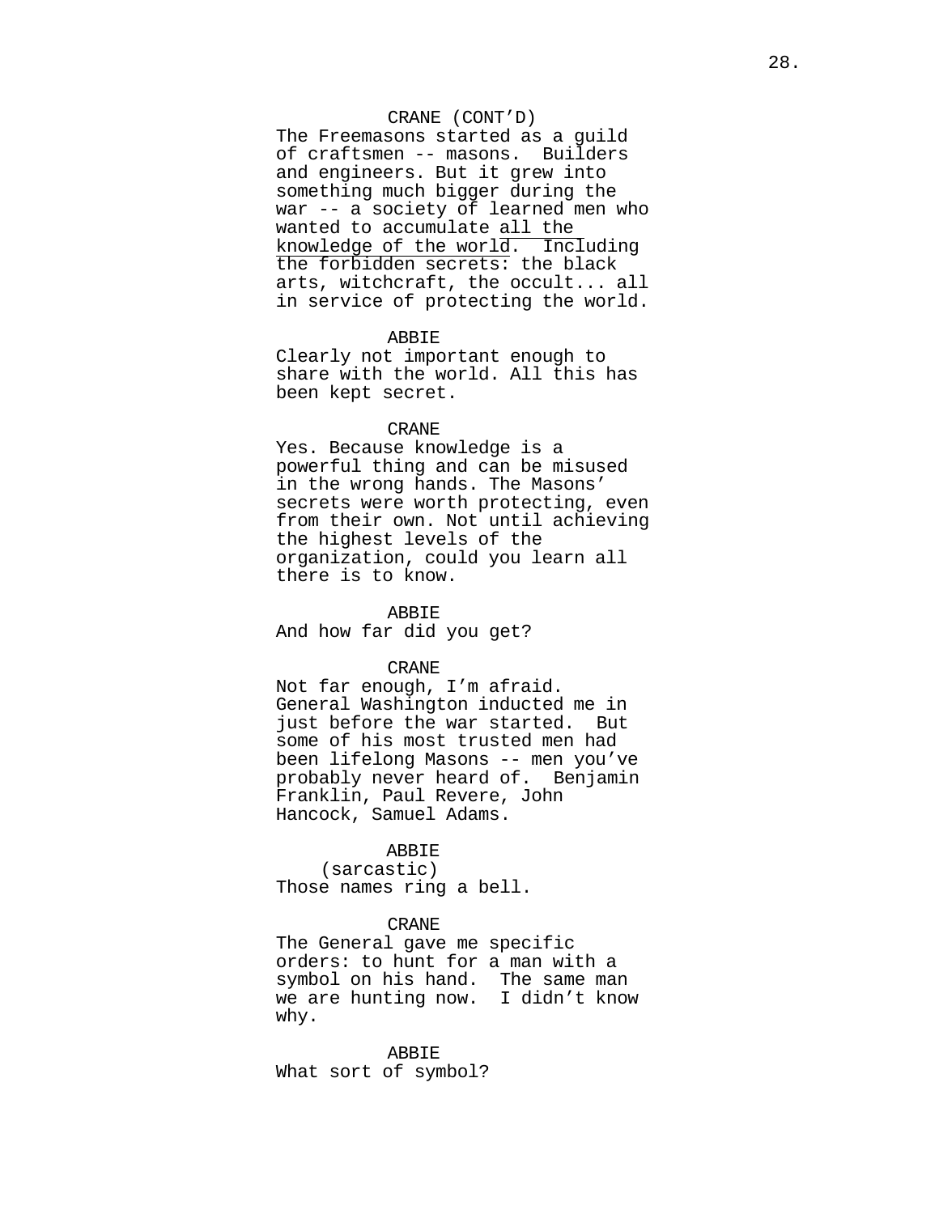CRANE (CONT'D)
The Freemasons started as a guild of craftsmen -- masons. Builders and engineers. But it grew into something much bigger during the war -- a society of learned men who wanted to accumulate <u>all the knowledge of the world</u>. Including the forbidden secrets: the black arts, witchcraft, the occult... all in service of protecting the world.

ABBIE
Clearly not important enough to share with the world. All this has been kept secret.

CRANE
Yes. Because knowledge is a powerful thing and can be misused in the wrong hands. The Masons' secrets were worth protecting, even from their own. Not until achieving the highest levels of the organization, could you learn all there is to know.

ABBIE
And how far did you get?

CRANE
Not far enough, I'm afraid. General Washington inducted me in just before the war started. But some of his most trusted men had been lifelong Masons -- men you've probably never heard of. Benjamin Franklin, Paul Revere, John Hancock, Samuel Adams.

ABBIE
(sarcastic)
Those names ring a bell.

CRANE
The General gave me specific orders: to hunt for a man with a symbol on his hand. The same man we are hunting now. I didn't know why.

ABBIE
What sort of symbol?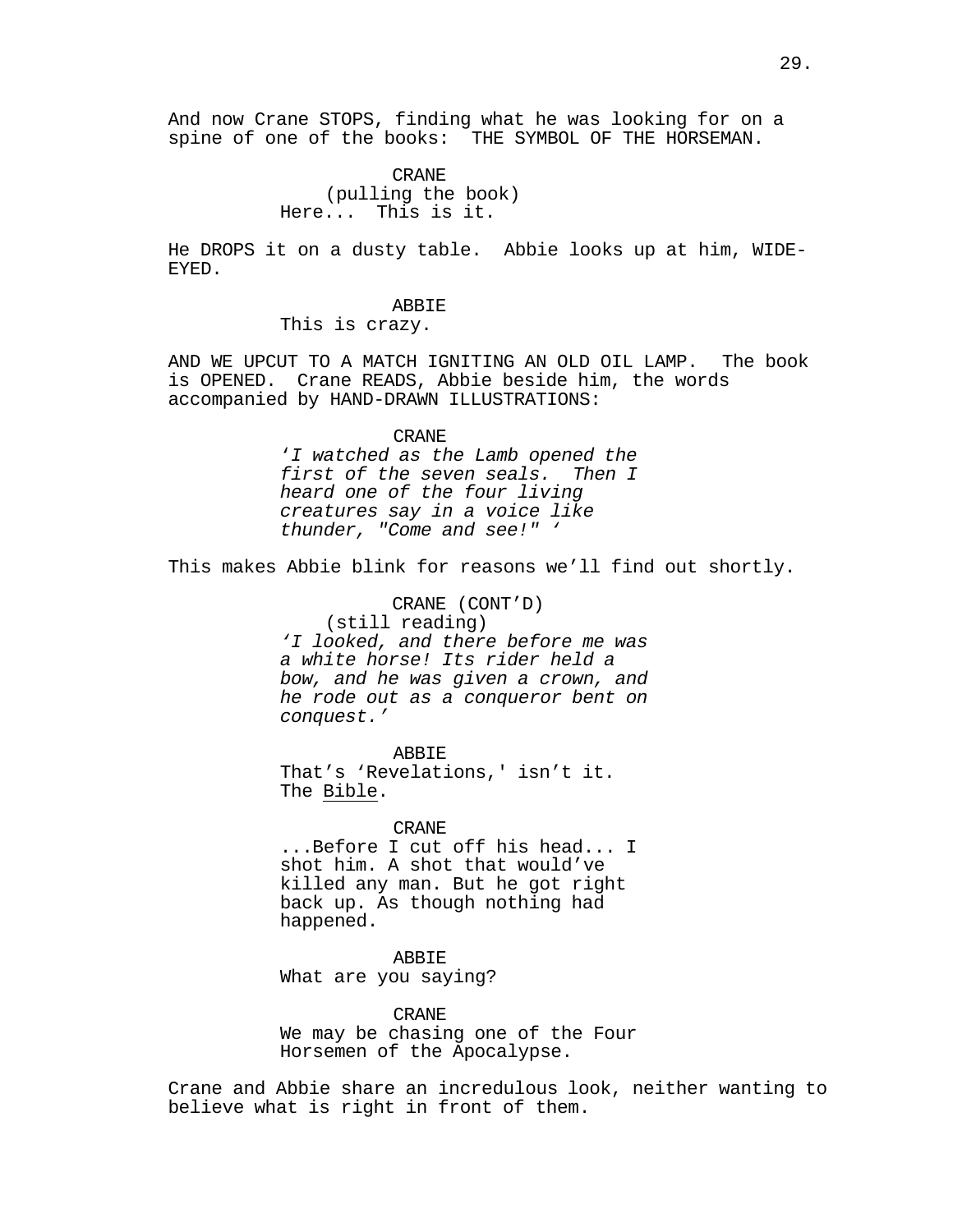And now Crane STOPS, finding what he was looking for on a spine of one of the books: THE SYMBOL OF THE HORSEMAN.

CRANE
(pulling the book)
Here... This is it.

He DROPS it on a dusty table. Abbie looks up at him, WIDE-EYED.

ABBIE
This is crazy.

AND WE UPCUT TO A MATCH IGNITING AN OLD OIL LAMP. The book is OPENED. Crane READS, Abbie beside him, the words accompanied by HAND-DRAWN ILLUSTRATIONS:

CRANE
*'I watched as the Lamb opened the first of the seven seals. Then I heard one of the four living creatures say in a voice like thunder, "Come and see!" '*

This makes Abbie blink for reasons we'll find out shortly.

CRANE (CONT'D)
(still reading)
*'I looked, and there before me was a white horse! Its rider held a bow, and he was given a crown, and he rode out as a conqueror bent on conquest.'*

ABBIE
That's 'Revelations,' isn't it. The <u>Bible</u>.

CRANE
...Before I cut off his head... I shot him. A shot that would've killed any man. But he got right back up. As though nothing had happened.

ABBIE
What are you saying?

CRANE
We may be chasing one of the Four Horsemen of the Apocalypse.

Crane and Abbie share an incredulous look, neither wanting to believe what is right in front of them.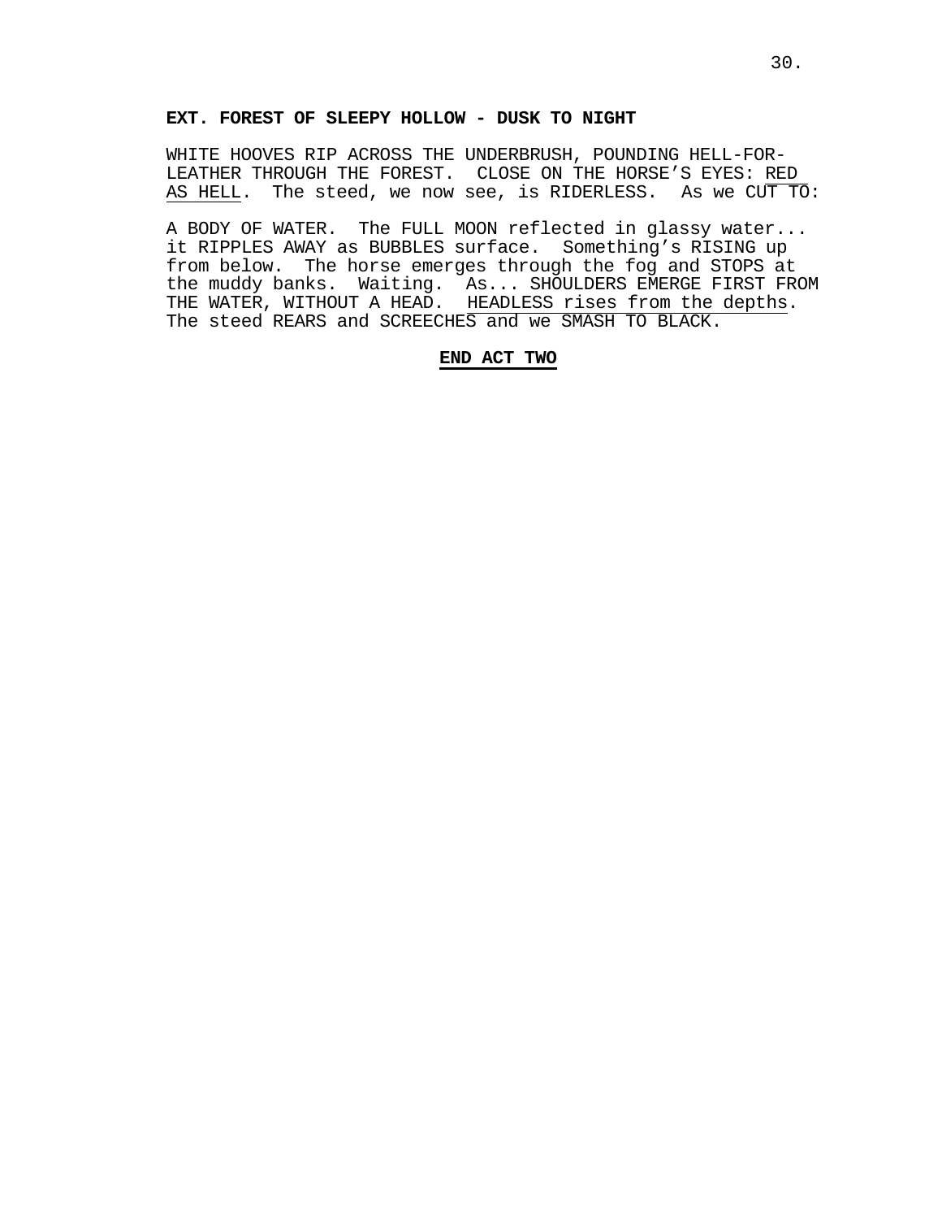**EXT. FOREST OF SLEEPY HOLLOW - DUSK TO NIGHT**

WHITE HOOVES RIP ACROSS THE UNDERBRUSH, POUNDING HELL-FOR-LEATHER THROUGH THE FOREST. CLOSE ON THE HORSE'S EYES: <u>RED AS HELL</u>. The steed, we now see, is RIDERLESS. As we CUT TO:

A BODY OF WATER. The FULL MOON reflected in glassy water... it RIPPLES AWAY as BUBBLES surface. Something's RISING up from below. The horse emerges through the fog and STOPS at the muddy banks. Waiting. As... SHOULDERS EMERGE FIRST FROM THE WATER, WITHOUT A HEAD. <u>HEADLESS rises from the depths</u>. The steed REARS and SCREECHES and we SMASH TO BLACK.

**<u>END ACT TWO</u>**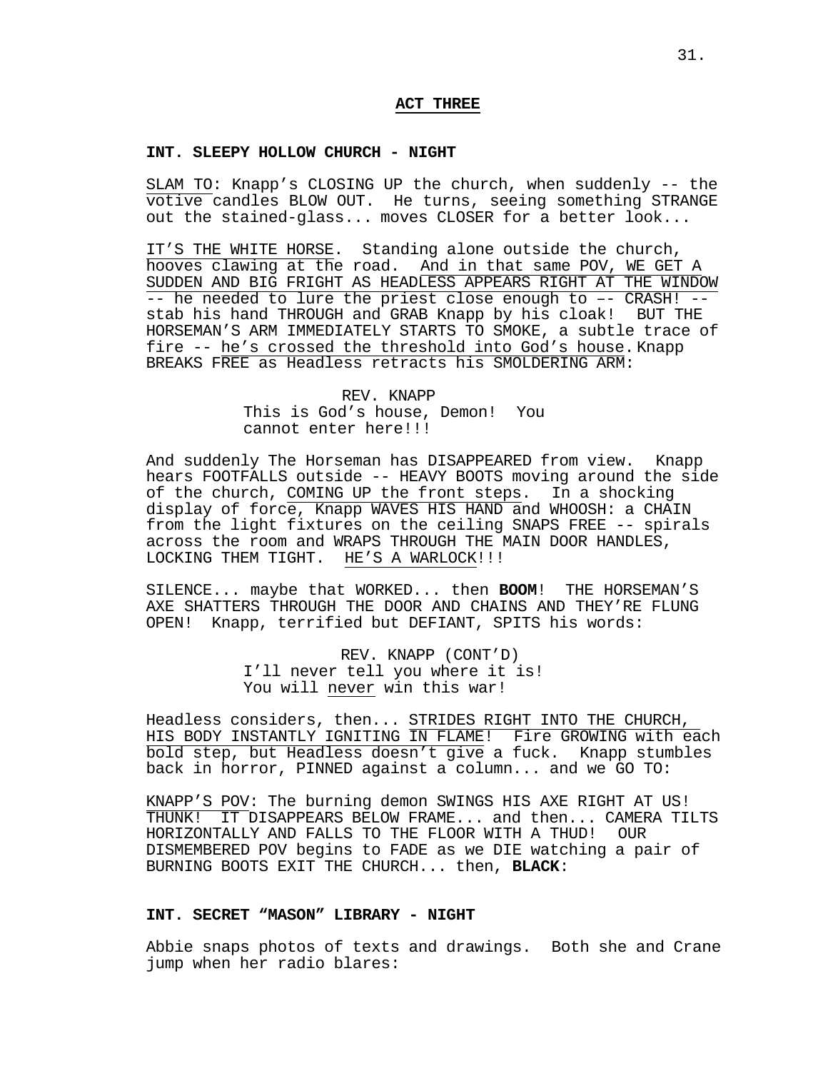**ACT THREE**

**INT. SLEEPY HOLLOW CHURCH - NIGHT**

SLAM TO: Knapp's CLOSING UP the church, when suddenly -- the votive candles BLOW OUT. He turns, seeing something STRANGE out the stained-glass... moves CLOSER for a better look...

IT'S THE WHITE HORSE. Standing alone outside the church, hooves clawing at the road. And in that same POV, WE GET A SUDDEN AND BIG FRIGHT AS HEADLESS APPEARS RIGHT AT THE WINDOW -- he needed to lure the priest close enough to –- CRASH! -- stab his hand THROUGH and GRAB Knapp by his cloak! BUT THE HORSEMAN'S ARM IMMEDIATELY STARTS TO SMOKE, a subtle trace of fire -- he's crossed the threshold into God's house. Knapp BREAKS FREE as Headless retracts his SMOLDERING ARM:

REV. KNAPP
This is God's house, Demon! You cannot enter here!!!

And suddenly The Horseman has DISAPPEARED from view. Knapp hears FOOTFALLS outside -- HEAVY BOOTS moving around the side of the church, COMING UP the front steps. In a shocking display of force, Knapp WAVES HIS HAND and WHOOSH: a CHAIN from the light fixtures on the ceiling SNAPS FREE -- spirals across the room and WRAPS THROUGH THE MAIN DOOR HANDLES, LOCKING THEM TIGHT. HE'S A WARLOCK!!!

SILENCE... maybe that WORKED... then **BOOM**! THE HORSEMAN'S AXE SHATTERS THROUGH THE DOOR AND CHAINS AND THEY'RE FLUNG OPEN! Knapp, terrified but DEFIANT, SPITS his words:

REV. KNAPP (CONT'D)
I'll never tell you where it is! You will never win this war!

Headless considers, then... STRIDES RIGHT INTO THE CHURCH, HIS BODY INSTANTLY IGNITING IN FLAME! Fire GROWING with each bold step, but Headless doesn't give a fuck. Knapp stumbles back in horror, PINNED against a column... and we GO TO:

KNAPP'S POV: The burning demon SWINGS HIS AXE RIGHT AT US! THUNK! IT DISAPPEARS BELOW FRAME... and then... CAMERA TILTS HORIZONTALLY AND FALLS TO THE FLOOR WITH A THUD! OUR DISMEMBERED POV begins to FADE as we DIE watching a pair of BURNING BOOTS EXIT THE CHURCH... then, **BLACK**:

**INT. SECRET "MASON" LIBRARY - NIGHT**

Abbie snaps photos of texts and drawings. Both she and Crane jump when her radio blares: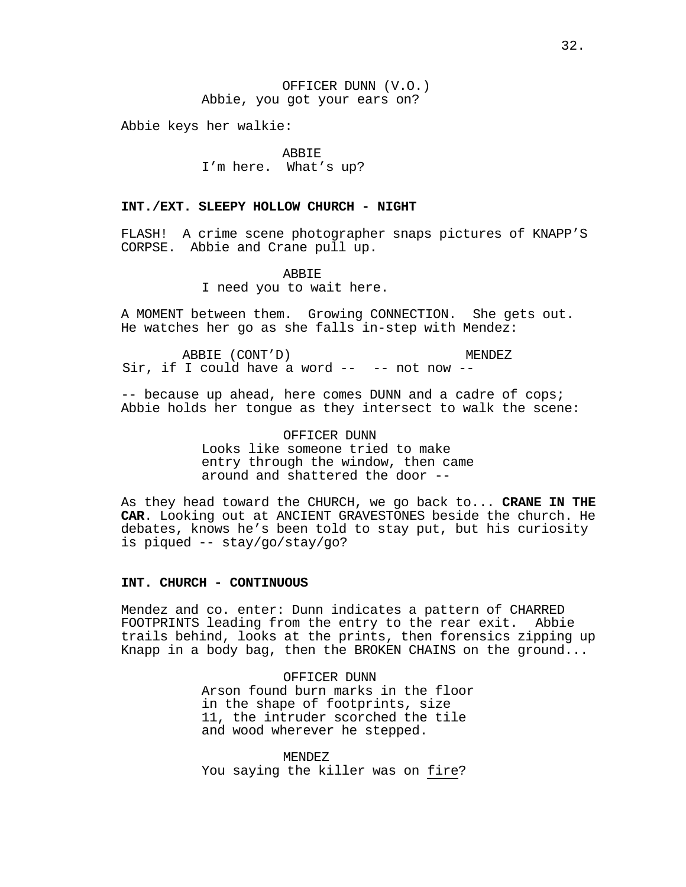OFFICER DUNN (V.O.)
Abbie, you got your ears on?

Abbie keys her walkie:

ABBIE
I'm here. What's up?

**INT./EXT. SLEEPY HOLLOW CHURCH - NIGHT**

FLASH! A crime scene photographer snaps pictures of KNAPP'S CORPSE. Abbie and Crane pull up.

ABBIE
I need you to wait here.

A MOMENT between them. Growing CONNECTION. She gets out. He watches her go as she falls in-step with Mendez:

ABBIE (CONT'D)
Sir, if I could have a word --

MENDEZ
-- not now --

-- because up ahead, here comes DUNN and a cadre of cops; Abbie holds her tongue as they intersect to walk the scene:

OFFICER DUNN
Looks like someone tried to make entry through the window, then came around and shattered the door --

As they head toward the CHURCH, we go back to... **CRANE IN THE CAR**. Looking out at ANCIENT GRAVESTONES beside the church. He debates, knows he's been told to stay put, but his curiosity is piqued -- stay/go/stay/go?

**INT. CHURCH - CONTINUOUS**

Mendez and co. enter: Dunn indicates a pattern of CHARRED FOOTPRINTS leading from the entry to the rear exit. Abbie trails behind, looks at the prints, then forensics zipping up Knapp in a body bag, then the BROKEN CHAINS on the ground...

OFFICER DUNN
Arson found burn marks in the floor in the shape of footprints, size 11, the intruder scorched the tile and wood wherever he stepped.

MENDEZ
You saying the killer was on <u>fire</u>?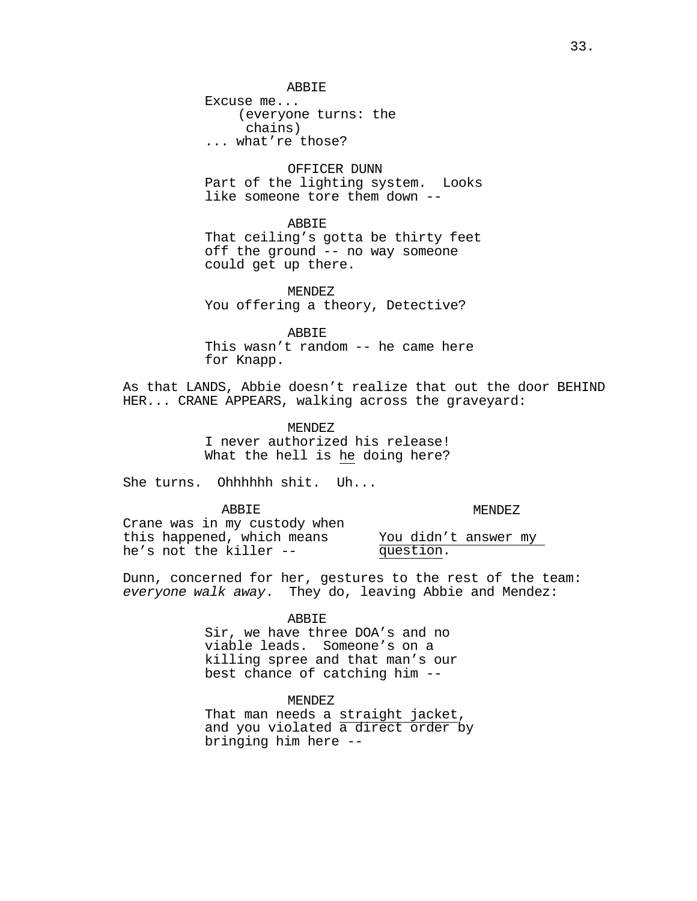ABBIE
Excuse me...
(everyone turns: the chains)
... what're those?

OFFICER DUNN
Part of the lighting system. Looks like someone tore them down --

ABBIE
That ceiling's gotta be thirty feet off the ground -- no way someone could get up there.

MENDEZ
You offering a theory, Detective?

ABBIE
This wasn't random -- he came here for Knapp.

As that LANDS, Abbie doesn't realize that out the door BEHIND HER... CRANE APPEARS, walking across the graveyard:

MENDEZ
I never authorized his release! What the hell is <u>he</u> doing here?

She turns. Ohhhhhh shit. Uh...

ABBIE
Crane was in my custody when this happened, which means he's not the killer --

MENDEZ
<u>You didn't answer my question</u>.

Dunn, concerned for her, gestures to the rest of the team: *everyone walk away*. They do, leaving Abbie and Mendez:

ABBIE
Sir, we have three DOA's and no viable leads. Someone's on a killing spree and that man's our best chance of catching him --

MENDEZ
That man needs a <u>straight jacket</u>, and you violated <u>a direct order</u> by bringing him here --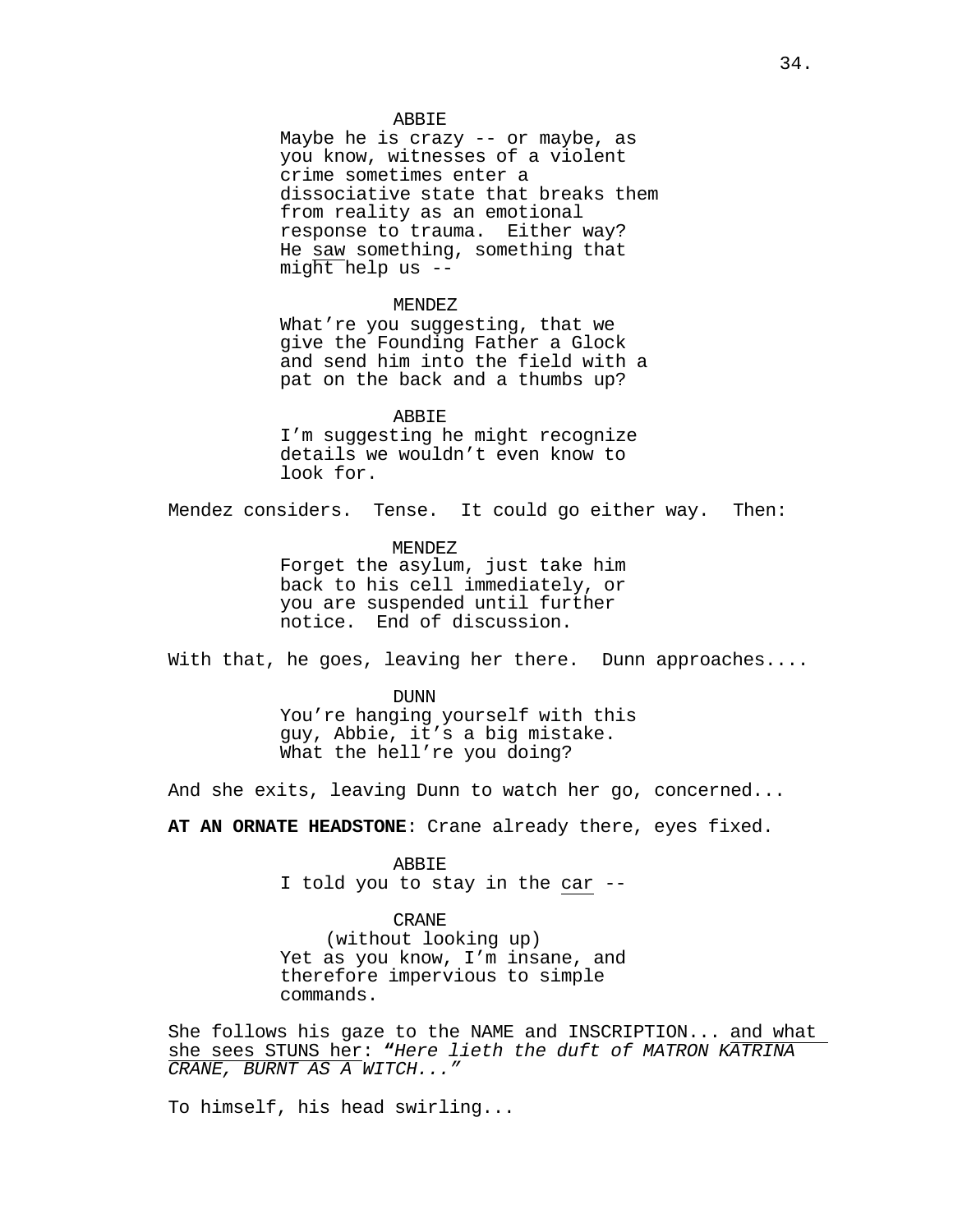ABBIE
Maybe he is crazy -- or maybe, as you know, witnesses of a violent crime sometimes enter a dissociative state that breaks them from reality as an emotional response to trauma. Either way? He saw something, something that might help us --

MENDEZ
What're you suggesting, that we give the Founding Father a Glock and send him into the field with a pat on the back and a thumbs up?

ABBIE
I'm suggesting he might recognize details we wouldn't even know to look for.

Mendez considers. Tense. It could go either way. Then:

MENDEZ
Forget the asylum, just take him back to his cell immediately, or you are suspended until further notice. End of discussion.

With that, he goes, leaving her there. Dunn approaches....

DUNN
You're hanging yourself with this guy, Abbie, it's a big mistake. What the hell're you doing?

And she exits, leaving Dunn to watch her go, concerned...

**AT AN ORNATE HEADSTONE**: Crane already there, eyes fixed.

ABBIE
I told you to stay in the car --

CRANE
(without looking up)
Yet as you know, I'm insane, and therefore impervious to simple commands.

She follows his gaze to the NAME and INSCRIPTION... and what she sees STUNS her: ***"****Here lieth the duft of MATRON KATRINA CRANE, BURNT AS A WITCH..."*

To himself, his head swirling...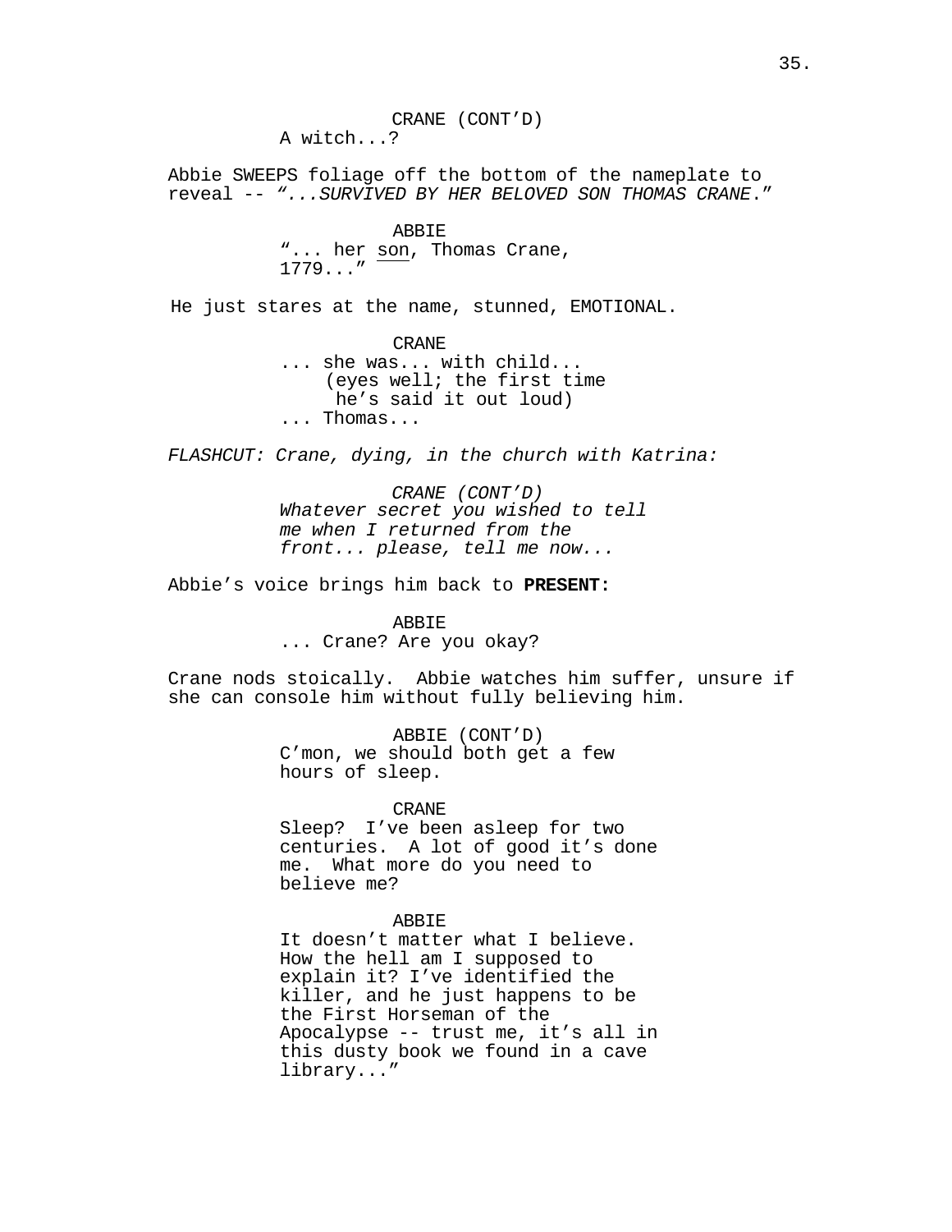CRANE (CONT'D)
A witch...?

Abbie SWEEPS foliage off the bottom of the nameplate to reveal -- *"...SURVIVED BY HER BELOVED SON THOMAS CRANE."*

ABBIE
"... her <u>son</u>, Thomas Crane, 1779..."

He just stares at the name, stunned, EMOTIONAL.

CRANE
... she was... with child...
(eyes well; the first time he's said it out loud)
... Thomas...

*FLASHCUT: Crane, dying, in the church with Katrina:*

*CRANE (CONT'D)*
*Whatever secret you wished to tell me when I returned from the front... please, tell me now...*

Abbie's voice brings him back to **PRESENT:**

ABBIE
... Crane? Are you okay?

Crane nods stoically. Abbie watches him suffer, unsure if she can console him without fully believing him.

ABBIE (CONT'D)
C'mon, we should both get a few hours of sleep.

CRANE
Sleep? I've been asleep for two centuries. A lot of good it's done me. What more do you need to believe me?

ABBIE
It doesn't matter what I believe. How the hell am I supposed to explain it? I've identified the killer, and he just happens to be the First Horseman of the Apocalypse -- trust me, it's all in this dusty book we found in a cave library..."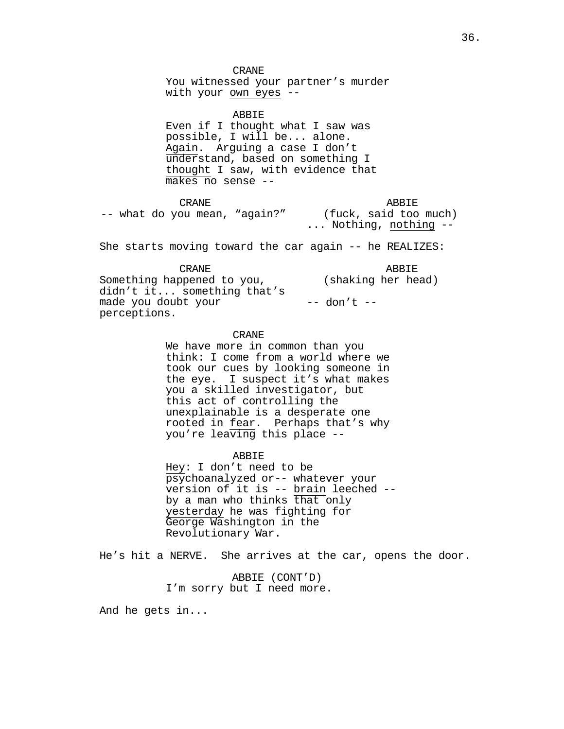CRANE
You witnessed your partner's murder with your _own eyes_ --

ABBIE
Even if I thought what I saw was possible, I will be... alone. _Again_. Arguing a case I don't understand, based on something I _thought_ I saw, with evidence that makes no sense --

CRANE
-- what do you mean, "again?"

ABBIE
(fuck, said too much)
... Nothing, _nothing_ --

She starts moving toward the car again -- he REALIZES:

CRANE
Something happened to you, didn't it... something that's made you doubt your perceptions.

ABBIE
(shaking her head)
-- don't --

CRANE
We have more in common than you think: I come from a world where we took our cues by looking someone in the eye. I suspect it's what makes you a skilled investigator, but this act of controlling the unexplainable is a desperate one rooted in _fear_. Perhaps that's why you're _leaving_ this place --

ABBIE
_Hey_: I don't need to be psychoanalyzed or-- whatever your version of it is -- _brain_ leeched -- by a man who thinks _that_ only _yesterday_ he was fighting for George Washington in the Revolutionary War.

He's hit a NERVE. She arrives at the car, opens the door.

ABBIE (CONT'D)
I'm sorry but I need more.

And he gets in...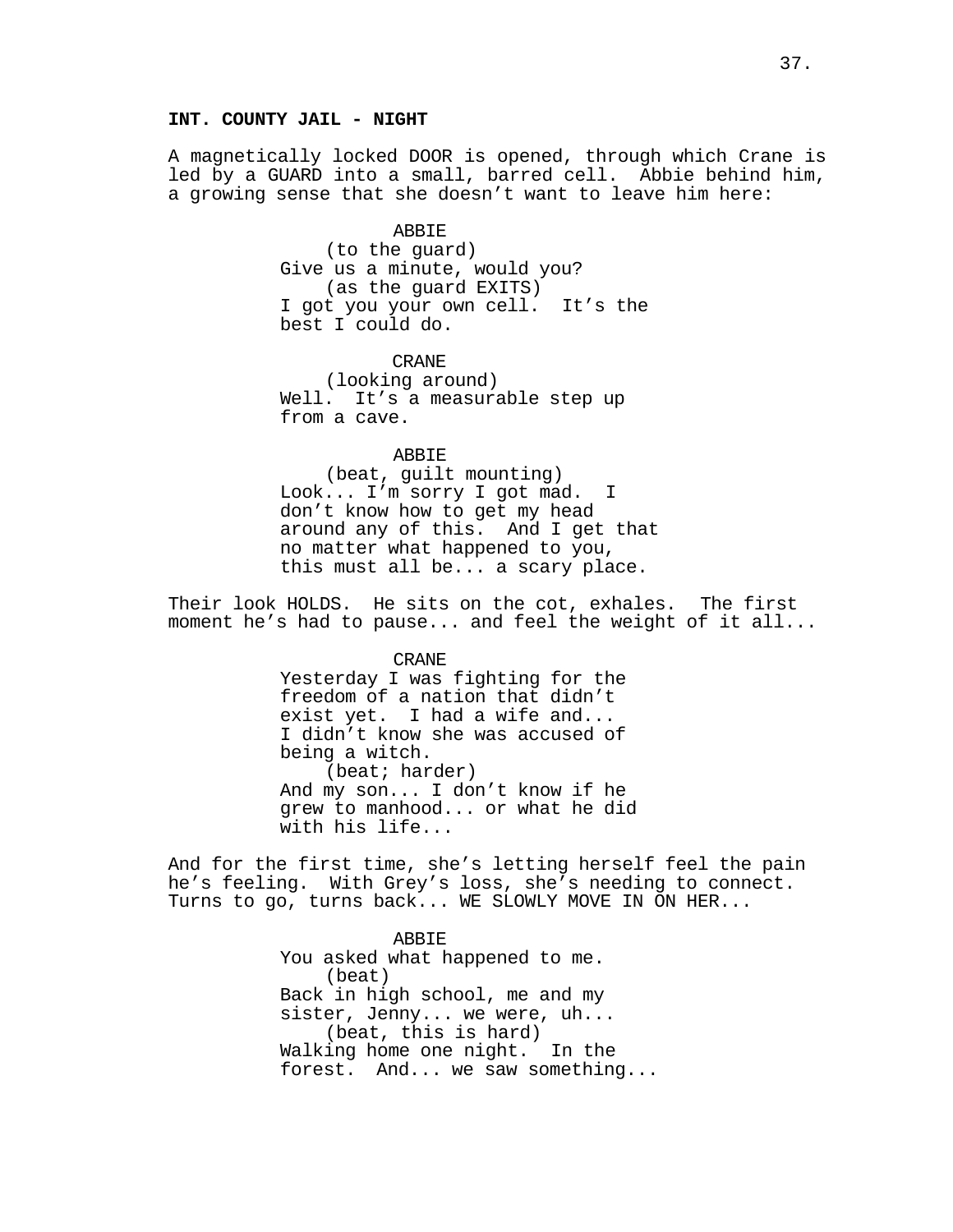**INT. COUNTY JAIL - NIGHT**

A magnetically locked DOOR is opened, through which Crane is led by a GUARD into a small, barred cell. Abbie behind him, a growing sense that she doesn't want to leave him here:

ABBIE
(to the guard)
Give us a minute, would you?
(as the guard EXITS)
I got you your own cell. It's the best I could do.

CRANE
(looking around)
Well. It's a measurable step up from a cave.

ABBIE
(beat, guilt mounting)
Look... I'm sorry I got mad. I don't know how to get my head around any of this. And I get that no matter what happened to you, this must all be... a scary place.

Their look HOLDS. He sits on the cot, exhales. The first moment he's had to pause... and feel the weight of it all...

CRANE
Yesterday I was fighting for the freedom of a nation that didn't exist yet. I had a wife and... I didn't know she was accused of being a witch.
(beat; harder)
And my son... I don't know if he grew to manhood... or what he did with his life...

And for the first time, she's letting herself feel the pain he's feeling. With Grey's loss, she's needing to connect. Turns to go, turns back... WE SLOWLY MOVE IN ON HER...

ABBIE
You asked what happened to me.
(beat)
Back in high school, me and my sister, Jenny... we were, uh...
(beat, this is hard)
Walking home one night. In the forest. And... we saw something...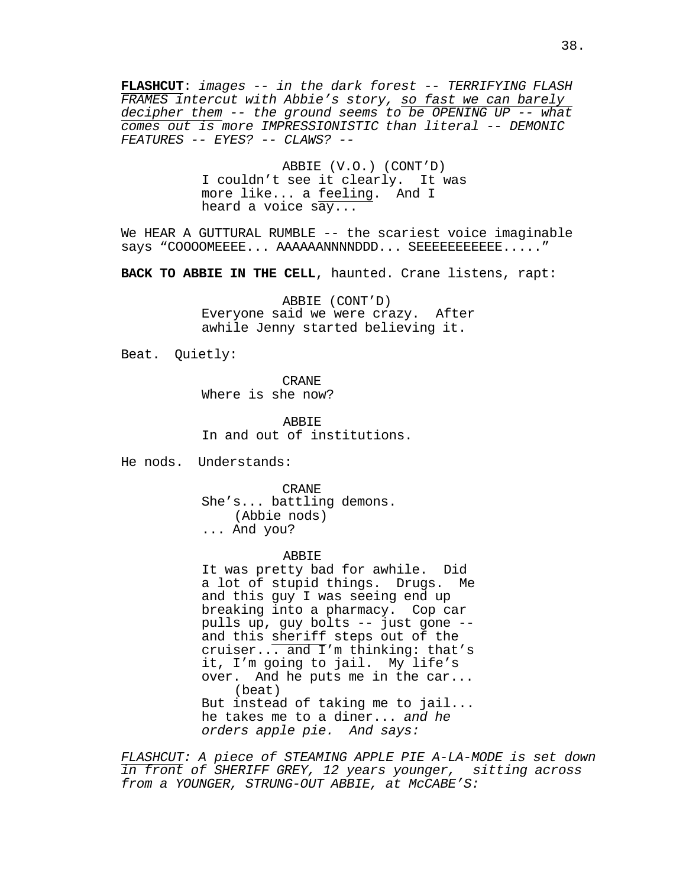**FLASHCUT**: *images -- in the dark forest -- TERRIFYING FLASH FRAMES intercut with Abbie's story, so fast we can barely decipher them -- the ground seems to be OPENING UP -- what comes out is more IMPRESSIONISTIC than literal -- DEMONIC FEATURES -- EYES? -- CLAWS? --*

ABBIE (V.O.) (CONT'D)
I couldn't see it clearly. It was more like... a feeling. And I heard a voice say...

We HEAR A GUTTURAL RUMBLE -- the scariest voice imaginable says "COOOOMEEEE... AAAAAANNNNDDD... SEEEEEEEEEEE....."

**BACK TO ABBIE IN THE CELL**, haunted. Crane listens, rapt:

ABBIE (CONT'D)
Everyone said we were crazy. After awhile Jenny started believing it.

Beat. Quietly:

CRANE
Where is she now?

ABBIE
In and out of institutions.

He nods. Understands:

CRANE
She's... battling demons.
(Abbie nods)
... And you?

ABBIE
It was pretty bad for awhile. Did a lot of stupid things. Drugs. Me and this guy I was seeing end up breaking into a pharmacy. Cop car pulls up, guy bolts -- just gone -- and this sheriff steps out of the cruiser... and I'm thinking: that's it, I'm going to jail. My life's over. And he puts me in the car...
(beat)
But instead of taking me to jail... he takes me to a diner... *and he orders apple pie. And says:*

*FLASHCUT: A piece of STEAMING APPLE PIE A-LA-MODE is set down in front of SHERIFF GREY, 12 years younger, sitting across from a YOUNGER, STRUNG-OUT ABBIE, at McCABE'S:*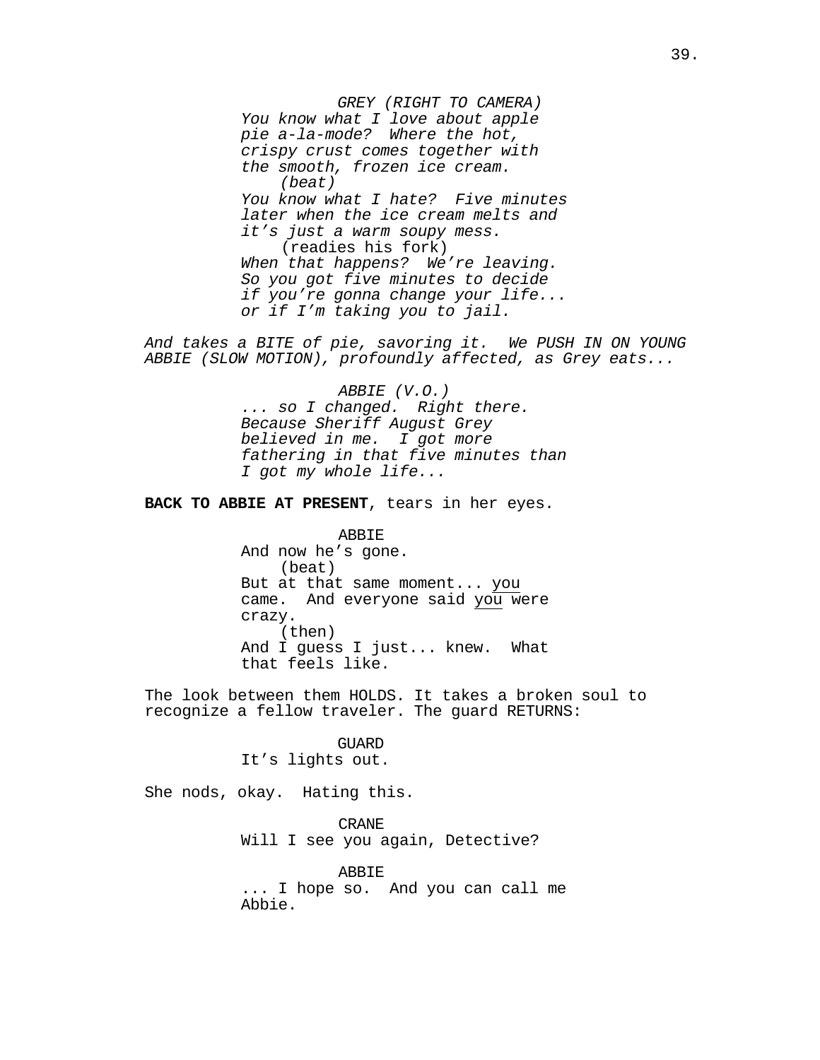*GREY (RIGHT TO CAMERA)*
*You know what I love about apple pie a-la-mode? Where the hot, crispy crust comes together with the smooth, frozen ice cream.*
*(beat)*
*You know what I hate? Five minutes later when the ice cream melts and it's just a warm soupy mess.*
(readies his fork)
*When that happens? We're leaving. So you got five minutes to decide if you're gonna change your life... or if I'm taking you to jail.*

*And takes a BITE of pie, savoring it. We PUSH IN ON YOUNG ABBIE (SLOW MOTION), profoundly affected, as Grey eats...*

*ABBIE (V.O.)*
*... so I changed. Right there. Because Sheriff August Grey believed in me. I got more fathering in that five minutes than I got my whole life...*

**BACK TO ABBIE AT PRESENT**, tears in her eyes.

ABBIE
And now he's gone.
(beat)
But at that same moment... <u>you</u> came. And everyone said <u>you</u> were crazy.
(then)
And I guess I just... knew. What that feels like.

The look between them HOLDS. It takes a broken soul to recognize a fellow traveler. The guard RETURNS:

GUARD
It's lights out.

She nods, okay. Hating this.

CRANE
Will I see you again, Detective?

ABBIE
... I hope so. And you can call me Abbie.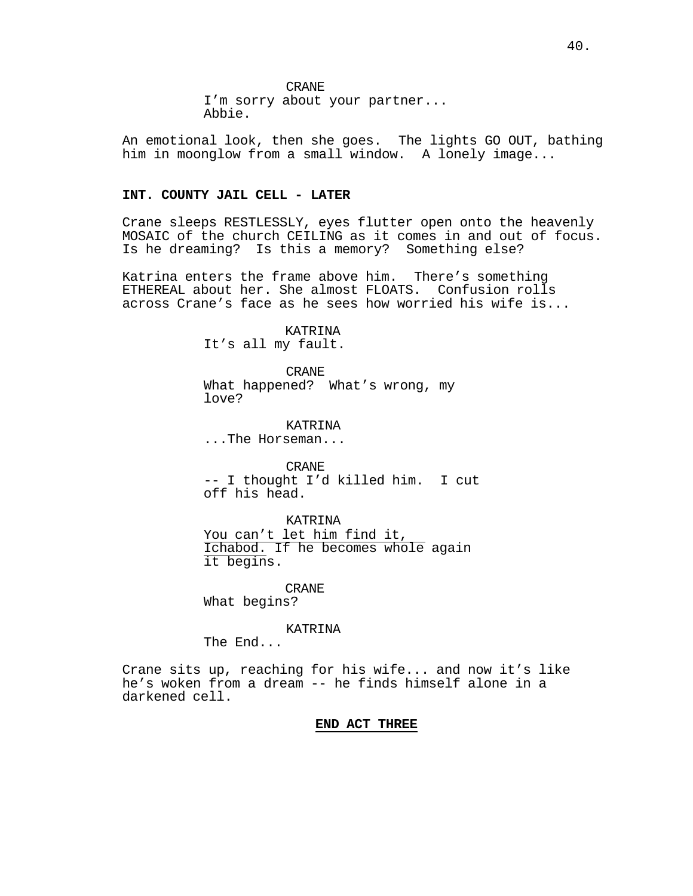CRANE
I'm sorry about your partner...
Abbie.

An emotional look, then she goes. The lights GO OUT, bathing him in moonglow from a small window. A lonely image...

**INT. COUNTY JAIL CELL - LATER**

Crane sleeps RESTLESSLY, eyes flutter open onto the heavenly MOSAIC of the church CEILING as it comes in and out of focus. Is he dreaming? Is this a memory? Something else?

Katrina enters the frame above him. There's something ETHEREAL about her. She almost FLOATS. Confusion rolls across Crane's face as he sees how worried his wife is...

KATRINA
It's all my fault.

CRANE
What happened? What's wrong, my love?

KATRINA
...The Horseman...

CRANE
-- I thought I'd killed him. I cut off his head.

KATRINA
<u>You can't let him find it, Ichabod.</u> If he becomes whole again it begins.

CRANE
What begins?

KATRINA
The End...

Crane sits up, reaching for his wife... and now it's like he's woken from a dream -- he finds himself alone in a darkened cell.

**<u>END ACT THREE</u>**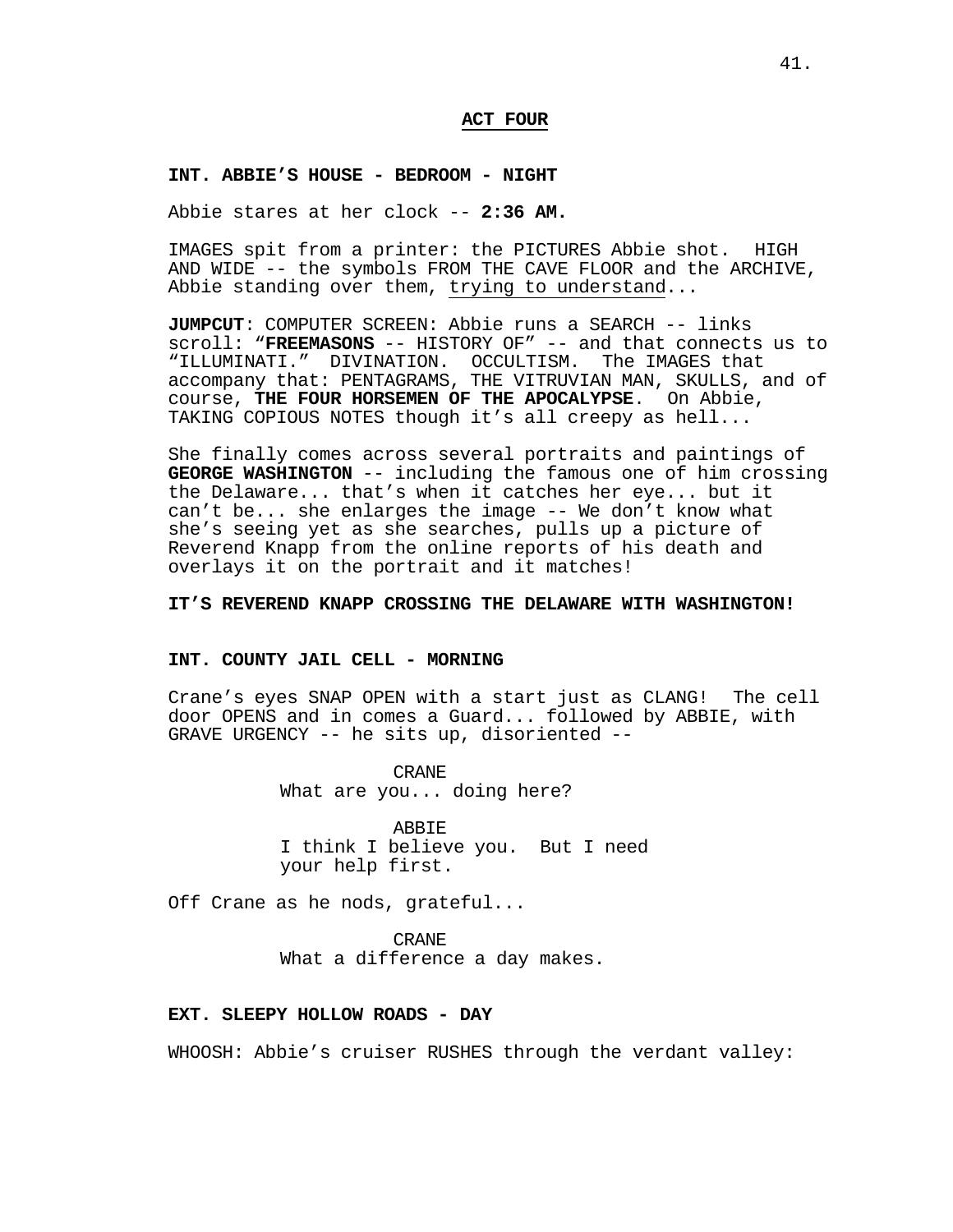**ACT FOUR**

**INT. ABBIE'S HOUSE - BEDROOM - NIGHT**

Abbie stares at her clock -- **2:36 AM.**

IMAGES spit from a printer: the PICTURES Abbie shot. HIGH AND WIDE -- the symbols FROM THE CAVE FLOOR and the ARCHIVE, Abbie standing over them, trying to understand...

**JUMPCUT**: COMPUTER SCREEN: Abbie runs a SEARCH -- links scroll: "**FREEMASONS** -- HISTORY OF" -- and that connects us to "ILLUMINATI." DIVINATION. OCCULTISM. The IMAGES that accompany that: PENTAGRAMS, THE VITRUVIAN MAN, SKULLS, and of course, **THE FOUR HORSEMEN OF THE APOCALYPSE**. On Abbie, TAKING COPIOUS NOTES though it's all creepy as hell...

She finally comes across several portraits and paintings of **GEORGE WASHINGTON** -- including the famous one of him crossing the Delaware... that's when it catches her eye... but it can't be... she enlarges the image -- We don't know what she's seeing yet as she searches, pulls up a picture of Reverend Knapp from the online reports of his death and overlays it on the portrait and it matches!

**IT'S REVEREND KNAPP CROSSING THE DELAWARE WITH WASHINGTON!**

**INT. COUNTY JAIL CELL - MORNING**

Crane's eyes SNAP OPEN with a start just as CLANG! The cell door OPENS and in comes a Guard... followed by ABBIE, with GRAVE URGENCY -- he sits up, disoriented --

CRANE
What are you... doing here?

ABBIE
I think I believe you. But I need your help first.

Off Crane as he nods, grateful...

CRANE
What a difference a day makes.

**EXT. SLEEPY HOLLOW ROADS - DAY**

WHOOSH: Abbie's cruiser RUSHES through the verdant valley: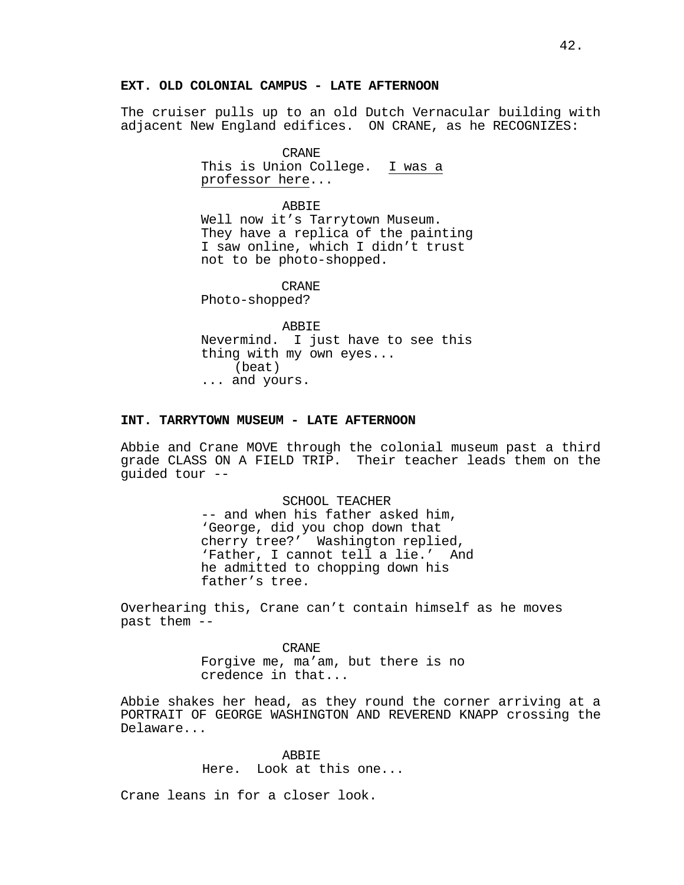**EXT. OLD COLONIAL CAMPUS - LATE AFTERNOON**

The cruiser pulls up to an old Dutch Vernacular building with adjacent New England edifices. ON CRANE, as he RECOGNIZES:

CRANE
This is Union College. I was a professor here...

ABBIE
Well now it's Tarrytown Museum. They have a replica of the painting I saw online, which I didn't trust not to be photo-shopped.

CRANE
Photo-shopped?

ABBIE
Nevermind. I just have to see this thing with my own eyes...
(beat)
... and yours.

**INT. TARRYTOWN MUSEUM - LATE AFTERNOON**

Abbie and Crane MOVE through the colonial museum past a third grade CLASS ON A FIELD TRIP. Their teacher leads them on the guided tour --

SCHOOL TEACHER
-- and when his father asked him, 'George, did you chop down that cherry tree?' Washington replied, 'Father, I cannot tell a lie.' And he admitted to chopping down his father's tree.

Overhearing this, Crane can't contain himself as he moves past them --

CRANE
Forgive me, ma'am, but there is no credence in that...

Abbie shakes her head, as they round the corner arriving at a PORTRAIT OF GEORGE WASHINGTON AND REVEREND KNAPP crossing the Delaware...

ABBIE
Here. Look at this one...

Crane leans in for a closer look.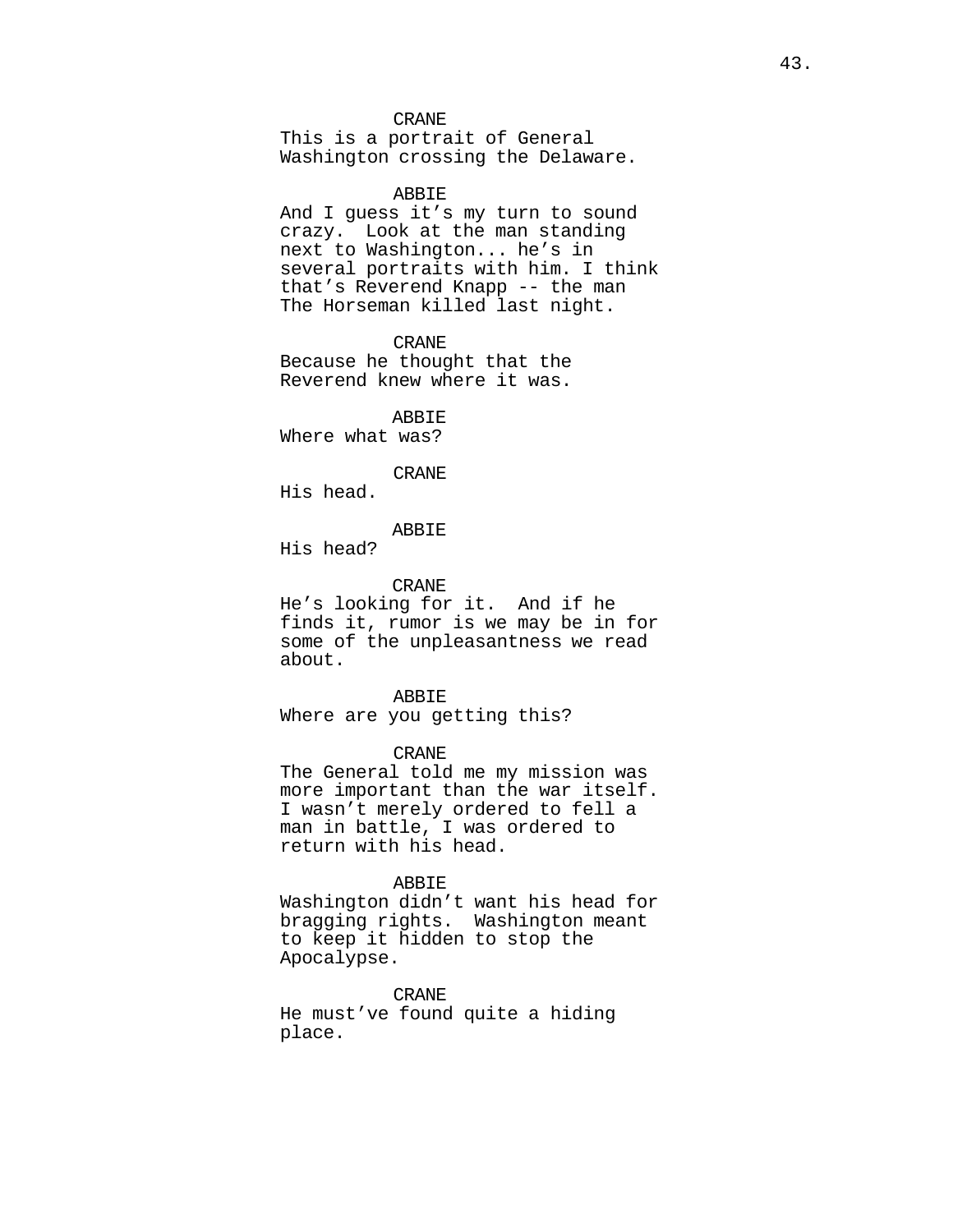CRANE
This is a portrait of General Washington crossing the Delaware.

ABBIE
And I guess it's my turn to sound crazy. Look at the man standing next to Washington... he's in several portraits with him. I think that's Reverend Knapp -- the man The Horseman killed last night.

CRANE
Because he thought that the Reverend knew where it was.

ABBIE
Where what was?

CRANE
His head.

ABBIE
His head?

CRANE
He's looking for it. And if he finds it, rumor is we may be in for some of the unpleasantness we read about.

ABBIE
Where are you getting this?

CRANE
The General told me my mission was more important than the war itself. I wasn't merely ordered to fell a man in battle, I was ordered to return with his head.

ABBIE
Washington didn't want his head for bragging rights. Washington meant to keep it hidden to stop the Apocalypse.

CRANE
He must've found quite a hiding place.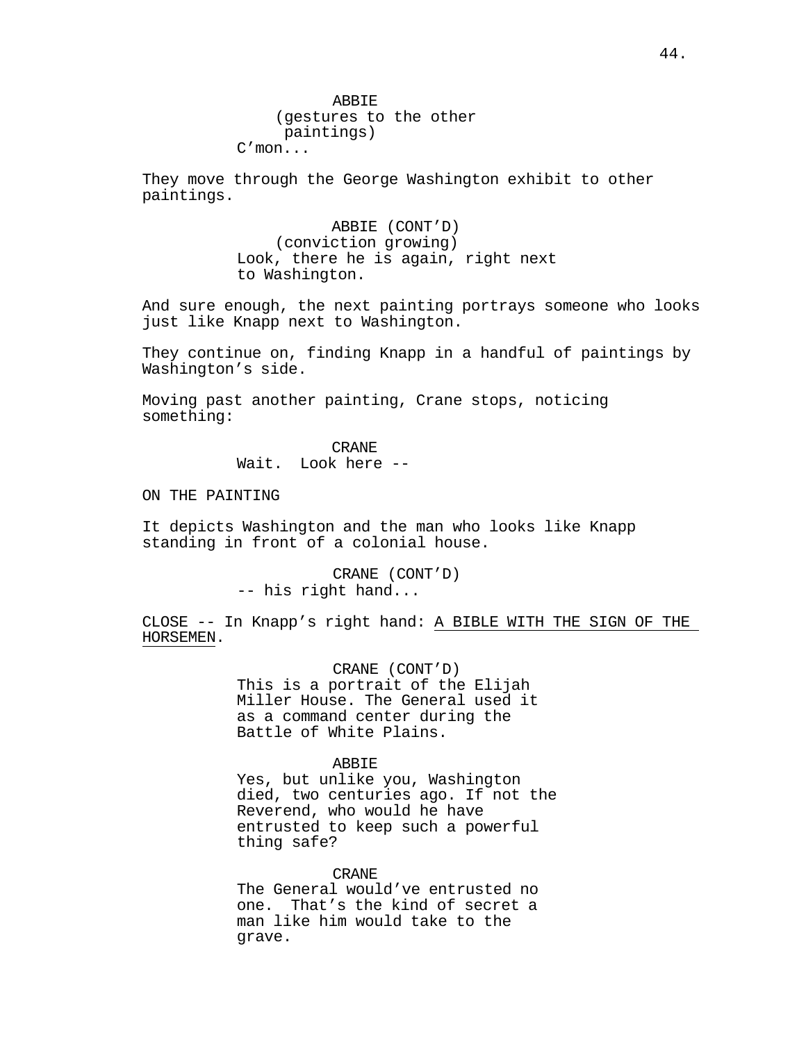ABBIE
(gestures to the other paintings)
C'mon...

They move through the George Washington exhibit to other paintings.

ABBIE (CONT'D)
(conviction growing)
Look, there he is again, right next to Washington.

And sure enough, the next painting portrays someone who looks just like Knapp next to Washington.

They continue on, finding Knapp in a handful of paintings by Washington's side.

Moving past another painting, Crane stops, noticing something:

CRANE
Wait.  Look here --

ON THE PAINTING

It depicts Washington and the man who looks like Knapp standing in front of a colonial house.

CRANE (CONT'D)
-- his right hand...

CLOSE -- In Knapp's right hand: <u>A BIBLE WITH THE SIGN OF THE HORSEMEN</u>.

CRANE (CONT'D)
This is a portrait of the Elijah Miller House. The General used it as a command center during the Battle of White Plains.

ABBIE
Yes, but unlike you, Washington died, two centuries ago. If not the Reverend, who would he have entrusted to keep such a powerful thing safe?

CRANE
The General would've entrusted no one.  That's the kind of secret a man like him would take to the grave.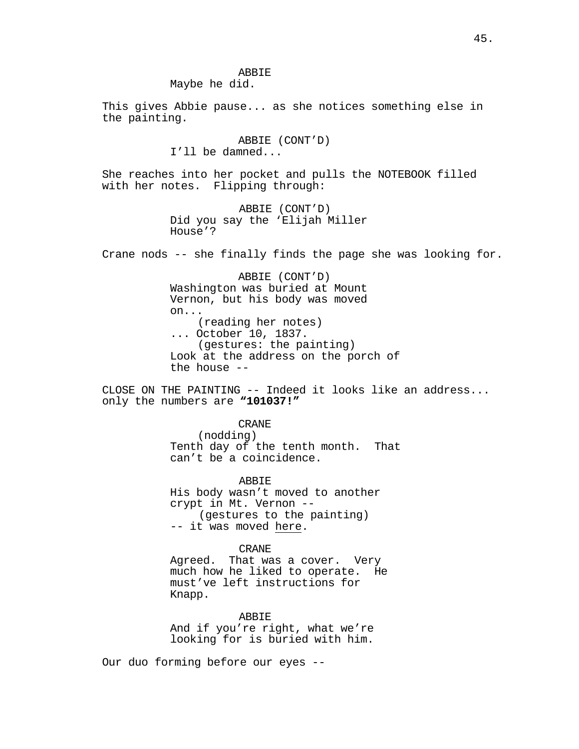ABBIE
Maybe he did.

This gives Abbie pause... as she notices something else in the painting.

ABBIE (CONT'D)
I'll be damned...

She reaches into her pocket and pulls the NOTEBOOK filled with her notes. Flipping through:

ABBIE (CONT'D)
Did you say the 'Elijah Miller House'?

Crane nods -- she finally finds the page she was looking for.

ABBIE (CONT'D)
Washington was buried at Mount Vernon, but his body was moved on...
(reading her notes)
... October 10, 1837.
(gestures: the painting)
Look at the address on the porch of the house --

CLOSE ON THE PAINTING -- Indeed it looks like an address... only the numbers are **"101037!"**

CRANE
(nodding)
Tenth day of the tenth month. That can't be a coincidence.

ABBIE
His body wasn't moved to another crypt in Mt. Vernon --
(gestures to the painting)
-- it was moved <u>here</u>.

CRANE
Agreed. That was a cover. Very much how he liked to operate. He must've left instructions for Knapp.

ABBIE
And if you're right, what we're looking for is buried with him.

Our duo forming before our eyes --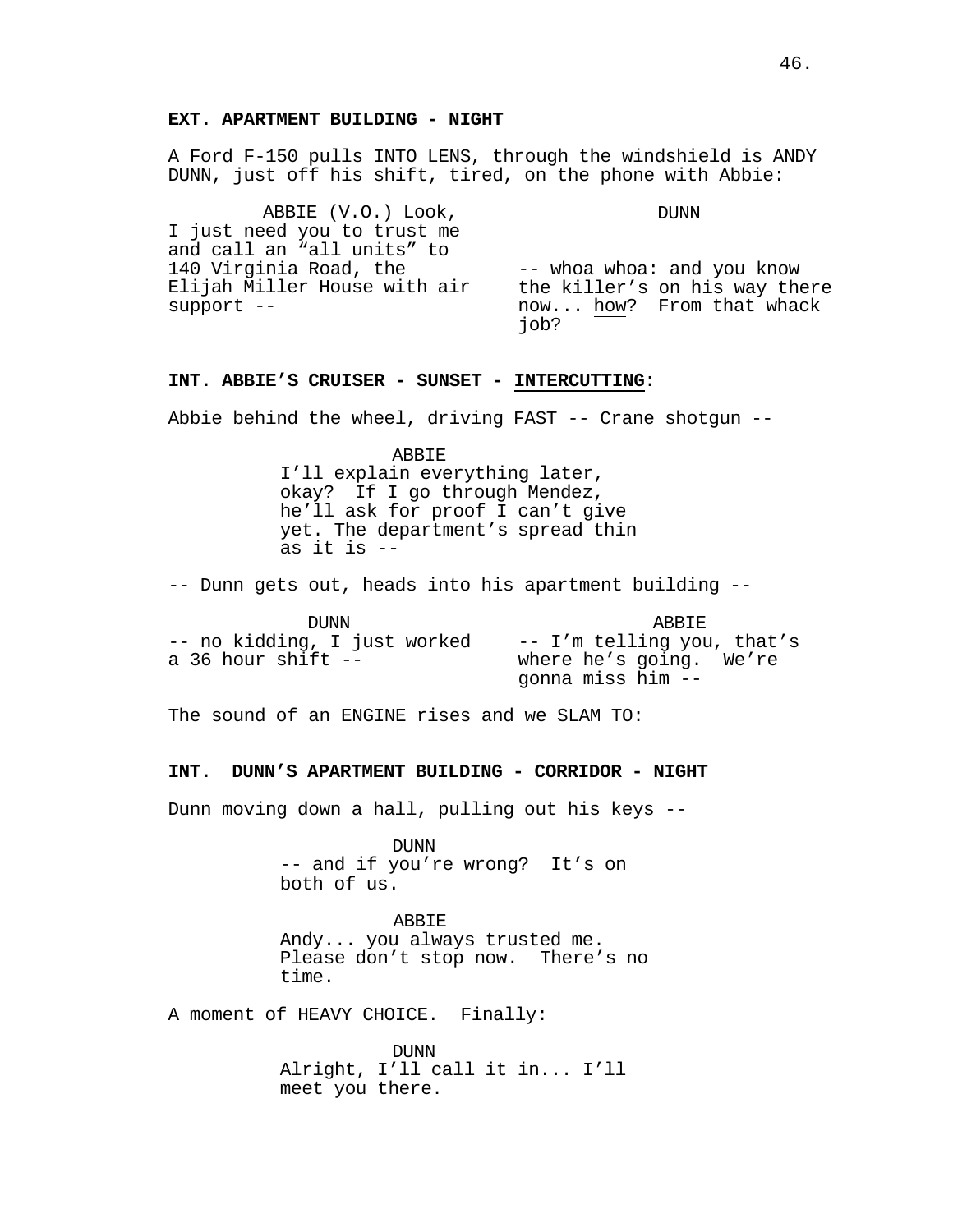**EXT. APARTMENT BUILDING - NIGHT**

A Ford F-150 pulls INTO LENS, through the windshield is ANDY DUNN, just off his shift, tired, on the phone with Abbie:

ABBIE (V.O.)
Look, I just need you to trust me and call an "all units" to 140 Virginia Road, the Elijah Miller House with air support --

DUNN
-- whoa whoa: and you know the killer's on his way there now... how? From that whack job?

**INT. ABBIE'S CRUISER - SUNSET - INTERCUTTING:**

Abbie behind the wheel, driving FAST -- Crane shotgun --

ABBIE
I'll explain everything later, okay? If I go through Mendez, he'll ask for proof I can't give yet. The department's spread thin as it is --

-- Dunn gets out, heads into his apartment building --

DUNN
-- no kidding, I just worked a 36 hour shift --

ABBIE
-- I'm telling you, that's where he's going. We're gonna miss him --

The sound of an ENGINE rises and we SLAM TO:

**INT. DUNN'S APARTMENT BUILDING - CORRIDOR - NIGHT**

Dunn moving down a hall, pulling out his keys --

DUNN
-- and if you're wrong? It's on both of us.

ABBIE
Andy... you always trusted me. Please don't stop now. There's no time.

A moment of HEAVY CHOICE. Finally:

DUNN
Alright, I'll call it in... I'll meet you there.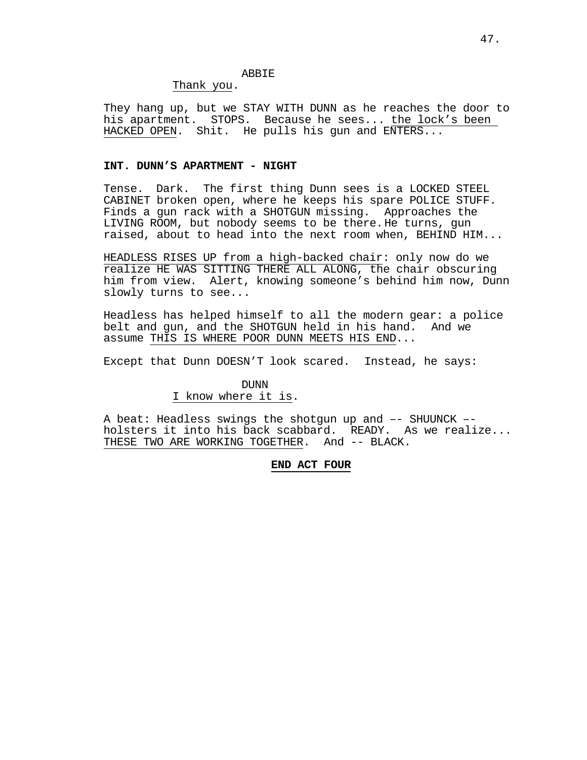ABBIE

<u>Thank you</u>.

They hang up, but we STAY WITH DUNN as he reaches the door to his apartment. STOPS. Because he sees... <u>the lock's been HACKED OPEN</u>. Shit. He pulls his gun and ENTERS...

**INT. DUNN'S APARTMENT - NIGHT**

Tense. Dark. The first thing Dunn sees is a LOCKED STEEL CABINET broken open, where he keeps his spare POLICE STUFF. Finds a gun rack with a SHOTGUN missing. Approaches the LIVING ROOM, but nobody seems to be there. He turns, gun raised, about to head into the next room when, BEHIND HIM...

<u>HEADLESS RISES UP from a high-backed chair</u>: only now do we realize <u>HE WAS SITTING THERE ALL ALONG</u>, the chair obscuring him from view. Alert, knowing someone's behind him now, Dunn slowly turns to see...

Headless has helped himself to all the modern gear: a police belt and gun, and the SHOTGUN held in his hand. And we assume <u>THIS IS WHERE POOR DUNN MEETS HIS END</u>...

Except that Dunn DOESN'T look scared. Instead, he says:

DUNN

<u>I know where it is</u>.

A beat: Headless swings the shotgun up and –- SHUUNCK –- holsters it into his back scabbard. READY. As we realize... <u>THESE TWO ARE WORKING TOGETHER</u>. And -- BLACK.

**<u>END ACT FOUR</u>**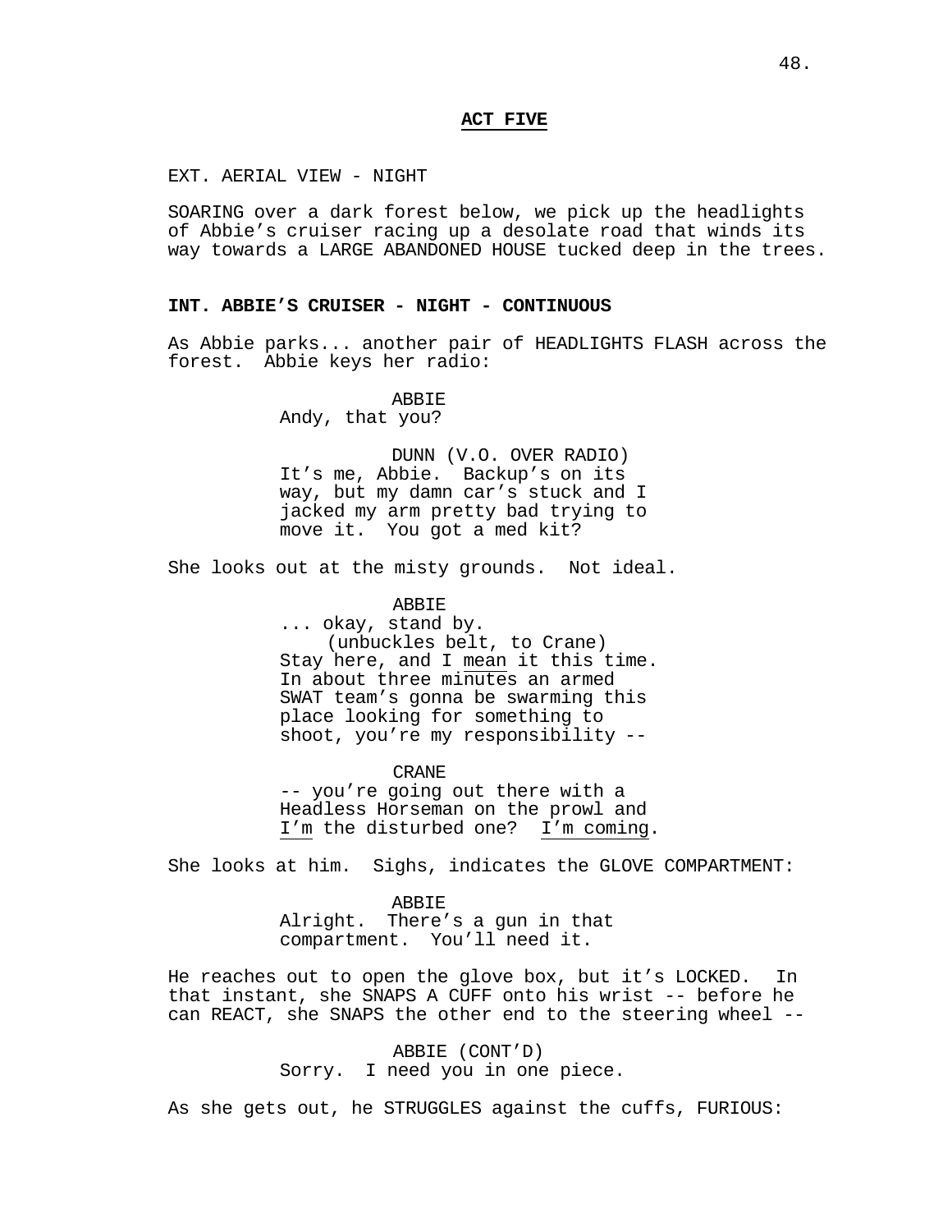**ACT FIVE**

EXT. AERIAL VIEW - NIGHT

SOARING over a dark forest below, we pick up the headlights of Abbie's cruiser racing up a desolate road that winds its way towards a LARGE ABANDONED HOUSE tucked deep in the trees.

**INT. ABBIE'S CRUISER - NIGHT - CONTINUOUS**

As Abbie parks... another pair of HEADLIGHTS FLASH across the forest. Abbie keys her radio:

ABBIE
Andy, that you?

DUNN (V.O. OVER RADIO)
It's me, Abbie. Backup's on its way, but my damn car's stuck and I jacked my arm pretty bad trying to move it. You got a med kit?

She looks out at the misty grounds. Not ideal.

ABBIE
... okay, stand by.
(unbuckles belt, to Crane)
Stay here, and I <u>mean</u> it this time. In about three minutes an armed SWAT team's gonna be swarming this place looking for something to shoot, you're my responsibility --

CRANE
-- you're going out there with a Headless Horseman on the prowl and <u>I'm</u> the disturbed one? <u>I'm coming</u>.

She looks at him. Sighs, indicates the GLOVE COMPARTMENT:

ABBIE
Alright. There's a gun in that compartment. You'll need it.

He reaches out to open the glove box, but it's LOCKED. In that instant, she SNAPS A CUFF onto his wrist -- before he can REACT, she SNAPS the other end to the steering wheel --

ABBIE (CONT'D)
Sorry. I need you in one piece.

As she gets out, he STRUGGLES against the cuffs, FURIOUS: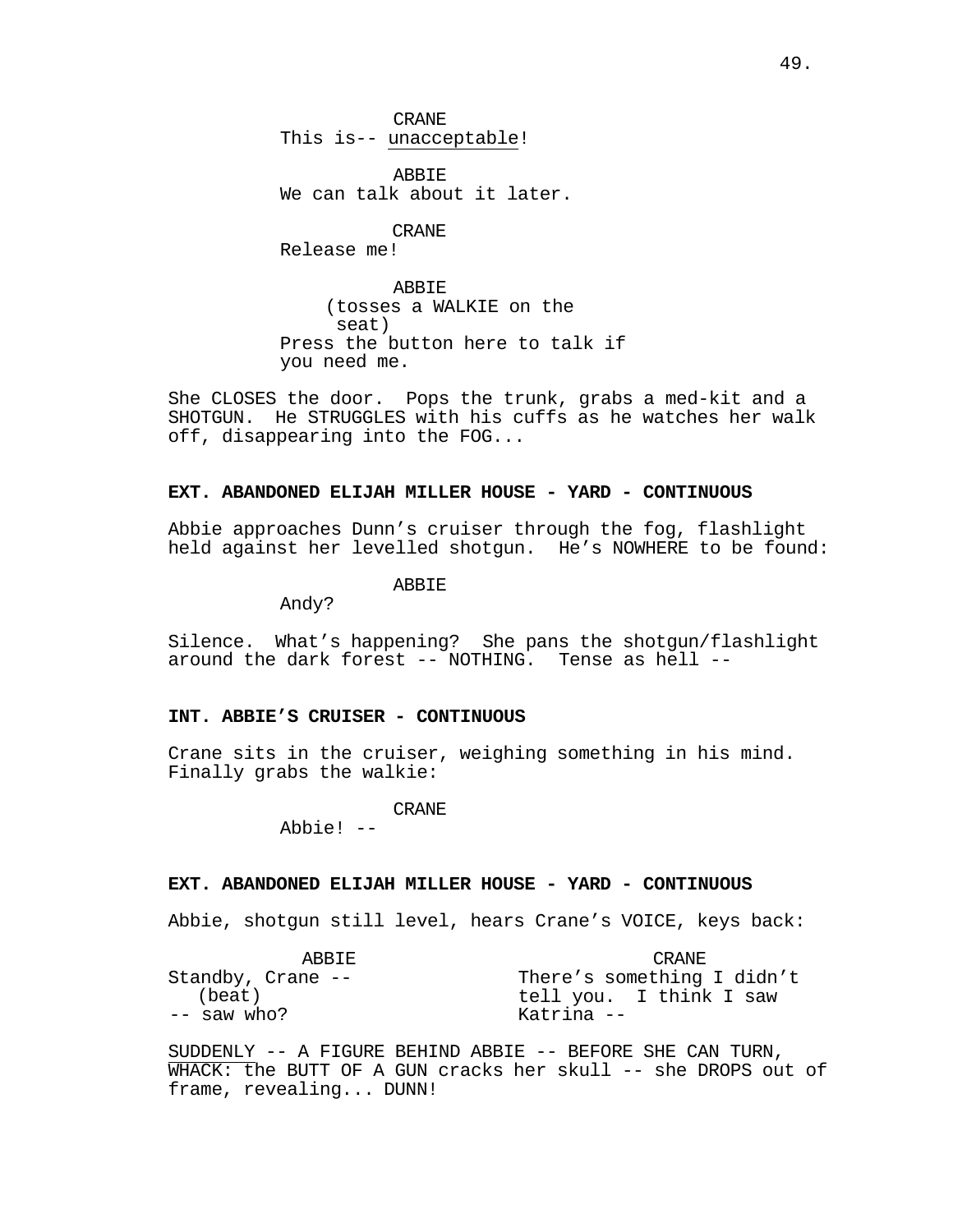CRANE
This is-- unacceptable!

ABBIE
We can talk about it later.

CRANE
Release me!

ABBIE
(tosses a WALKIE on the seat)
Press the button here to talk if you need me.

She CLOSES the door. Pops the trunk, grabs a med-kit and a SHOTGUN. He STRUGGLES with his cuffs as he watches her walk off, disappearing into the FOG...

**EXT. ABANDONED ELIJAH MILLER HOUSE - YARD - CONTINUOUS**

Abbie approaches Dunn's cruiser through the fog, flashlight held against her levelled shotgun. He's NOWHERE to be found:

ABBIE
Andy?

Silence. What's happening? She pans the shotgun/flashlight around the dark forest -- NOTHING. Tense as hell --

**INT. ABBIE'S CRUISER - CONTINUOUS**

Crane sits in the cruiser, weighing something in his mind. Finally grabs the walkie:

CRANE
Abbie! --

**EXT. ABANDONED ELIJAH MILLER HOUSE - YARD - CONTINUOUS**

Abbie, shotgun still level, hears Crane's VOICE, keys back:

ABBIE
Standby, Crane --
(beat)
-- saw who?

CRANE
There's something I didn't tell you. I think I saw Katrina --

SUDDENLY -- A FIGURE BEHIND ABBIE -- BEFORE SHE CAN TURN, WHACK: the BUTT OF A GUN cracks her skull -- she DROPS out of frame, revealing... DUNN!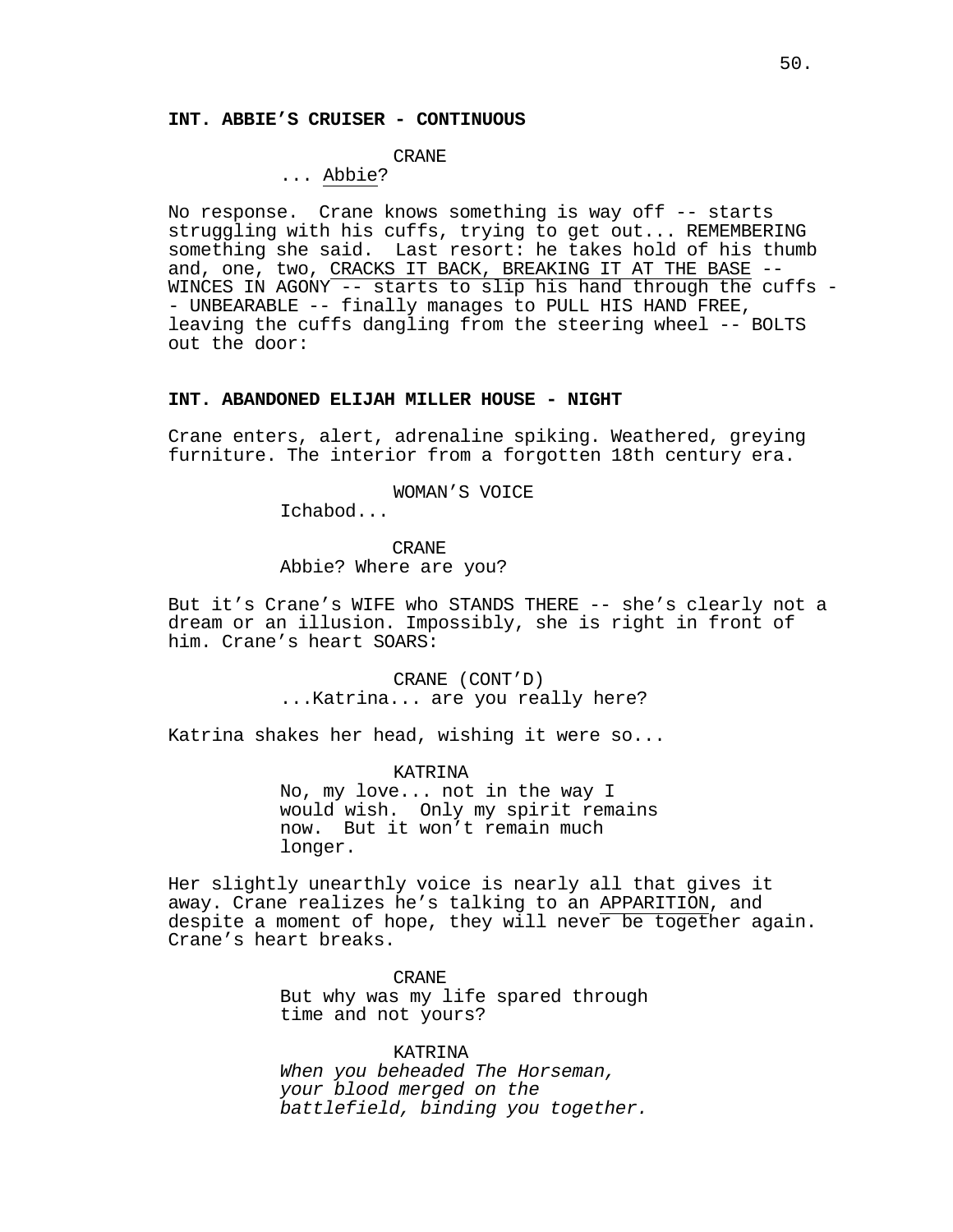**INT. ABBIE'S CRUISER - CONTINUOUS**

CRANE

... Abbie?

No response. Crane knows something is way off -- starts struggling with his cuffs, trying to get out... REMEMBERING something she said. Last resort: he takes hold of his thumb and, one, two, CRACKS IT BACK, BREAKING IT AT THE BASE -- WINCES IN AGONY -- starts to slip his hand through the cuffs -- UNBEARABLE -- finally manages to PULL HIS HAND FREE, leaving the cuffs dangling from the steering wheel -- BOLTS out the door:

**INT. ABANDONED ELIJAH MILLER HOUSE - NIGHT**

Crane enters, alert, adrenaline spiking. Weathered, greying furniture. The interior from a forgotten 18th century era.

WOMAN'S VOICE

Ichabod...

CRANE

Abbie? Where are you?

But it's Crane's WIFE who STANDS THERE -- she's clearly not a dream or an illusion. Impossibly, she is right in front of him. Crane's heart SOARS:

CRANE (CONT'D)

...Katrina... are you really here?

Katrina shakes her head, wishing it were so...

KATRINA

No, my love... not in the way I would wish. Only my spirit remains now. But it won't remain much longer.

Her slightly unearthly voice is nearly all that gives it away. Crane realizes he's talking to an APPARITION, and despite a moment of hope, they will never be together again. Crane's heart breaks.

CRANE

But why was my life spared through time and not yours?

KATRINA

*When you beheaded The Horseman, your blood merged on the battlefield, binding you together.*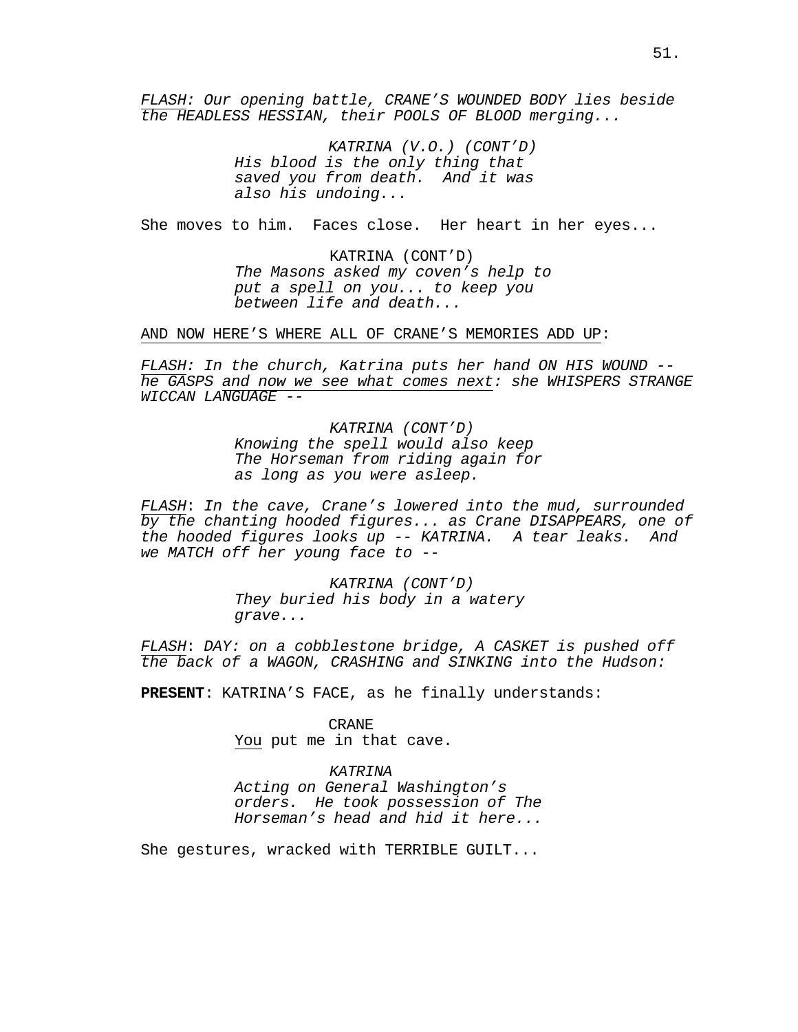*FLASH: Our opening battle, CRANE'S WOUNDED BODY lies beside the HEADLESS HESSIAN, their POOLS OF BLOOD merging...*

KATRINA (V.O.) (CONT'D)
*His blood is the only thing that saved you from death. And it was also his undoing...*

She moves to him. Faces close. Her heart in her eyes...

KATRINA (CONT'D)
*The Masons asked my coven's help to put a spell on you... to keep you between life and death...*

AND NOW HERE'S WHERE ALL OF CRANE'S MEMORIES ADD UP:

*FLASH: In the church, Katrina puts her hand ON HIS WOUND -- he GASPS and now we see what comes next: she WHISPERS STRANGE WICCAN LANGUAGE --*

KATRINA (CONT'D)
*Knowing the spell would also keep The Horseman from riding again for as long as you were asleep.*

*FLASH: In the cave, Crane's lowered into the mud, surrounded by the chanting hooded figures... as Crane DISAPPEARS, one of the hooded figures looks up -- KATRINA. A tear leaks. And we MATCH off her young face to --*

KATRINA (CONT'D)
*They buried his body in a watery grave...*

*FLASH: DAY: on a cobblestone bridge, A CASKET is pushed off the back of a WAGON, CRASHING and SINKING into the Hudson:*

**PRESENT**: KATRINA'S FACE, as he finally understands:

CRANE
You put me in that cave.

*KATRINA*
*Acting on General Washington's orders. He took possession of The Horseman's head and hid it here...*

She gestures, wracked with TERRIBLE GUILT...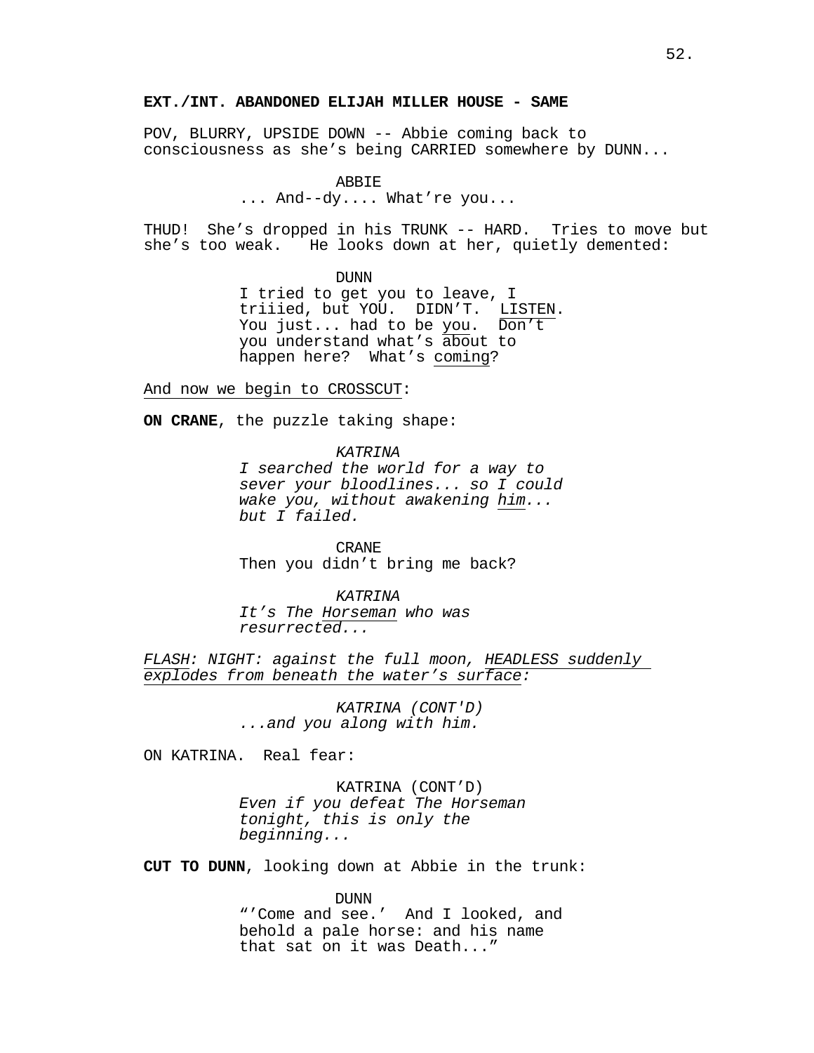**EXT./INT. ABANDONED ELIJAH MILLER HOUSE - SAME**

POV, BLURRY, UPSIDE DOWN -- Abbie coming back to consciousness as she's being CARRIED somewhere by DUNN...

ABBIE
... And--dy.... What're you...

THUD! She's dropped in his TRUNK -- HARD. Tries to move but she's too weak. He looks down at her, quietly demented:

DUNN
I tried to get you to leave, I triiied, but YOU. DIDN'T. LISTEN. You just... had to be you. Don't you understand what's about to happen here? What's coming?

And now we begin to CROSSCUT:

**ON CRANE**, the puzzle taking shape:

*KATRINA*
*I searched the world for a way to sever your bloodlines... so I could wake you, without awakening him... but I failed.*

CRANE
Then you didn't bring me back?

*KATRINA*
*It's The Horseman who was resurrected...*

*FLASH: NIGHT: against the full moon, HEADLESS suddenly explodes from beneath the water's surface:*

*KATRINA (CONT'D)*
*...and you along with him.*

ON KATRINA. Real fear:

KATRINA (CONT'D)
*Even if you defeat The Horseman tonight, this is only the beginning...*

**CUT TO DUNN**, looking down at Abbie in the trunk:

DUNN
"'Come and see.' And I looked, and behold a pale horse: and his name that sat on it was Death..."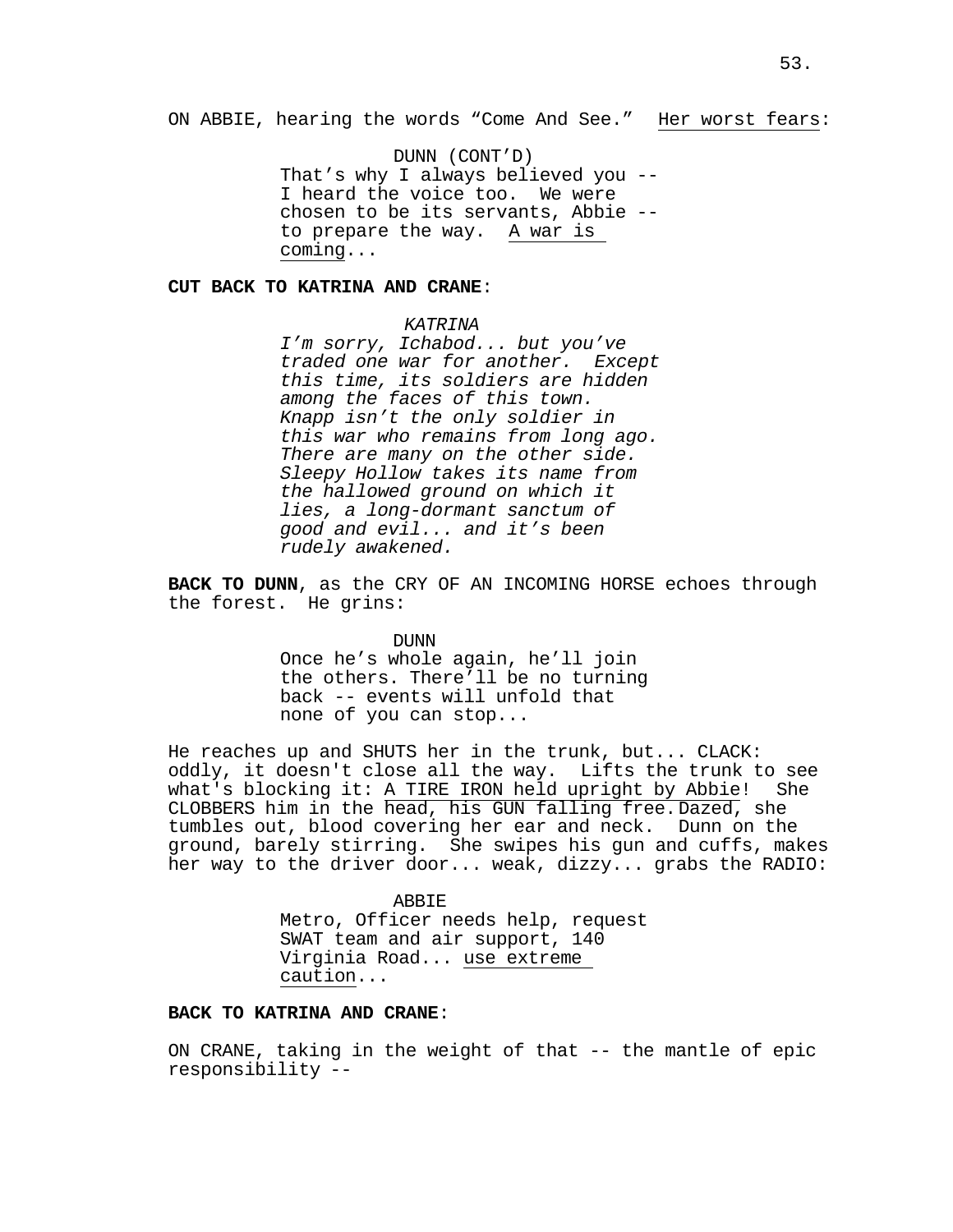ON ABBIE, hearing the words "Come And See." <u>Her worst fears</u>:

DUNN (CONT'D)
That's why I always believed you -- I heard the voice too. We were chosen to be its servants, Abbie -- to prepare the way. <u>A war is coming</u>...

**CUT BACK TO KATRINA AND CRANE**:

*KATRINA*
*I'm sorry, Ichabod... but you've traded one war for another. Except this time, its soldiers are hidden among the faces of this town. Knapp isn't the only soldier in this war who remains from long ago. There are many on the other side. Sleepy Hollow takes its name from the hallowed ground on which it lies, a long-dormant sanctum of good and evil... and it's been rudely awakened.*

**BACK TO DUNN**, as the CRY OF AN INCOMING HORSE echoes through the forest. He grins:

DUNN
Once he's whole again, he'll join the others. There'll be no turning back -- events will unfold that none of you can stop...

He reaches up and SHUTS her in the trunk, but... CLACK: oddly, it doesn't close all the way. Lifts the trunk to see what's blocking it: <u>A TIRE IRON held upright by Abbie</u>! She CLOBBERS him in the head, his GUN falling free. Dazed, she tumbles out, blood covering her ear and neck. Dunn on the ground, barely stirring. She swipes his gun and cuffs, makes her way to the driver door... weak, dizzy... grabs the RADIO:

ABBIE
Metro, Officer needs help, request SWAT team and air support, 140 Virginia Road... <u>use extreme caution</u>...

**BACK TO KATRINA AND CRANE**:

ON CRANE, taking in the weight of that -- the mantle of epic responsibility --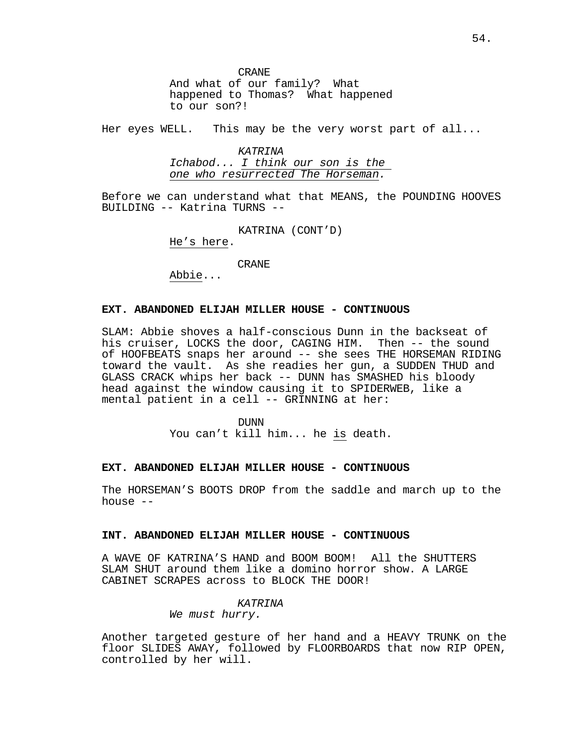CRANE
And what of our family? What happened to Thomas? What happened to our son?!

Her eyes WELL. This may be the very worst part of all...

*KATRINA*
*Ichabod... I think our son is the one who resurrected The Horseman.*

Before we can understand what that MEANS, the POUNDING HOOVES BUILDING -- Katrina TURNS --

KATRINA (CONT'D)
He's here.

CRANE
Abbie...

**EXT. ABANDONED ELIJAH MILLER HOUSE - CONTINUOUS**

SLAM: Abbie shoves a half-conscious Dunn in the backseat of his cruiser, LOCKS the door, CAGING HIM. Then -- the sound of HOOFBEATS snaps her around -- she sees THE HORSEMAN RIDING toward the vault. As she readies her gun, a SUDDEN THUD and GLASS CRACK whips her back -- DUNN has SMASHED his bloody head against the window causing it to SPIDERWEB, like a mental patient in a cell -- GRINNING at her:

DUNN
You can't kill him... he is death.

**EXT. ABANDONED ELIJAH MILLER HOUSE - CONTINUOUS**

The HORSEMAN'S BOOTS DROP from the saddle and march up to the house --

**INT. ABANDONED ELIJAH MILLER HOUSE - CONTINUOUS**

A WAVE OF KATRINA'S HAND and BOOM BOOM! All the SHUTTERS SLAM SHUT around them like a domino horror show. A LARGE CABINET SCRAPES across to BLOCK THE DOOR!

*KATRINA*
*We must hurry.*

Another targeted gesture of her hand and a HEAVY TRUNK on the floor SLIDES AWAY, followed by FLOORBOARDS that now RIP OPEN, controlled by her will.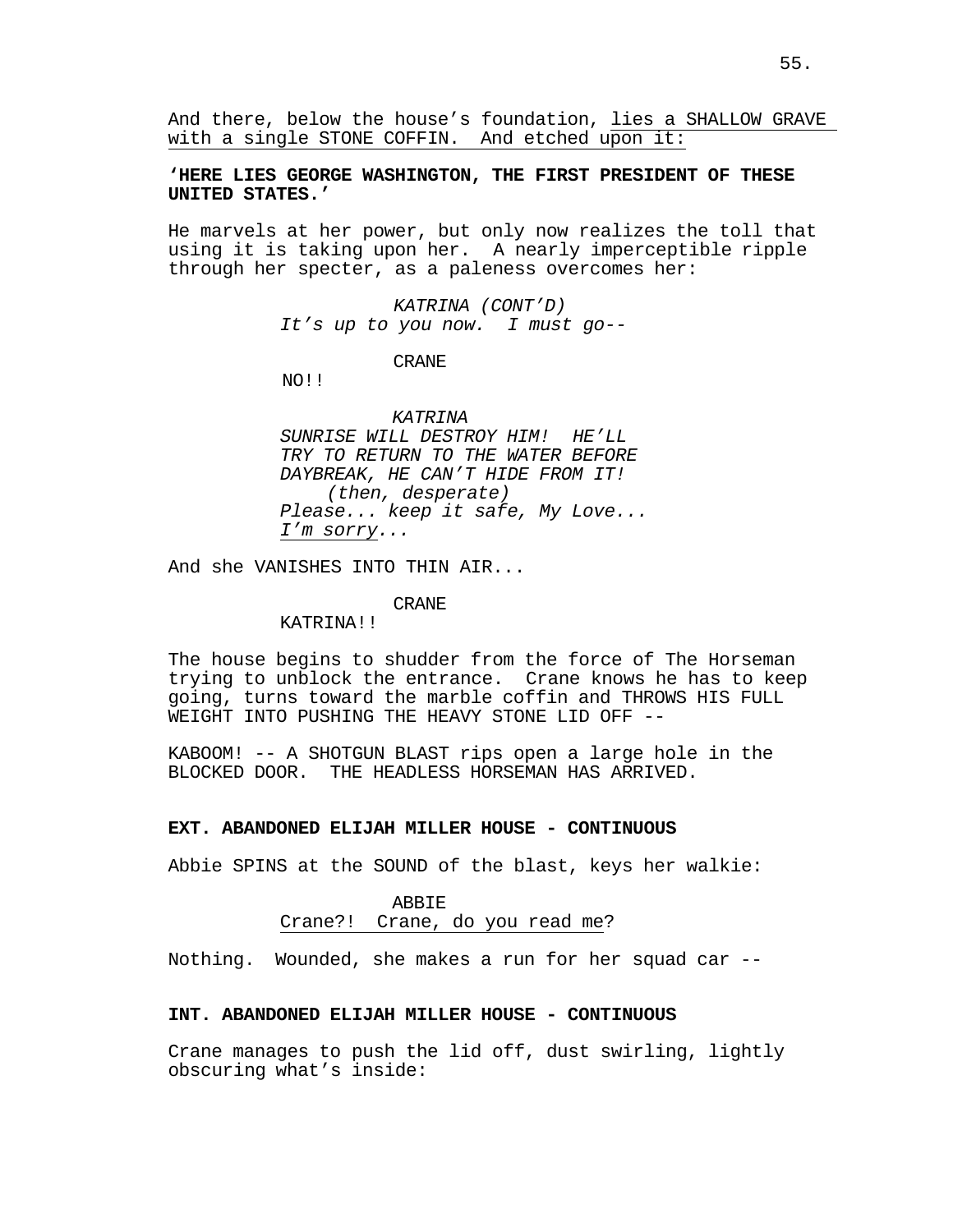And there, below the house's foundation, <u>lies a SHALLOW GRAVE with a single STONE COFFIN. And etched upon it:</u>

**'HERE LIES GEORGE WASHINGTON, THE FIRST PRESIDENT OF THESE UNITED STATES.'**

He marvels at her power, but only now realizes the toll that using it is taking upon her. A nearly imperceptible ripple through her specter, as a paleness overcomes her:

*KATRINA (CONT'D)*
*It's up to you now. I must go--*

CRANE
NO!!

*KATRINA*
*SUNRISE WILL DESTROY HIM! HE'LL TRY TO RETURN TO THE WATER BEFORE DAYBREAK, HE CAN'T HIDE FROM IT!*
*(then, desperate)*
*Please... keep it safe, My Love... <u>I'm sorry</u>...*

And she VANISHES INTO THIN AIR...

CRANE
KATRINA!!

The house begins to shudder from the force of The Horseman trying to unblock the entrance. Crane knows he has to keep going, turns toward the marble coffin and THROWS HIS FULL WEIGHT INTO PUSHING THE HEAVY STONE LID OFF --

KABOOM! -- A SHOTGUN BLAST rips open a large hole in the BLOCKED DOOR. THE HEADLESS HORSEMAN HAS ARRIVED.

**EXT. ABANDONED ELIJAH MILLER HOUSE - CONTINUOUS**

Abbie SPINS at the SOUND of the blast, keys her walkie:

ABBIE
<u>Crane?! Crane, do you read me</u>?

Nothing. Wounded, she makes a run for her squad car --

**INT. ABANDONED ELIJAH MILLER HOUSE - CONTINUOUS**

Crane manages to push the lid off, dust swirling, lightly obscuring what's inside: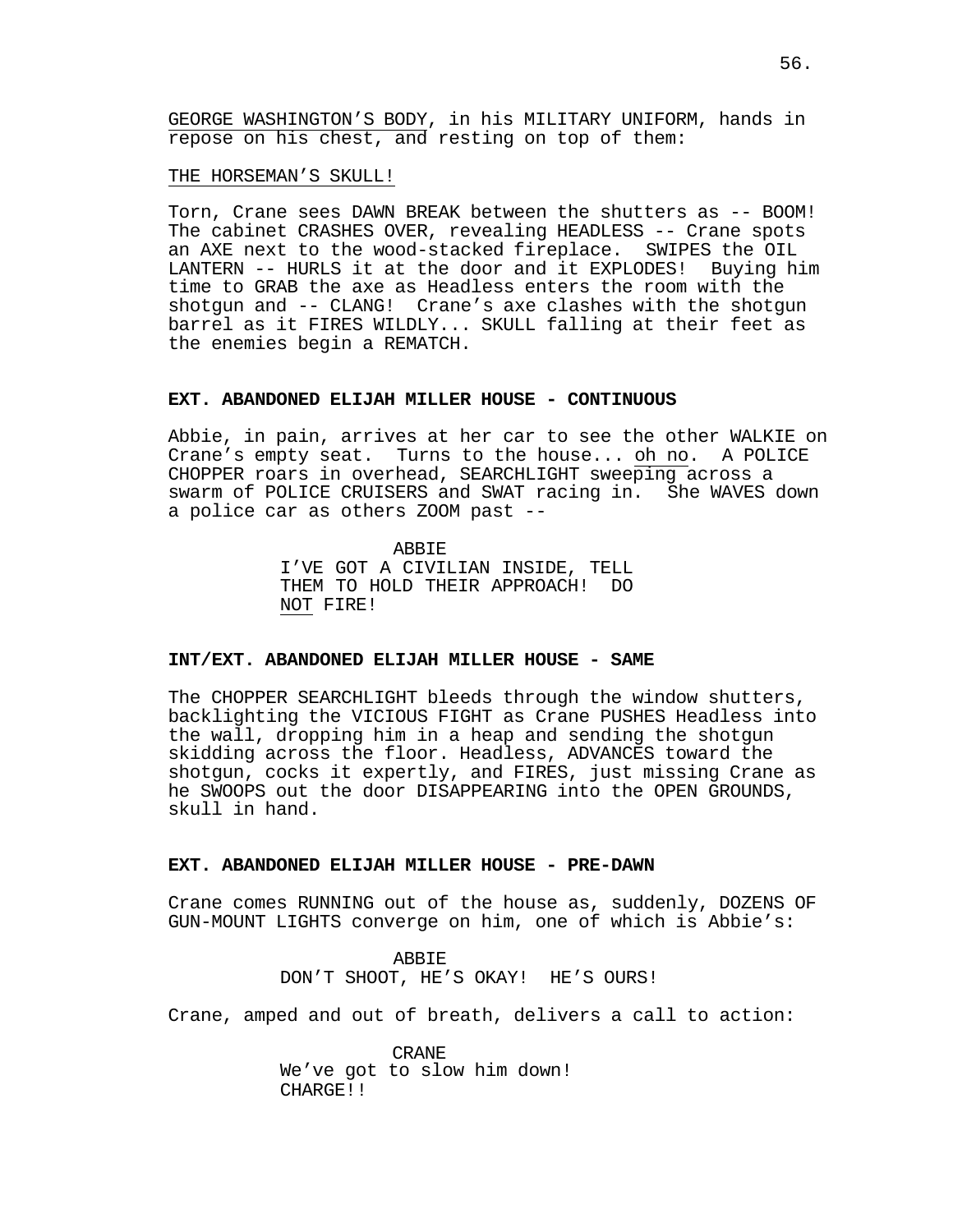<u>GEORGE WASHINGTON'S BODY</u>, in his MILITARY UNIFORM, hands in repose on his chest, and resting on top of them:

<u>THE HORSEMAN'S SKULL!</u>

Torn, Crane sees DAWN BREAK between the shutters as -- BOOM! The cabinet CRASHES OVER, revealing HEADLESS -- Crane spots an AXE next to the wood-stacked fireplace. SWIPES the OIL LANTERN -- HURLS it at the door and it EXPLODES! Buying him time to GRAB the axe as Headless enters the room with the shotgun and -- CLANG! Crane's axe clashes with the shotgun barrel as it FIRES WILDLY... SKULL falling at their feet as the enemies begin a REMATCH.

**EXT. ABANDONED ELIJAH MILLER HOUSE - CONTINUOUS**

Abbie, in pain, arrives at her car to see the other WALKIE on Crane's empty seat. Turns to the house... <u>oh no</u>. A POLICE CHOPPER roars in overhead, SEARCHLIGHT sweeping across a swarm of POLICE CRUISERS and SWAT racing in. She WAVES down a police car as others ZOOM past --

ABBIE
I'VE GOT A CIVILIAN INSIDE, TELL THEM TO HOLD THEIR APPROACH! DO <u>NOT</u> FIRE!

**INT/EXT. ABANDONED ELIJAH MILLER HOUSE - SAME**

The CHOPPER SEARCHLIGHT bleeds through the window shutters, backlighting the VICIOUS FIGHT as Crane PUSHES Headless into the wall, dropping him in a heap and sending the shotgun skidding across the floor. Headless, ADVANCES toward the shotgun, cocks it expertly, and FIRES, just missing Crane as he SWOOPS out the door DISAPPEARING into the OPEN GROUNDS, skull in hand.

**EXT. ABANDONED ELIJAH MILLER HOUSE - PRE-DAWN**

Crane comes RUNNING out of the house as, suddenly, DOZENS OF GUN-MOUNT LIGHTS converge on him, one of which is Abbie's:

ABBIE
DON'T SHOOT, HE'S OKAY! HE'S OURS!

Crane, amped and out of breath, delivers a call to action:

CRANE
We've got to slow him down! CHARGE!!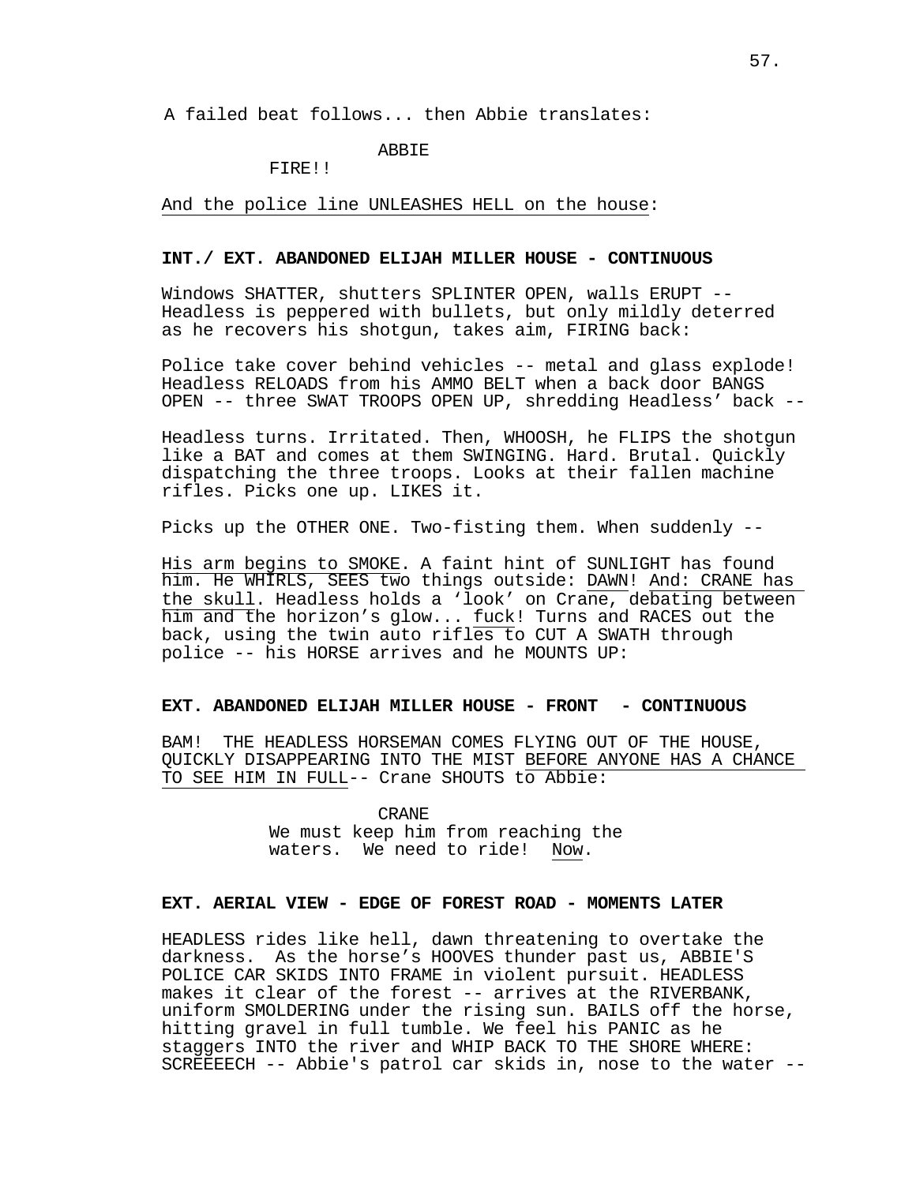A failed beat follows... then Abbie translates:

ABBIE

FIRE!!

And the police line UNLEASHES HELL on the house:

**INT./ EXT. ABANDONED ELIJAH MILLER HOUSE - CONTINUOUS**

Windows SHATTER, shutters SPLINTER OPEN, walls ERUPT -- Headless is peppered with bullets, but only mildly deterred as he recovers his shotgun, takes aim, FIRING back:

Police take cover behind vehicles -- metal and glass explode! Headless RELOADS from his AMMO BELT when a back door BANGS OPEN -- three SWAT TROOPS OPEN UP, shredding Headless' back --

Headless turns. Irritated. Then, WHOOSH, he FLIPS the shotgun like a BAT and comes at them SWINGING. Hard. Brutal. Quickly dispatching the three troops. Looks at their fallen machine rifles. Picks one up. LIKES it.

Picks up the OTHER ONE. Two-fisting them. When suddenly --

His arm begins to SMOKE. A faint hint of SUNLIGHT has found him. He WHIRLS, SEES two things outside: DAWN! And: CRANE has the skull. Headless holds a 'look' on Crane, debating between him and the horizon's glow... fuck! Turns and RACES out the back, using the twin auto rifles to CUT A SWATH through police -- his HORSE arrives and he MOUNTS UP:

**EXT. ABANDONED ELIJAH MILLER HOUSE - FRONT - CONTINUOUS**

BAM! THE HEADLESS HORSEMAN COMES FLYING OUT OF THE HOUSE, QUICKLY DISAPPEARING INTO THE MIST BEFORE ANYONE HAS A CHANCE TO SEE HIM IN FULL-- Crane SHOUTS to Abbie:

CRANE

We must keep him from reaching the waters. We need to ride! Now.

**EXT. AERIAL VIEW - EDGE OF FOREST ROAD - MOMENTS LATER**

HEADLESS rides like hell, dawn threatening to overtake the darkness. As the horse's HOOVES thunder past us, ABBIE'S POLICE CAR SKIDS INTO FRAME in violent pursuit. HEADLESS makes it clear of the forest -- arrives at the RIVERBANK, uniform SMOLDERING under the rising sun. BAILS off the horse, hitting gravel in full tumble. We feel his PANIC as he staggers INTO the river and WHIP BACK TO THE SHORE WHERE: SCREEEECH -- Abbie's patrol car skids in, nose to the water --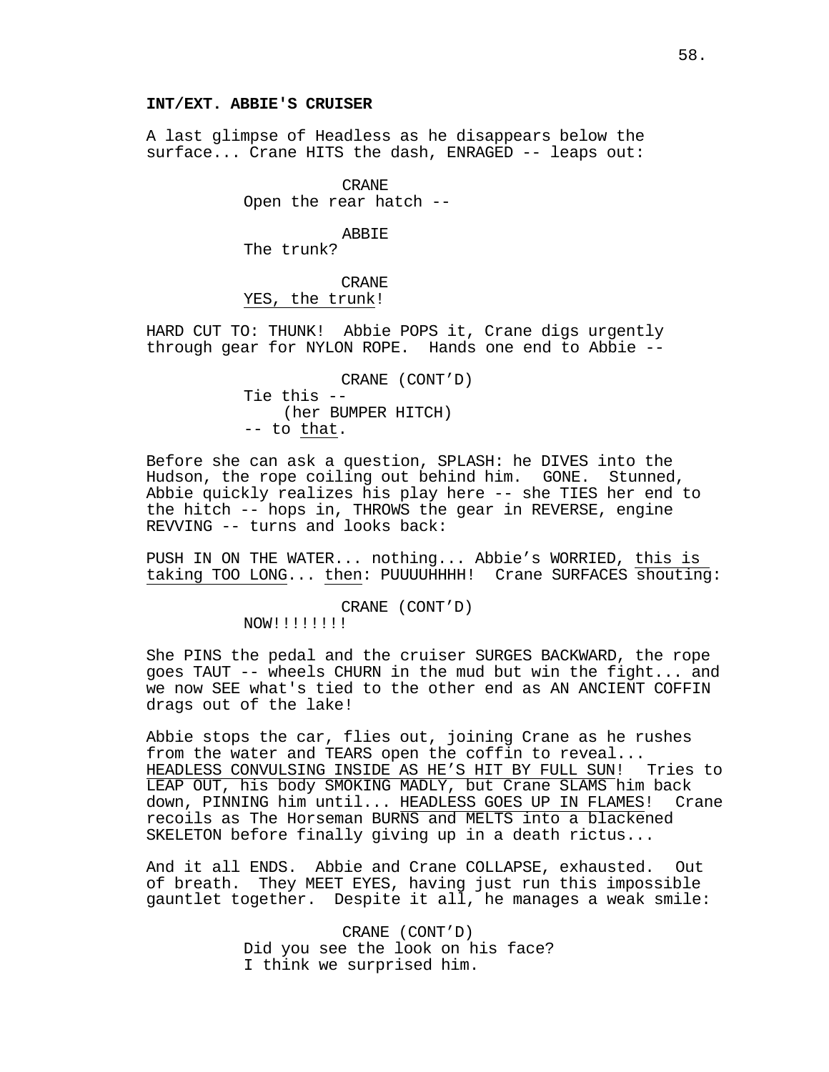**INT/EXT. ABBIE'S CRUISER**

A last glimpse of Headless as he disappears below the surface... Crane HITS the dash, ENRAGED -- leaps out:

CRANE
Open the rear hatch --

ABBIE
The trunk?

CRANE
YES, the trunk!

HARD CUT TO: THUNK! Abbie POPS it, Crane digs urgently through gear for NYLON ROPE. Hands one end to Abbie --

CRANE (CONT'D)
Tie this --
(her BUMPER HITCH)
-- to that.

Before she can ask a question, SPLASH: he DIVES into the Hudson, the rope coiling out behind him. GONE. Stunned, Abbie quickly realizes his play here -- she TIES her end to the hitch -- hops in, THROWS the gear in REVERSE, engine REVVING -- turns and looks back:

PUSH IN ON THE WATER... nothing... Abbie's WORRIED, this is taking TOO LONG... then: PUUUUHHHH! Crane SURFACES shouting:

CRANE (CONT'D)
NOW!!!!!!!!

She PINS the pedal and the cruiser SURGES BACKWARD, the rope goes TAUT -- wheels CHURN in the mud but win the fight... and we now SEE what's tied to the other end as AN ANCIENT COFFIN drags out of the lake!

Abbie stops the car, flies out, joining Crane as he rushes from the water and TEARS open the coffin to reveal... HEADLESS CONVULSING INSIDE AS HE'S HIT BY FULL SUN! Tries to LEAP OUT, his body SMOKING MADLY, but Crane SLAMS him back down, PINNING him until... HEADLESS GOES UP IN FLAMES! Crane recoils as The Horseman BURNS and MELTS into a blackened SKELETON before finally giving up in a death rictus...

And it all ENDS. Abbie and Crane COLLAPSE, exhausted. Out of breath. They MEET EYES, having just run this impossible gauntlet together. Despite it all, he manages a weak smile:

CRANE (CONT'D)
Did you see the look on his face?
I think we surprised him.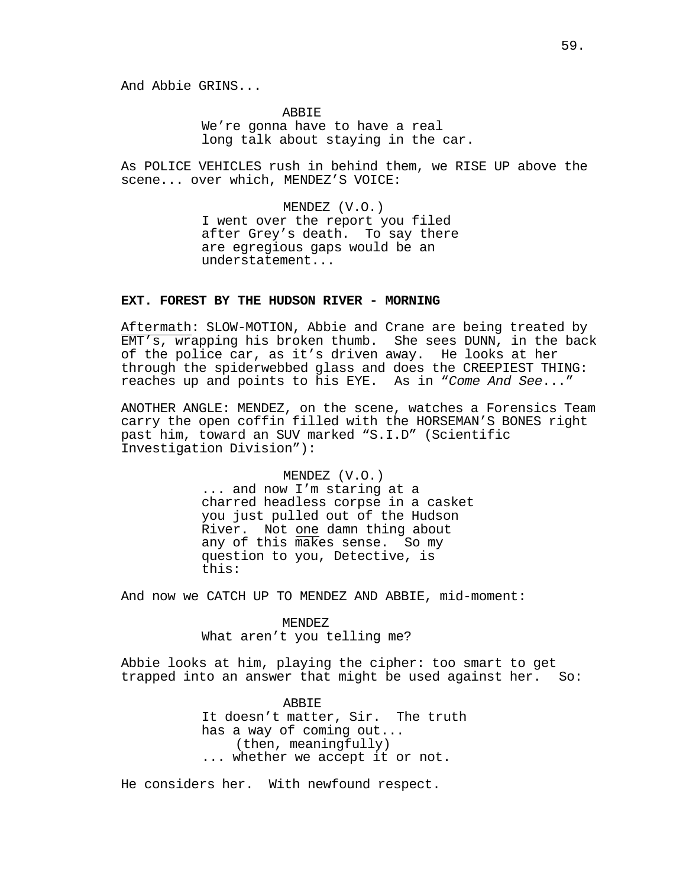And Abbie GRINS...

ABBIE
We're gonna have to have a real long talk about staying in the car.

As POLICE VEHICLES rush in behind them, we RISE UP above the scene... over which, MENDEZ'S VOICE:

MENDEZ (V.O.)
I went over the report you filed after Grey's death. To say there are egregious gaps would be an understatement...

**EXT. FOREST BY THE HUDSON RIVER - MORNING**

Aftermath: SLOW-MOTION, Abbie and Crane are being treated by EMT's, wrapping his broken thumb. She sees DUNN, in the back of the police car, as it's driven away. He looks at her through the spiderwebbed glass and does the CREEPIEST THING: reaches up and points to his EYE. As in "*Come And See*..."

ANOTHER ANGLE: MENDEZ, on the scene, watches a Forensics Team carry the open coffin filled with the HORSEMAN'S BONES right past him, toward an SUV marked "S.I.D" (Scientific Investigation Division"):

MENDEZ (V.O.)
... and now I'm staring at a charred headless corpse in a casket you just pulled out of the Hudson River. Not one damn thing about any of this makes sense. So my question to you, Detective, is this:

And now we CATCH UP TO MENDEZ AND ABBIE, mid-moment:

MENDEZ
What aren't you telling me?

Abbie looks at him, playing the cipher: too smart to get trapped into an answer that might be used against her. So:

ABBIE
It doesn't matter, Sir. The truth has a way of coming out...
(then, meaningfully)
... whether we accept it or not.

He considers her. With newfound respect.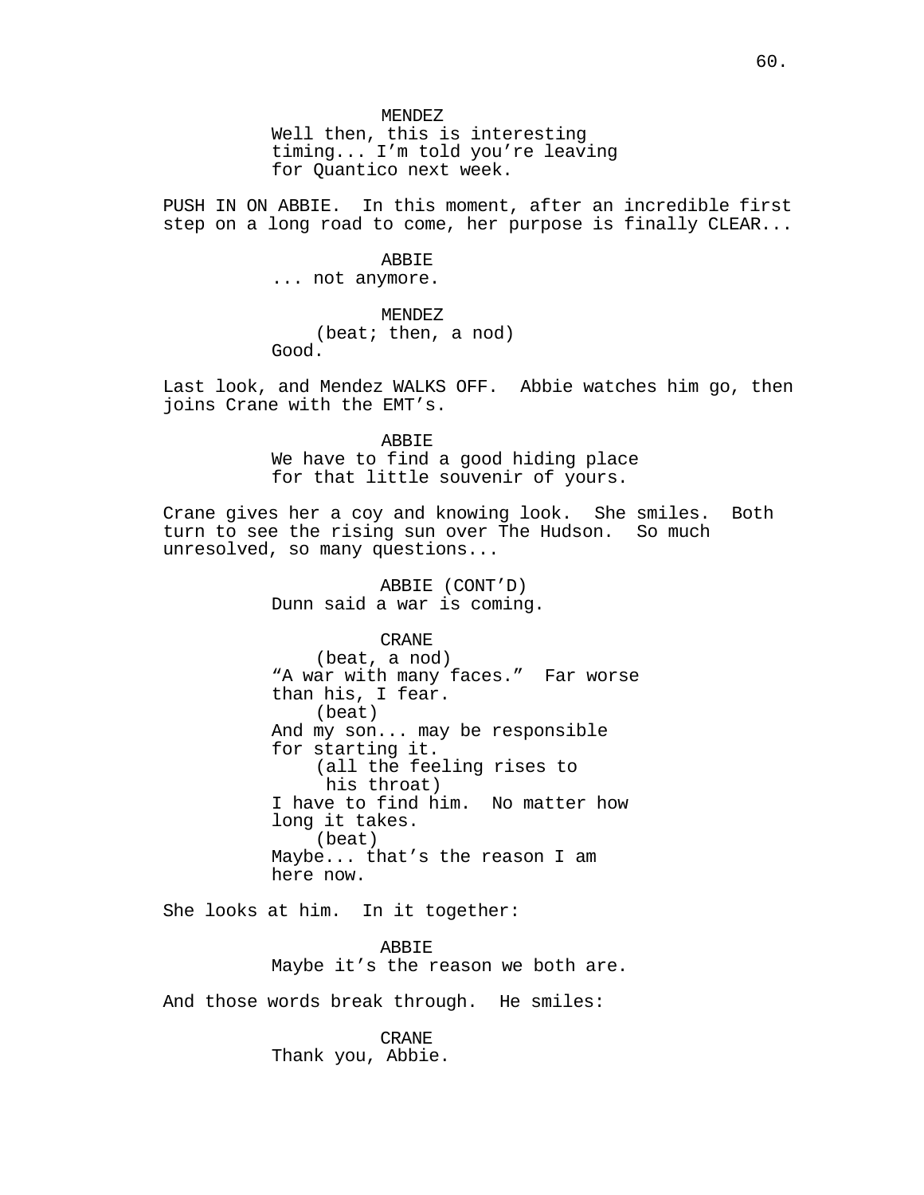MENDEZ
Well then, this is interesting timing... I'm told you're leaving for Quantico next week.

PUSH IN ON ABBIE. In this moment, after an incredible first step on a long road to come, her purpose is finally CLEAR...

ABBIE
... not anymore.

MENDEZ
(beat; then, a nod)
Good.

Last look, and Mendez WALKS OFF. Abbie watches him go, then joins Crane with the EMT's.

ABBIE
We have to find a good hiding place for that little souvenir of yours.

Crane gives her a coy and knowing look. She smiles. Both turn to see the rising sun over The Hudson. So much unresolved, so many questions...

ABBIE (CONT'D)
Dunn said a war is coming.

CRANE
(beat, a nod)
"A war with many faces." Far worse than his, I fear.
(beat)
And my son... may be responsible for starting it.
(all the feeling rises to his throat)
I have to find him. No matter how long it takes.
(beat)
Maybe... that's the reason I am here now.

She looks at him. In it together:

ABBIE
Maybe it's the reason we both are.

And those words break through. He smiles:

CRANE
Thank you, Abbie.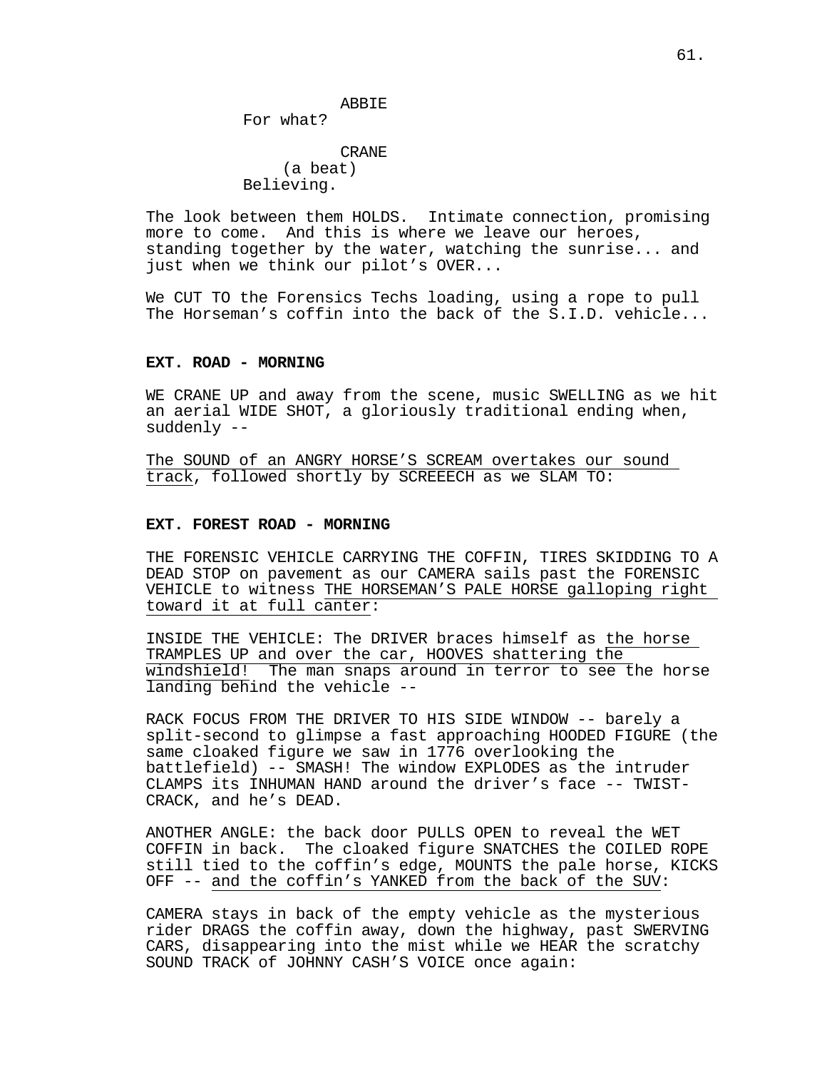ABBIE
For what?

CRANE
(a beat)
Believing.

The look between them HOLDS. Intimate connection, promising more to come. And this is where we leave our heroes, standing together by the water, watching the sunrise... and just when we think our pilot's OVER...

We CUT TO the Forensics Techs loading, using a rope to pull The Horseman's coffin into the back of the S.I.D. vehicle...

**EXT. ROAD - MORNING**

WE CRANE UP and away from the scene, music SWELLING as we hit an aerial WIDE SHOT, a gloriously traditional ending when, suddenly --

<u>The SOUND of an ANGRY HORSE'S SCREAM overtakes our sound track</u>, followed shortly by SCREEECH as we SLAM TO:

**EXT. FOREST ROAD - MORNING**

THE FORENSIC VEHICLE CARRYING THE COFFIN, TIRES SKIDDING TO A DEAD STOP on pavement as our CAMERA sails past the FORENSIC VEHICLE to witness <u>THE HORSEMAN'S PALE HORSE galloping right toward it at full canter</u>:

INSIDE THE VEHICLE: The DRIVER braces himself as <u>the horse TRAMPLES UP and over the car, HOOVES shattering the windshield!</u> The man snaps around in terror to see the horse landing behind the vehicle --

RACK FOCUS FROM THE DRIVER TO HIS SIDE WINDOW -- barely a split-second to glimpse a fast approaching HOODED FIGURE (the same cloaked figure we saw in 1776 overlooking the battlefield) -- SMASH! The window EXPLODES as the intruder CLAMPS its INHUMAN HAND around the driver's face -- TWIST-CRACK, and he's DEAD.

ANOTHER ANGLE: the back door PULLS OPEN to reveal the WET COFFIN in back. The cloaked figure SNATCHES the COILED ROPE still tied to the coffin's edge, MOUNTS the pale horse, KICKS OFF -- <u>and the coffin's YANKED from the back of the SUV</u>:

CAMERA stays in back of the empty vehicle as the mysterious rider DRAGS the coffin away, down the highway, past SWERVING CARS, disappearing into the mist while we HEAR the scratchy SOUND TRACK of JOHNNY CASH'S VOICE once again: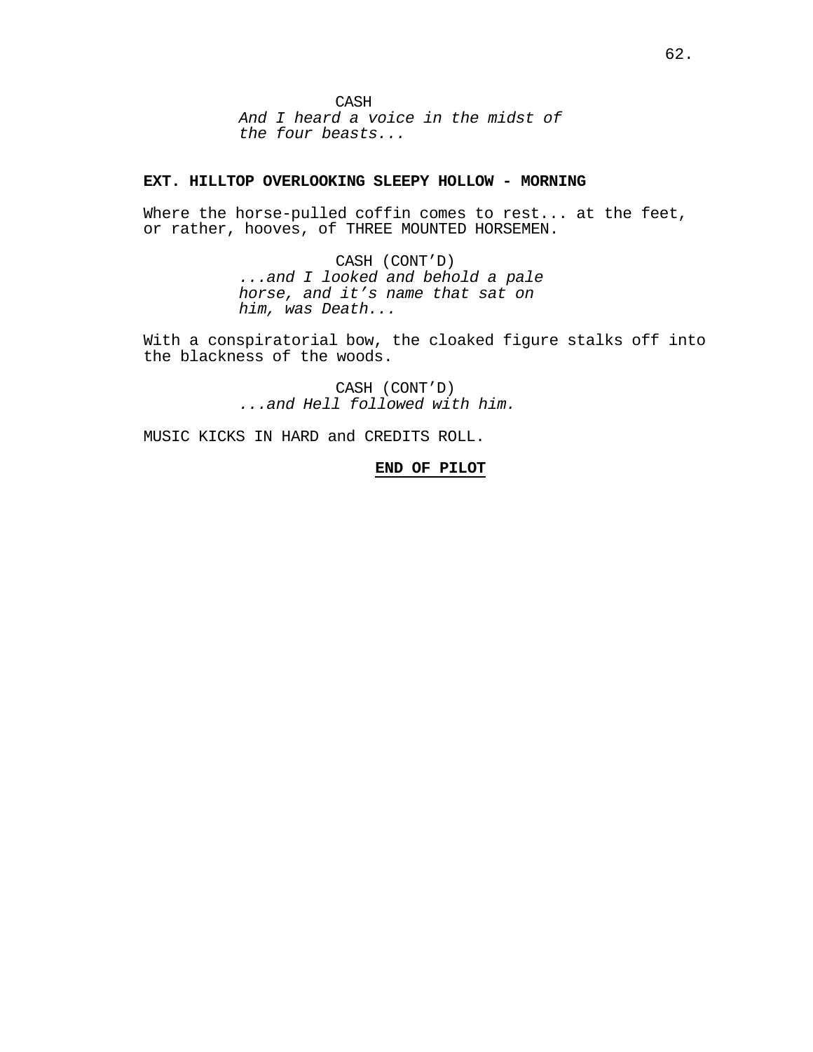CASH
*And I heard a voice in the midst of the four beasts...*

**EXT. HILLTOP OVERLOOKING SLEEPY HOLLOW - MORNING**

Where the horse-pulled coffin comes to rest... at the feet, or rather, hooves, of THREE MOUNTED HORSEMEN.

CASH (CONT'D)
*...and I looked and behold a pale horse, and it's name that sat on him, was Death...*

With a conspiratorial bow, the cloaked figure stalks off into the blackness of the woods.

CASH (CONT'D)
*...and Hell followed with him.*

MUSIC KICKS IN HARD and CREDITS ROLL.

**END OF PILOT**